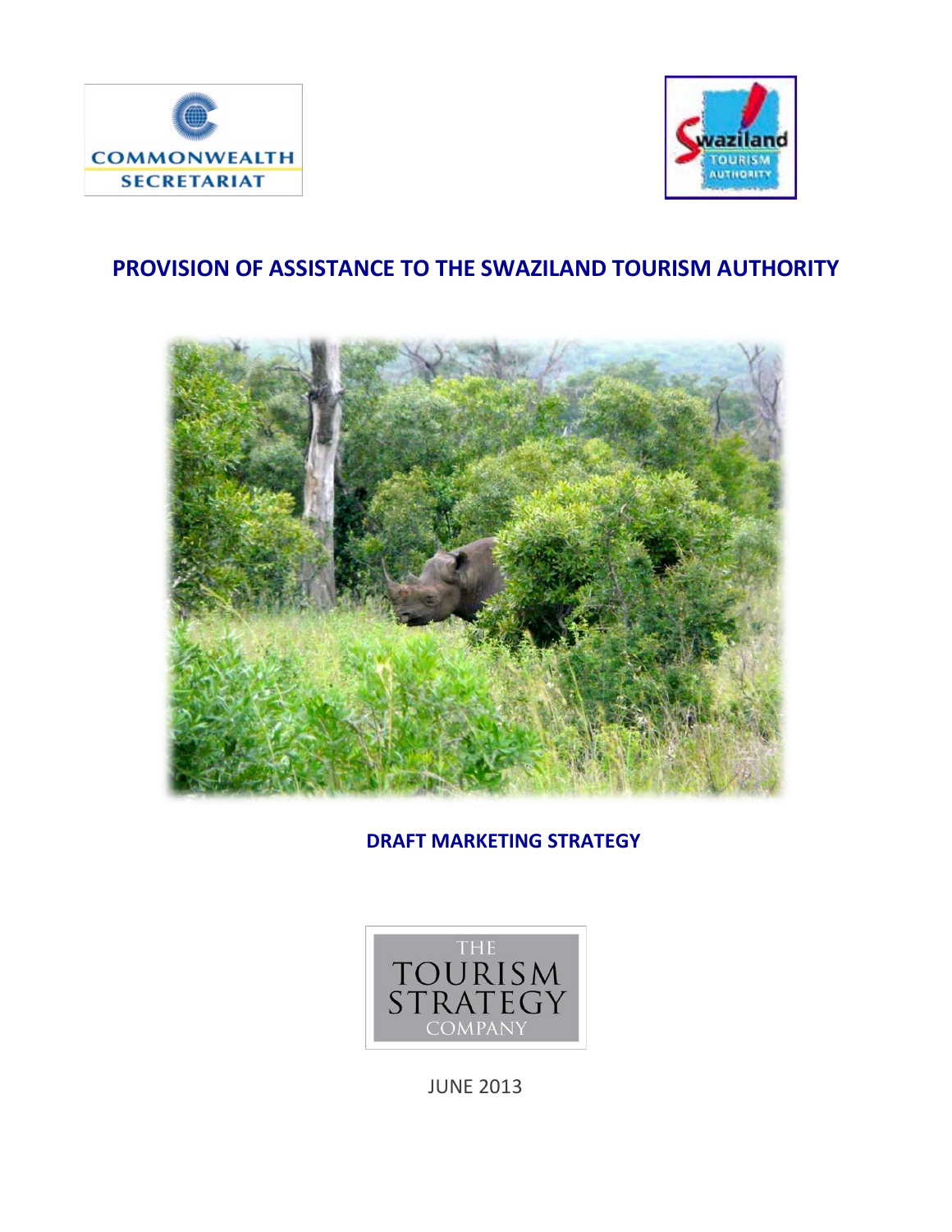COMMONWEALTH SECRETARIAT

Swaziland TOURISM AUTHORITY

# PROVISION OF ASSISTANCE TO THE SWAZILAND TOURISM AUTHORITY

## DRAFT MARKETING STRATEGY

THE TOURISM STRATEGY COMPANY

JUNE 2013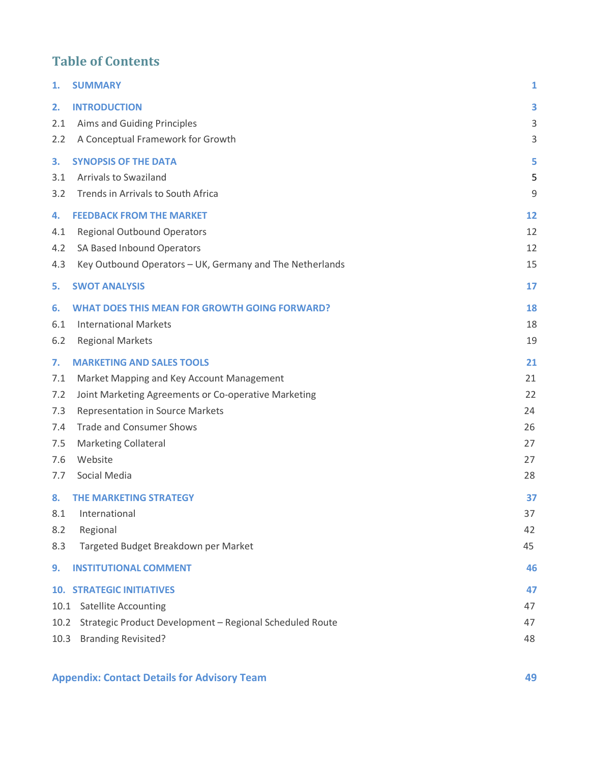# Table of Contents

| | | |
|---|---|---|
| **1.** | **SUMMARY** | **1** |
| **2.** | **INTRODUCTION** | **3** |
| 2.1 | Aims and Guiding Principles | 3 |
| 2.2 | A Conceptual Framework for Growth | 3 |
| **3.** | **SYNOPSIS OF THE DATA** | **5** |
| 3.1 | Arrivals to Swaziland | 5 |
| 3.2 | Trends in Arrivals to South Africa | 9 |
| **4.** | **FEEDBACK FROM THE MARKET** | **12** |
| 4.1 | Regional Outbound Operators | 12 |
| 4.2 | SA Based Inbound Operators | 12 |
| 4.3 | Key Outbound Operators – UK, Germany and The Netherlands | 15 |
| **5.** | **SWOT ANALYSIS** | **17** |
| **6.** | **WHAT DOES THIS MEAN FOR GROWTH GOING FORWARD?** | **18** |
| 6.1 | International Markets | 18 |
| 6.2 | Regional Markets | 19 |
| **7.** | **MARKETING AND SALES TOOLS** | **21** |
| 7.1 | Market Mapping and Key Account Management | 21 |
| 7.2 | Joint Marketing Agreements or Co-operative Marketing | 22 |
| 7.3 | Representation in Source Markets | 24 |
| 7.4 | Trade and Consumer Shows | 26 |
| 7.5 | Marketing Collateral | 27 |
| 7.6 | Website | 27 |
| 7.7 | Social Media | 28 |
| **8.** | **THE MARKETING STRATEGY** | **37** |
| 8.1 | International | 37 |
| 8.2 | Regional | 42 |
| 8.3 | Targeted Budget Breakdown per Market | 45 |
| **9.** | **INSTITUTIONAL COMMENT** | **46** |
| **10.** | **STRATEGIC INITIATIVES** | **47** |
| 10.1 | Satellite Accounting | 47 |
| 10.2 | Strategic Product Development – Regional Scheduled Route | 47 |
| 10.3 | Branding Revisited? | 48 |
| | **Appendix: Contact Details for Advisory Team** | **49** |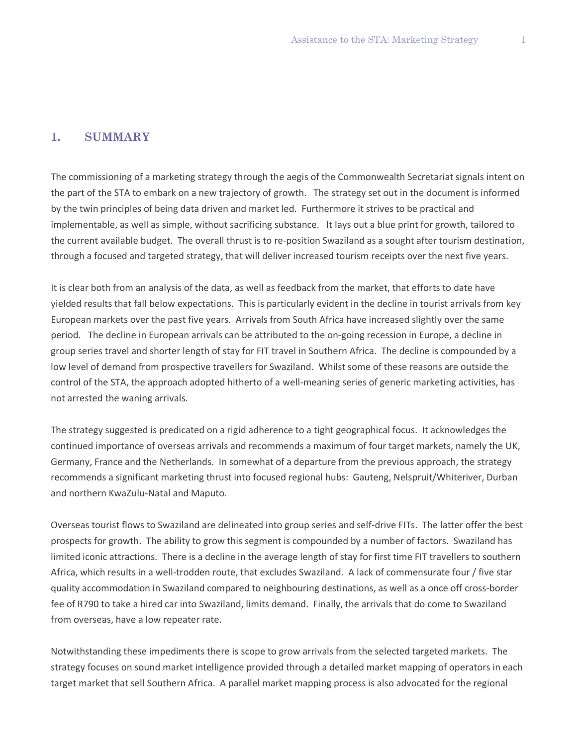## 1. SUMMARY

The commissioning of a marketing strategy through the aegis of the Commonwealth Secretariat signals intent on the part of the STA to embark on a new trajectory of growth. The strategy set out in the document is informed by the twin principles of being data driven and market led. Furthermore it strives to be practical and implementable, as well as simple, without sacrificing substance. It lays out a blue print for growth, tailored to the current available budget. The overall thrust is to re-position Swaziland as a sought after tourism destination, through a focused and targeted strategy, that will deliver increased tourism receipts over the next five years.

It is clear both from an analysis of the data, as well as feedback from the market, that efforts to date have yielded results that fall below expectations. This is particularly evident in the decline in tourist arrivals from key European markets over the past five years. Arrivals from South Africa have increased slightly over the same period. The decline in European arrivals can be attributed to the on-going recession in Europe, a decline in group series travel and shorter length of stay for FIT travel in Southern Africa. The decline is compounded by a low level of demand from prospective travellers for Swaziland. Whilst some of these reasons are outside the control of the STA, the approach adopted hitherto of a well-meaning series of generic marketing activities, has not arrested the waning arrivals.

The strategy suggested is predicated on a rigid adherence to a tight geographical focus. It acknowledges the continued importance of overseas arrivals and recommends a maximum of four target markets, namely the UK, Germany, France and the Netherlands. In somewhat of a departure from the previous approach, the strategy recommends a significant marketing thrust into focused regional hubs: Gauteng, Nelspruit/Whiteriver, Durban and northern KwaZulu-Natal and Maputo.

Overseas tourist flows to Swaziland are delineated into group series and self-drive FITs. The latter offer the best prospects for growth. The ability to grow this segment is compounded by a number of factors. Swaziland has limited iconic attractions. There is a decline in the average length of stay for first time FIT travellers to southern Africa, which results in a well-trodden route, that excludes Swaziland. A lack of commensurate four / five star quality accommodation in Swaziland compared to neighbouring destinations, as well as a once off cross-border fee of R790 to take a hired car into Swaziland, limits demand. Finally, the arrivals that do come to Swaziland from overseas, have a low repeater rate.

Notwithstanding these impediments there is scope to grow arrivals from the selected targeted markets. The strategy focuses on sound market intelligence provided through a detailed market mapping of operators in each target market that sell Southern Africa. A parallel market mapping process is also advocated for the regional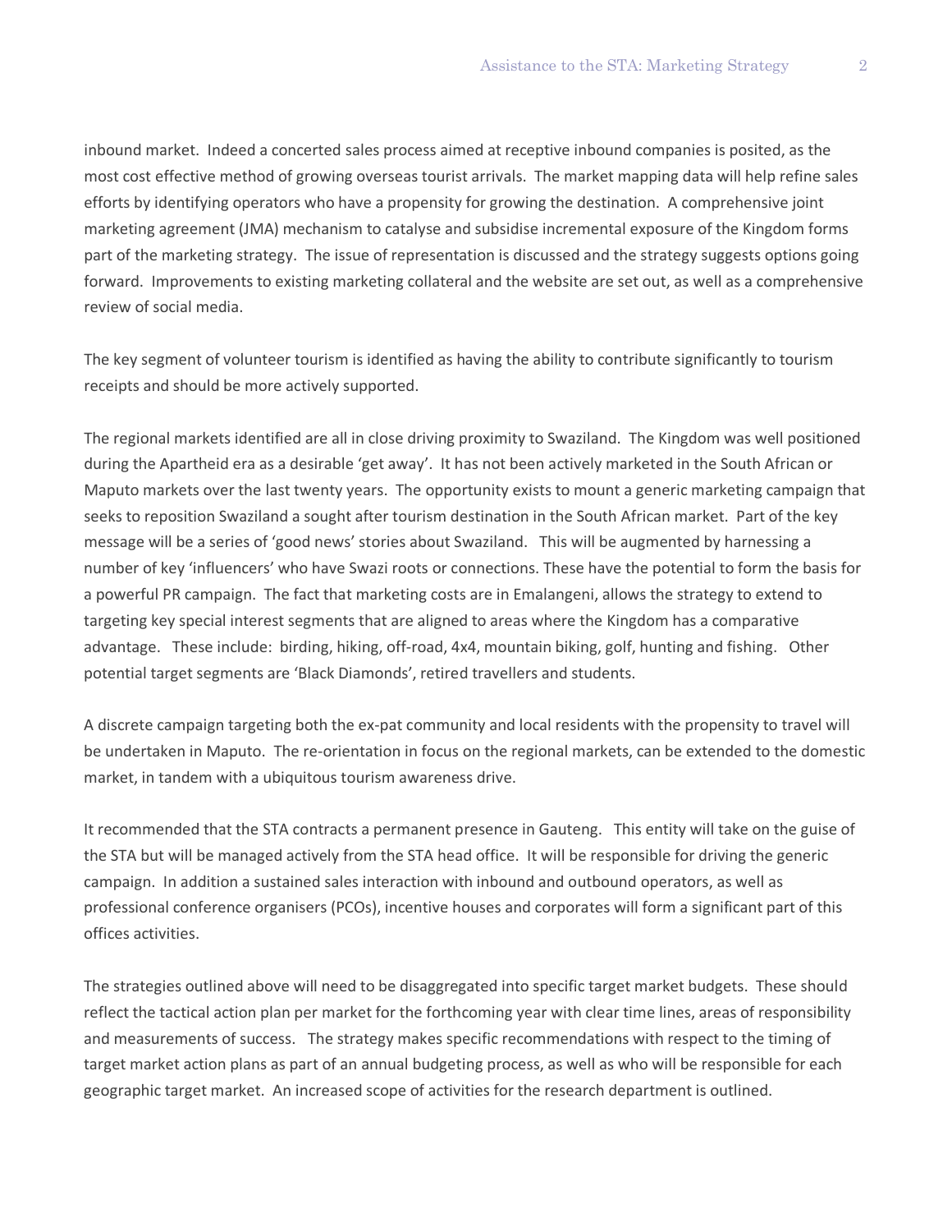inbound market. Indeed a concerted sales process aimed at receptive inbound companies is posited, as the most cost effective method of growing overseas tourist arrivals. The market mapping data will help refine sales efforts by identifying operators who have a propensity for growing the destination. A comprehensive joint marketing agreement (JMA) mechanism to catalyse and subsidise incremental exposure of the Kingdom forms part of the marketing strategy. The issue of representation is discussed and the strategy suggests options going forward. Improvements to existing marketing collateral and the website are set out, as well as a comprehensive review of social media.

The key segment of volunteer tourism is identified as having the ability to contribute significantly to tourism receipts and should be more actively supported.

The regional markets identified are all in close driving proximity to Swaziland. The Kingdom was well positioned during the Apartheid era as a desirable 'get away'. It has not been actively marketed in the South African or Maputo markets over the last twenty years. The opportunity exists to mount a generic marketing campaign that seeks to reposition Swaziland a sought after tourism destination in the South African market. Part of the key message will be a series of 'good news' stories about Swaziland. This will be augmented by harnessing a number of key 'influencers' who have Swazi roots or connections. These have the potential to form the basis for a powerful PR campaign. The fact that marketing costs are in Emalangeni, allows the strategy to extend to targeting key special interest segments that are aligned to areas where the Kingdom has a comparative advantage. These include: birding, hiking, off-road, 4x4, mountain biking, golf, hunting and fishing. Other potential target segments are 'Black Diamonds', retired travellers and students.

A discrete campaign targeting both the ex-pat community and local residents with the propensity to travel will be undertaken in Maputo. The re-orientation in focus on the regional markets, can be extended to the domestic market, in tandem with a ubiquitous tourism awareness drive.

It recommended that the STA contracts a permanent presence in Gauteng. This entity will take on the guise of the STA but will be managed actively from the STA head office. It will be responsible for driving the generic campaign. In addition a sustained sales interaction with inbound and outbound operators, as well as professional conference organisers (PCOs), incentive houses and corporates will form a significant part of this offices activities.

The strategies outlined above will need to be disaggregated into specific target market budgets. These should reflect the tactical action plan per market for the forthcoming year with clear time lines, areas of responsibility and measurements of success. The strategy makes specific recommendations with respect to the timing of target market action plans as part of an annual budgeting process, as well as who will be responsible for each geographic target market. An increased scope of activities for the research department is outlined.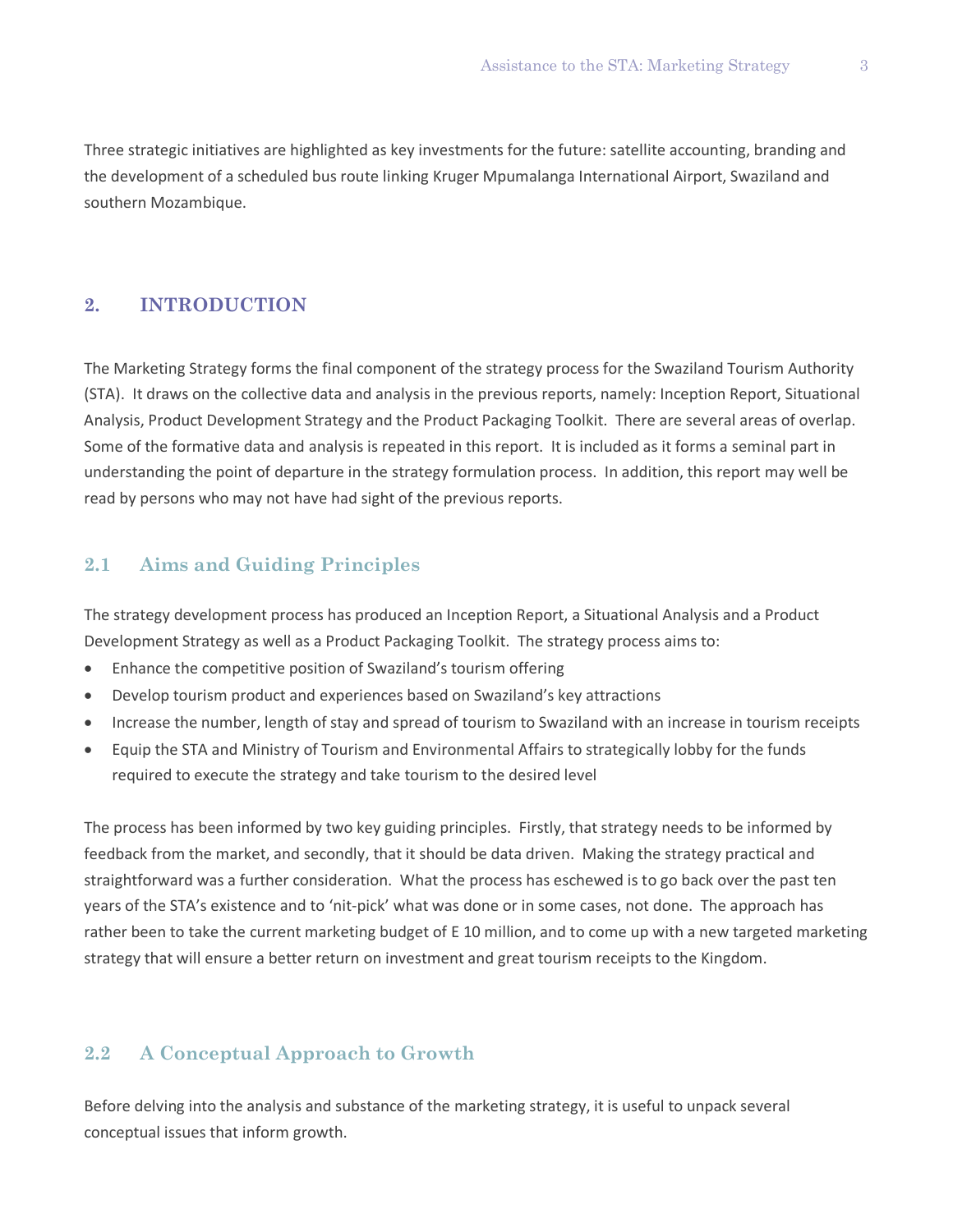Three strategic initiatives are highlighted as key investments for the future: satellite accounting, branding and the development of a scheduled bus route linking Kruger Mpumalanga International Airport, Swaziland and southern Mozambique.

## 2. INTRODUCTION

The Marketing Strategy forms the final component of the strategy process for the Swaziland Tourism Authority (STA). It draws on the collective data and analysis in the previous reports, namely: Inception Report, Situational Analysis, Product Development Strategy and the Product Packaging Toolkit. There are several areas of overlap. Some of the formative data and analysis is repeated in this report. It is included as it forms a seminal part in understanding the point of departure in the strategy formulation process. In addition, this report may well be read by persons who may not have had sight of the previous reports.

### 2.1 Aims and Guiding Principles

The strategy development process has produced an Inception Report, a Situational Analysis and a Product Development Strategy as well as a Product Packaging Toolkit. The strategy process aims to:

- Enhance the competitive position of Swaziland's tourism offering
- Develop tourism product and experiences based on Swaziland's key attractions
- Increase the number, length of stay and spread of tourism to Swaziland with an increase in tourism receipts
- Equip the STA and Ministry of Tourism and Environmental Affairs to strategically lobby for the funds required to execute the strategy and take tourism to the desired level

The process has been informed by two key guiding principles. Firstly, that strategy needs to be informed by feedback from the market, and secondly, that it should be data driven. Making the strategy practical and straightforward was a further consideration. What the process has eschewed is to go back over the past ten years of the STA's existence and to 'nit-pick' what was done or in some cases, not done. The approach has rather been to take the current marketing budget of E 10 million, and to come up with a new targeted marketing strategy that will ensure a better return on investment and great tourism receipts to the Kingdom.

### 2.2 A Conceptual Approach to Growth

Before delving into the analysis and substance of the marketing strategy, it is useful to unpack several conceptual issues that inform growth.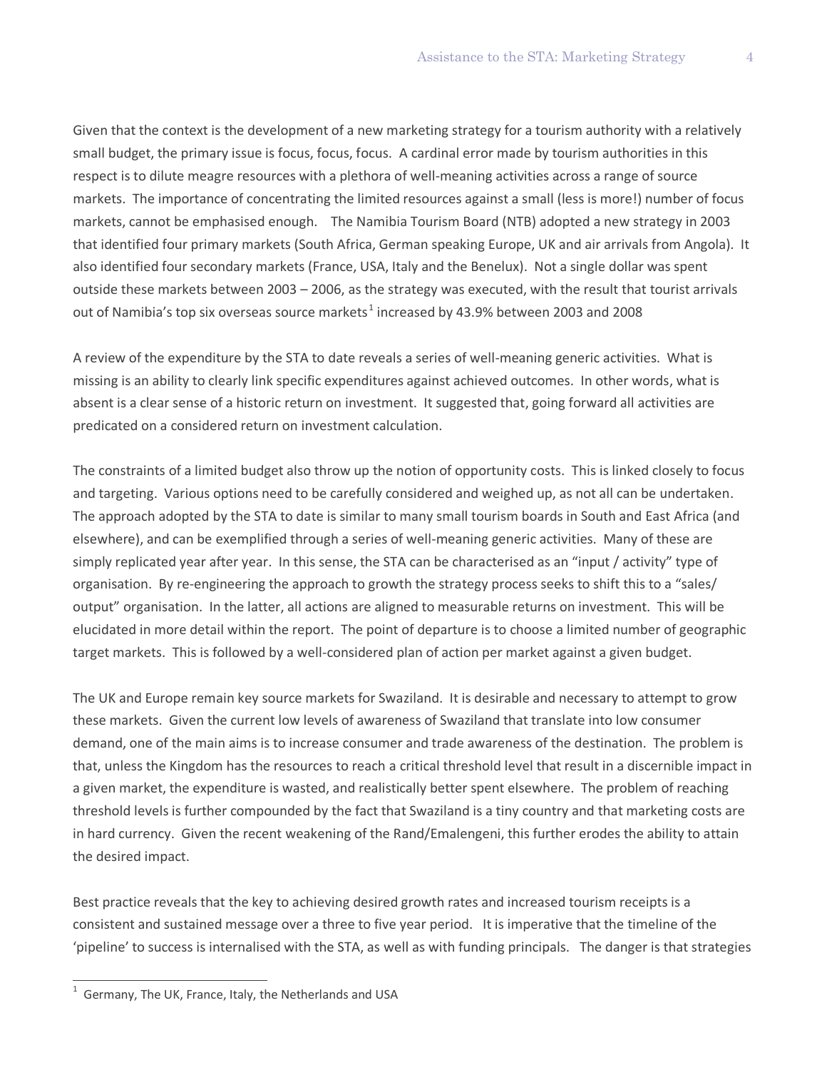Given that the context is the development of a new marketing strategy for a tourism authority with a relatively small budget, the primary issue is focus, focus, focus. A cardinal error made by tourism authorities in this respect is to dilute meagre resources with a plethora of well-meaning activities across a range of source markets. The importance of concentrating the limited resources against a small (less is more!) number of focus markets, cannot be emphasised enough. The Namibia Tourism Board (NTB) adopted a new strategy in 2003 that identified four primary markets (South Africa, German speaking Europe, UK and air arrivals from Angola). It also identified four secondary markets (France, USA, Italy and the Benelux). Not a single dollar was spent outside these markets between 2003 – 2006, as the strategy was executed, with the result that tourist arrivals out of Namibia's top six overseas source markets[1] increased by 43.9% between 2003 and 2008

A review of the expenditure by the STA to date reveals a series of well-meaning generic activities. What is missing is an ability to clearly link specific expenditures against achieved outcomes. In other words, what is absent is a clear sense of a historic return on investment. It suggested that, going forward all activities are predicated on a considered return on investment calculation.

The constraints of a limited budget also throw up the notion of opportunity costs. This is linked closely to focus and targeting. Various options need to be carefully considered and weighed up, as not all can be undertaken. The approach adopted by the STA to date is similar to many small tourism boards in South and East Africa (and elsewhere), and can be exemplified through a series of well-meaning generic activities. Many of these are simply replicated year after year. In this sense, the STA can be characterised as an "input / activity" type of organisation. By re-engineering the approach to growth the strategy process seeks to shift this to a "sales/ output" organisation. In the latter, all actions are aligned to measurable returns on investment. This will be elucidated in more detail within the report. The point of departure is to choose a limited number of geographic target markets. This is followed by a well-considered plan of action per market against a given budget.

The UK and Europe remain key source markets for Swaziland. It is desirable and necessary to attempt to grow these markets. Given the current low levels of awareness of Swaziland that translate into low consumer demand, one of the main aims is to increase consumer and trade awareness of the destination. The problem is that, unless the Kingdom has the resources to reach a critical threshold level that result in a discernible impact in a given market, the expenditure is wasted, and realistically better spent elsewhere. The problem of reaching threshold levels is further compounded by the fact that Swaziland is a tiny country and that marketing costs are in hard currency. Given the recent weakening of the Rand/Emalengeni, this further erodes the ability to attain the desired impact.

Best practice reveals that the key to achieving desired growth rates and increased tourism receipts is a consistent and sustained message over a three to five year period. It is imperative that the timeline of the 'pipeline' to success is internalised with the STA, as well as with funding principals. The danger is that strategies

[1] Germany, The UK, France, Italy, the Netherlands and USA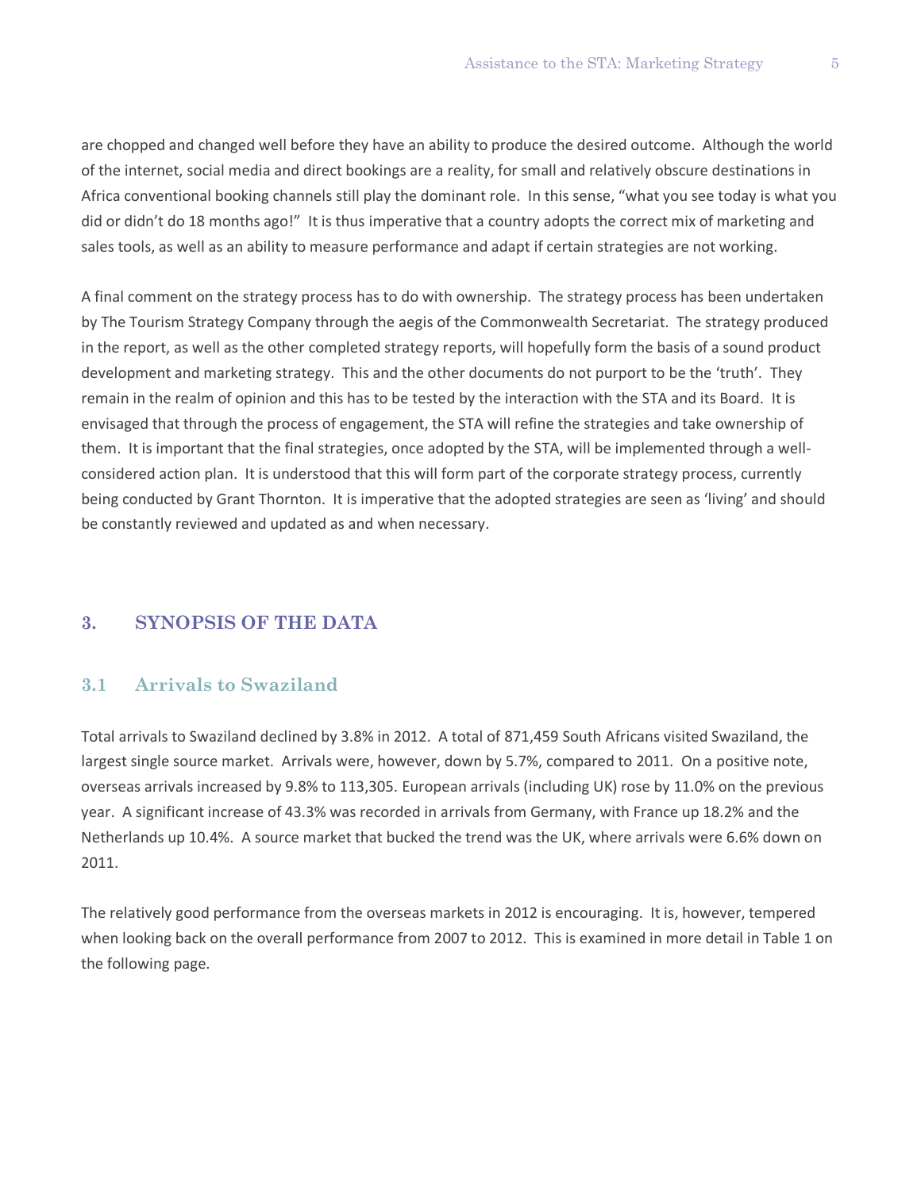are chopped and changed well before they have an ability to produce the desired outcome. Although the world of the internet, social media and direct bookings are a reality, for small and relatively obscure destinations in Africa conventional booking channels still play the dominant role. In this sense, "what you see today is what you did or didn't do 18 months ago!" It is thus imperative that a country adopts the correct mix of marketing and sales tools, as well as an ability to measure performance and adapt if certain strategies are not working.

A final comment on the strategy process has to do with ownership. The strategy process has been undertaken by The Tourism Strategy Company through the aegis of the Commonwealth Secretariat. The strategy produced in the report, as well as the other completed strategy reports, will hopefully form the basis of a sound product development and marketing strategy. This and the other documents do not purport to be the 'truth'. They remain in the realm of opinion and this has to be tested by the interaction with the STA and its Board. It is envisaged that through the process of engagement, the STA will refine the strategies and take ownership of them. It is important that the final strategies, once adopted by the STA, will be implemented through a well-considered action plan. It is understood that this will form part of the corporate strategy process, currently being conducted by Grant Thornton. It is imperative that the adopted strategies are seen as 'living' and should be constantly reviewed and updated as and when necessary.

## 3. SYNOPSIS OF THE DATA

### 3.1 Arrivals to Swaziland

Total arrivals to Swaziland declined by 3.8% in 2012. A total of 871,459 South Africans visited Swaziland, the largest single source market. Arrivals were, however, down by 5.7%, compared to 2011. On a positive note, overseas arrivals increased by 9.8% to 113,305. European arrivals (including UK) rose by 11.0% on the previous year. A significant increase of 43.3% was recorded in arrivals from Germany, with France up 18.2% and the Netherlands up 10.4%. A source market that bucked the trend was the UK, where arrivals were 6.6% down on 2011.

The relatively good performance from the overseas markets in 2012 is encouraging. It is, however, tempered when looking back on the overall performance from 2007 to 2012. This is examined in more detail in Table 1 on the following page.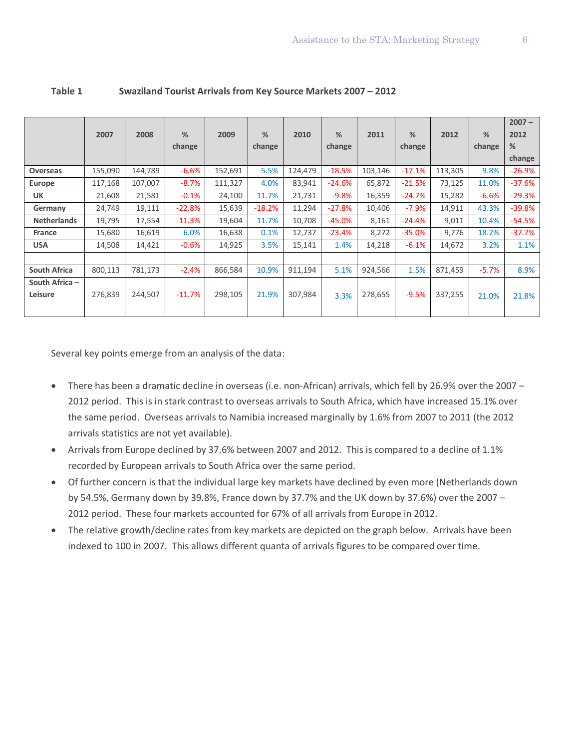**Table 1 Swaziland Tourist Arrivals from Key Source Markets 2007 – 2012**

| | 2007 | 2008 | % change | 2009 | % change | 2010 | % change | 2011 | % change | 2012 | % change | 2007 – 2012 % change |
|---|---|---|---|---|---|---|---|---|---|---|---|---|
| **Overseas** | 155,090 | 144,789 | -6.6% | 152,691 | 5.5% | 124,479 | -18.5% | 103,146 | -17.1% | 113,305 | 9.8% | -26.9% |
| **Europe** | 117,168 | 107,007 | -8.7% | 111,327 | 4.0% | 83,941 | -24.6% | 65,872 | -21.5% | 73,125 | 11.0% | -37.6% |
| **UK** | 21,608 | 21,581 | -0.1% | 24,100 | 11.7% | 21,731 | -9.8% | 16,359 | -24.7% | 15,282 | -6.6% | -29.3% |
| **Germany** | 24,749 | 19,111 | -22.8% | 15,639 | -18.2% | 11,294 | -27.8% | 10,406 | -7.9% | 14,911 | 43.3% | -39.8% |
| **Netherlands** | 19,795 | 17,554 | -11.3% | 19,604 | 11.7% | 10,708 | -45.0% | 8,161 | -24.4% | 9,011 | 10.4% | -54.5% |
| **France** | 15,680 | 16,619 | 6.0% | 16,638 | 0.1% | 12,737 | -23.4% | 8,272 | -35.0% | 9,776 | 18.2% | -37.7% |
| **USA** | 14,508 | 14,421 | -0.6% | 14,925 | 3.5% | 15,141 | 1.4% | 14,218 | -6.1% | 14,672 | 3.2% | 1.1% |
| | | | | | | | | | | | | |
| **South Africa** | 800,113 | 781,173 | -2.4% | 866,584 | 10.9% | 911,194 | 5.1% | 924,566 | 1.5% | 871,459 | -5.7% | 8.9% |
| **South Africa – Leisure** | 276,839 | 244,507 | -11.7% | 298,105 | 21.9% | 307,984 | 3.3% | 278,655 | -9.5% | 337,255 | 21.0% | 21.8% |

Several key points emerge from an analysis of the data:

- There has been a dramatic decline in overseas (i.e. non-African) arrivals, which fell by 26.9% over the 2007 – 2012 period. This is in stark contrast to overseas arrivals to South Africa, which have increased 15.1% over the same period. Overseas arrivals to Namibia increased marginally by 1.6% from 2007 to 2011 (the 2012 arrivals statistics are not yet available).
- Arrivals from Europe declined by 37.6% between 2007 and 2012. This is compared to a decline of 1.1% recorded by European arrivals to South Africa over the same period.
- Of further concern is that the individual large key markets have declined by even more (Netherlands down by 54.5%, Germany down by 39.8%, France down by 37.7% and the UK down by 37.6%) over the 2007 – 2012 period. These four markets accounted for 67% of all arrivals from Europe in 2012.
- The relative growth/decline rates from key markets are depicted on the graph below. Arrivals have been indexed to 100 in 2007. This allows different quanta of arrivals figures to be compared over time.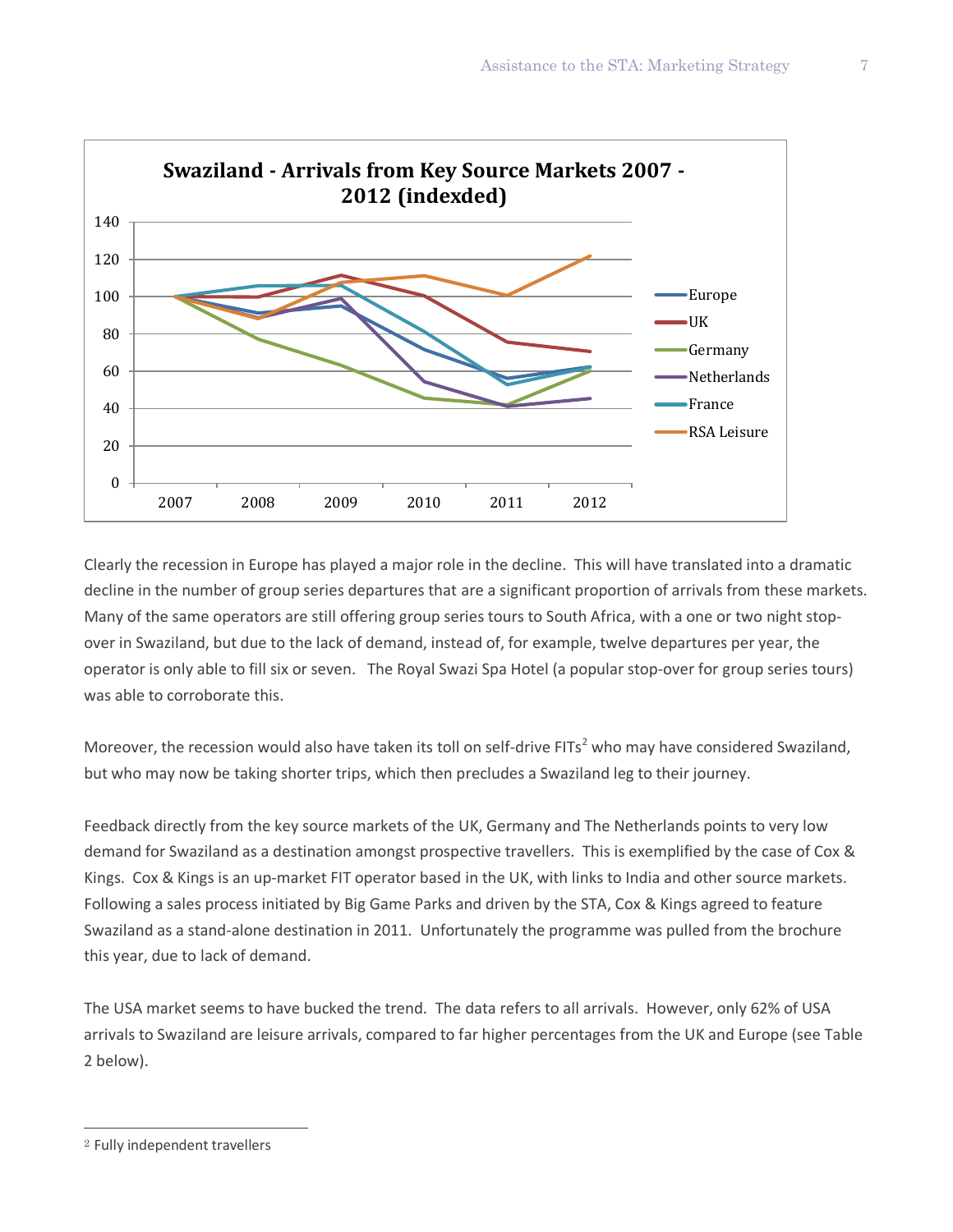**Swaziland - Arrivals from Key Source Markets 2007 - 2012 (indexded)**

Clearly the recession in Europe has played a major role in the decline. This will have translated into a dramatic decline in the number of group series departures that are a significant proportion of arrivals from these markets. Many of the same operators are still offering group series tours to South Africa, with a one or two night stop-over in Swaziland, but due to the lack of demand, instead of, for example, twelve departures per year, the operator is only able to fill six or seven. The Royal Swazi Spa Hotel (a popular stop-over for group series tours) was able to corroborate this.

Moreover, the recession would also have taken its toll on self-drive FITs[2] who may have considered Swaziland, but who may now be taking shorter trips, which then precludes a Swaziland leg to their journey.

Feedback directly from the key source markets of the UK, Germany and The Netherlands points to very low demand for Swaziland as a destination amongst prospective travellers. This is exemplified by the case of Cox & Kings. Cox & Kings is an up-market FIT operator based in the UK, with links to India and other source markets. Following a sales process initiated by Big Game Parks and driven by the STA, Cox & Kings agreed to feature Swaziland as a stand-alone destination in 2011. Unfortunately the programme was pulled from the brochure this year, due to lack of demand.

The USA market seems to have bucked the trend. The data refers to all arrivals. However, only 62% of USA arrivals to Swaziland are leisure arrivals, compared to far higher percentages from the UK and Europe (see Table 2 below).

[2] Fully independent travellers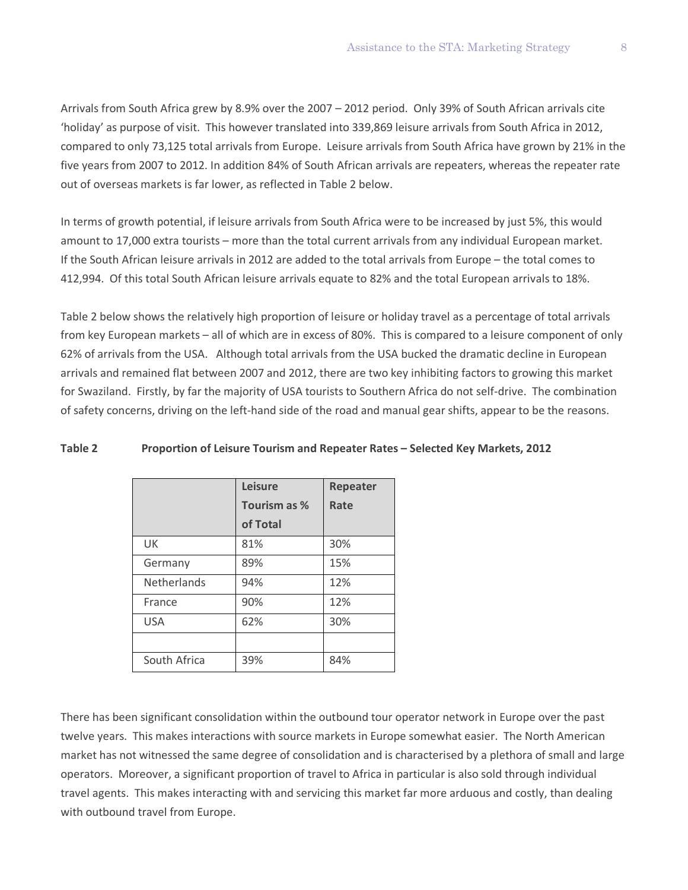Arrivals from South Africa grew by 8.9% over the 2007 – 2012 period. Only 39% of South African arrivals cite 'holiday' as purpose of visit. This however translated into 339,869 leisure arrivals from South Africa in 2012, compared to only 73,125 total arrivals from Europe. Leisure arrivals from South Africa have grown by 21% in the five years from 2007 to 2012. In addition 84% of South African arrivals are repeaters, whereas the repeater rate out of overseas markets is far lower, as reflected in Table 2 below.

In terms of growth potential, if leisure arrivals from South Africa were to be increased by just 5%, this would amount to 17,000 extra tourists – more than the total current arrivals from any individual European market. If the South African leisure arrivals in 2012 are added to the total arrivals from Europe – the total comes to 412,994. Of this total South African leisure arrivals equate to 82% and the total European arrivals to 18%.

Table 2 below shows the relatively high proportion of leisure or holiday travel as a percentage of total arrivals from key European markets – all of which are in excess of 80%. This is compared to a leisure component of only 62% of arrivals from the USA. Although total arrivals from the USA bucked the dramatic decline in European arrivals and remained flat between 2007 and 2012, there are two key inhibiting factors to growing this market for Swaziland. Firstly, by far the majority of USA tourists to Southern Africa do not self-drive. The combination of safety concerns, driving on the left-hand side of the road and manual gear shifts, appear to be the reasons.

**Table 2 Proportion of Leisure Tourism and Repeater Rates – Selected Key Markets, 2012**

| | Leisure Tourism as % of Total | Repeater Rate |
|---|---|---|
| UK | 81% | 30% |
| Germany | 89% | 15% |
| Netherlands | 94% | 12% |
| France | 90% | 12% |
| USA | 62% | 30% |
| | | |
| South Africa | 39% | 84% |

There has been significant consolidation within the outbound tour operator network in Europe over the past twelve years. This makes interactions with source markets in Europe somewhat easier. The North American market has not witnessed the same degree of consolidation and is characterised by a plethora of small and large operators. Moreover, a significant proportion of travel to Africa in particular is also sold through individual travel agents. This makes interacting with and servicing this market far more arduous and costly, than dealing with outbound travel from Europe.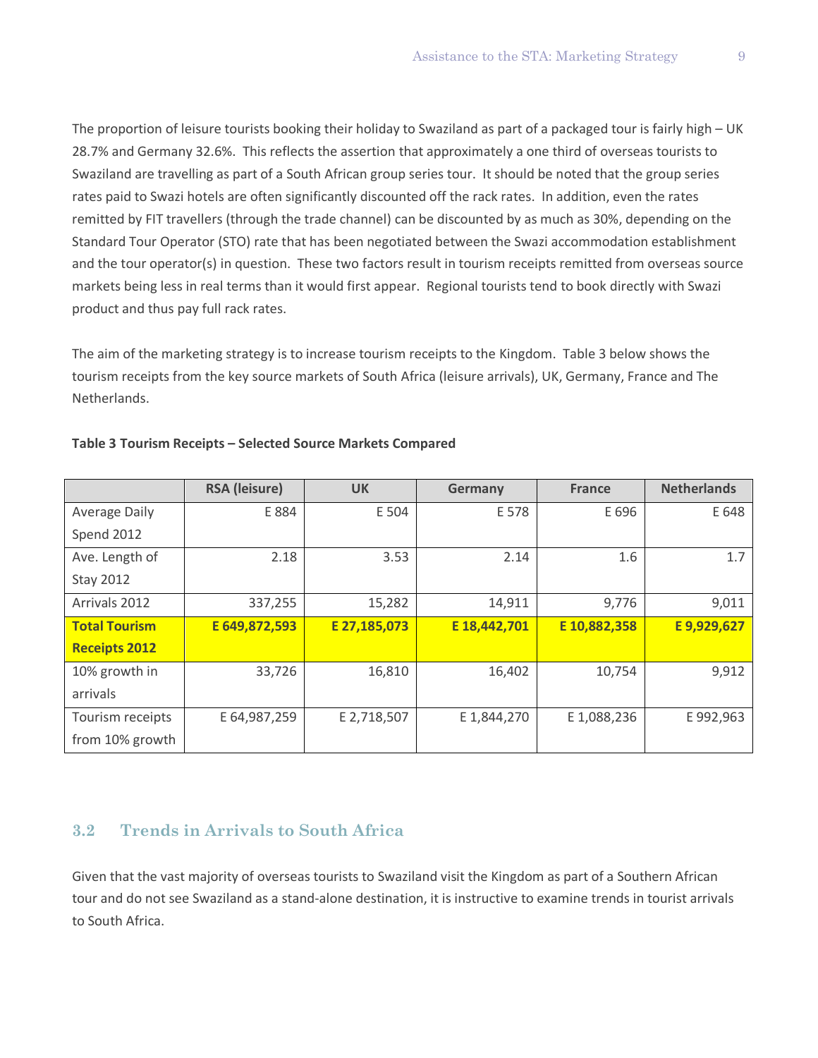The proportion of leisure tourists booking their holiday to Swaziland as part of a packaged tour is fairly high – UK 28.7% and Germany 32.6%. This reflects the assertion that approximately a one third of overseas tourists to Swaziland are travelling as part of a South African group series tour. It should be noted that the group series rates paid to Swazi hotels are often significantly discounted off the rack rates. In addition, even the rates remitted by FIT travellers (through the trade channel) can be discounted by as much as 30%, depending on the Standard Tour Operator (STO) rate that has been negotiated between the Swazi accommodation establishment and the tour operator(s) in question. These two factors result in tourism receipts remitted from overseas source markets being less in real terms than it would first appear. Regional tourists tend to book directly with Swazi product and thus pay full rack rates.

The aim of the marketing strategy is to increase tourism receipts to the Kingdom. Table 3 below shows the tourism receipts from the key source markets of South Africa (leisure arrivals), UK, Germany, France and The Netherlands.

**Table 3 Tourism Receipts – Selected Source Markets Compared**

| | RSA (leisure) | UK | Germany | France | Netherlands |
|---|---|---|---|---|---|
| Average Daily Spend 2012 | E 884 | E 504 | E 578 | E 696 | E 648 |
| Ave. Length of Stay 2012 | 2.18 | 3.53 | 2.14 | 1.6 | 1.7 |
| Arrivals 2012 | 337,255 | 15,282 | 14,911 | 9,776 | 9,011 |
| **Total Tourism Receipts 2012** | **E 649,872,593** | **E 27,185,073** | **E 18,442,701** | **E 10,882,358** | **E 9,929,627** |
| 10% growth in arrivals | 33,726 | 16,810 | 16,402 | 10,754 | 9,912 |
| Tourism receipts from 10% growth | E 64,987,259 | E 2,718,507 | E 1,844,270 | E 1,088,236 | E 992,963 |

## 3.2 Trends in Arrivals to South Africa

Given that the vast majority of overseas tourists to Swaziland visit the Kingdom as part of a Southern African tour and do not see Swaziland as a stand-alone destination, it is instructive to examine trends in tourist arrivals to South Africa.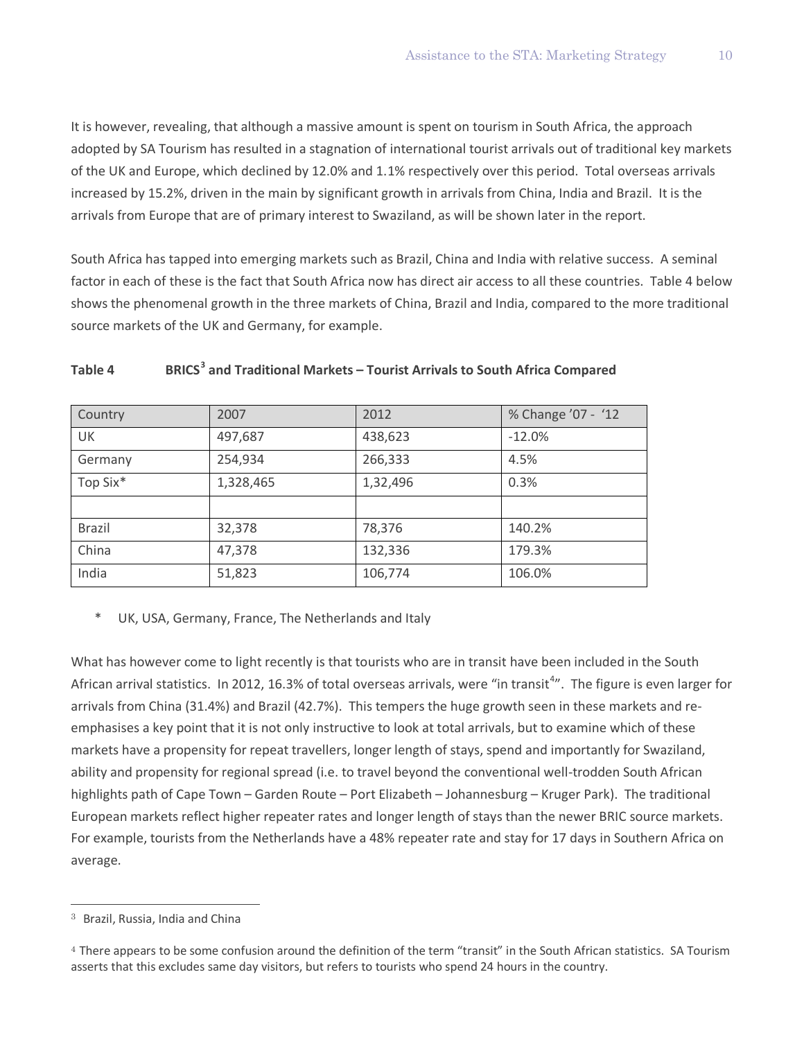It is however, revealing, that although a massive amount is spent on tourism in South Africa, the approach adopted by SA Tourism has resulted in a stagnation of international tourist arrivals out of traditional key markets of the UK and Europe, which declined by 12.0% and 1.1% respectively over this period. Total overseas arrivals increased by 15.2%, driven in the main by significant growth in arrivals from China, India and Brazil. It is the arrivals from Europe that are of primary interest to Swaziland, as will be shown later in the report.

South Africa has tapped into emerging markets such as Brazil, China and India with relative success. A seminal factor in each of these is the fact that South Africa now has direct air access to all these countries. Table 4 below shows the phenomenal growth in the three markets of China, Brazil and India, compared to the more traditional source markets of the UK and Germany, for example.

**Table 4 BRICS[3] and Traditional Markets – Tourist Arrivals to South Africa Compared**

| Country | 2007 | 2012 | % Change '07 - '12 |
|---|---|---|---|
| UK | 497,687 | 438,623 | -12.0% |
| Germany | 254,934 | 266,333 | 4.5% |
| Top Six* | 1,328,465 | 1,32,496 | 0.3% |
| | | | |
| Brazil | 32,378 | 78,376 | 140.2% |
| China | 47,378 | 132,336 | 179.3% |
| India | 51,823 | 106,774 | 106.0% |

\* UK, USA, Germany, France, The Netherlands and Italy

What has however come to light recently is that tourists who are in transit have been included in the South African arrival statistics. In 2012, 16.3% of total overseas arrivals, were "in transit[4]". The figure is even larger for arrivals from China (31.4%) and Brazil (42.7%). This tempers the huge growth seen in these markets and re-emphasises a key point that it is not only instructive to look at total arrivals, but to examine which of these markets have a propensity for repeat travellers, longer length of stays, spend and importantly for Swaziland, ability and propensity for regional spread (i.e. to travel beyond the conventional well-trodden South African highlights path of Cape Town – Garden Route – Port Elizabeth – Johannesburg – Kruger Park). The traditional European markets reflect higher repeater rates and longer length of stays than the newer BRIC source markets. For example, tourists from the Netherlands have a 48% repeater rate and stay for 17 days in Southern Africa on average.

---

[3] Brazil, Russia, India and China

[4] There appears to be some confusion around the definition of the term "transit" in the South African statistics. SA Tourism asserts that this excludes same day visitors, but refers to tourists who spend 24 hours in the country.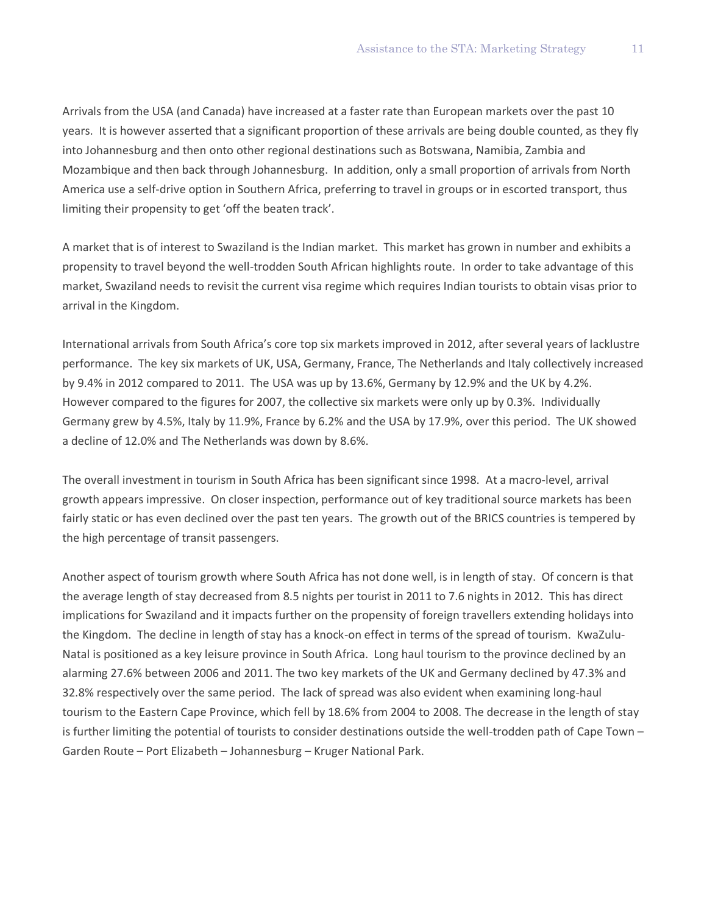Arrivals from the USA (and Canada) have increased at a faster rate than European markets over the past 10 years. It is however asserted that a significant proportion of these arrivals are being double counted, as they fly into Johannesburg and then onto other regional destinations such as Botswana, Namibia, Zambia and Mozambique and then back through Johannesburg. In addition, only a small proportion of arrivals from North America use a self-drive option in Southern Africa, preferring to travel in groups or in escorted transport, thus limiting their propensity to get 'off the beaten track'.

A market that is of interest to Swaziland is the Indian market. This market has grown in number and exhibits a propensity to travel beyond the well-trodden South African highlights route. In order to take advantage of this market, Swaziland needs to revisit the current visa regime which requires Indian tourists to obtain visas prior to arrival in the Kingdom.

International arrivals from South Africa's core top six markets improved in 2012, after several years of lacklustre performance. The key six markets of UK, USA, Germany, France, The Netherlands and Italy collectively increased by 9.4% in 2012 compared to 2011. The USA was up by 13.6%, Germany by 12.9% and the UK by 4.2%. However compared to the figures for 2007, the collective six markets were only up by 0.3%. Individually Germany grew by 4.5%, Italy by 11.9%, France by 6.2% and the USA by 17.9%, over this period. The UK showed a decline of 12.0% and The Netherlands was down by 8.6%.

The overall investment in tourism in South Africa has been significant since 1998. At a macro-level, arrival growth appears impressive. On closer inspection, performance out of key traditional source markets has been fairly static or has even declined over the past ten years. The growth out of the BRICS countries is tempered by the high percentage of transit passengers.

Another aspect of tourism growth where South Africa has not done well, is in length of stay. Of concern is that the average length of stay decreased from 8.5 nights per tourist in 2011 to 7.6 nights in 2012. This has direct implications for Swaziland and it impacts further on the propensity of foreign travellers extending holidays into the Kingdom. The decline in length of stay has a knock-on effect in terms of the spread of tourism. KwaZulu-Natal is positioned as a key leisure province in South Africa. Long haul tourism to the province declined by an alarming 27.6% between 2006 and 2011. The two key markets of the UK and Germany declined by 47.3% and 32.8% respectively over the same period. The lack of spread was also evident when examining long-haul tourism to the Eastern Cape Province, which fell by 18.6% from 2004 to 2008. The decrease in the length of stay is further limiting the potential of tourists to consider destinations outside the well-trodden path of Cape Town – Garden Route – Port Elizabeth – Johannesburg – Kruger National Park.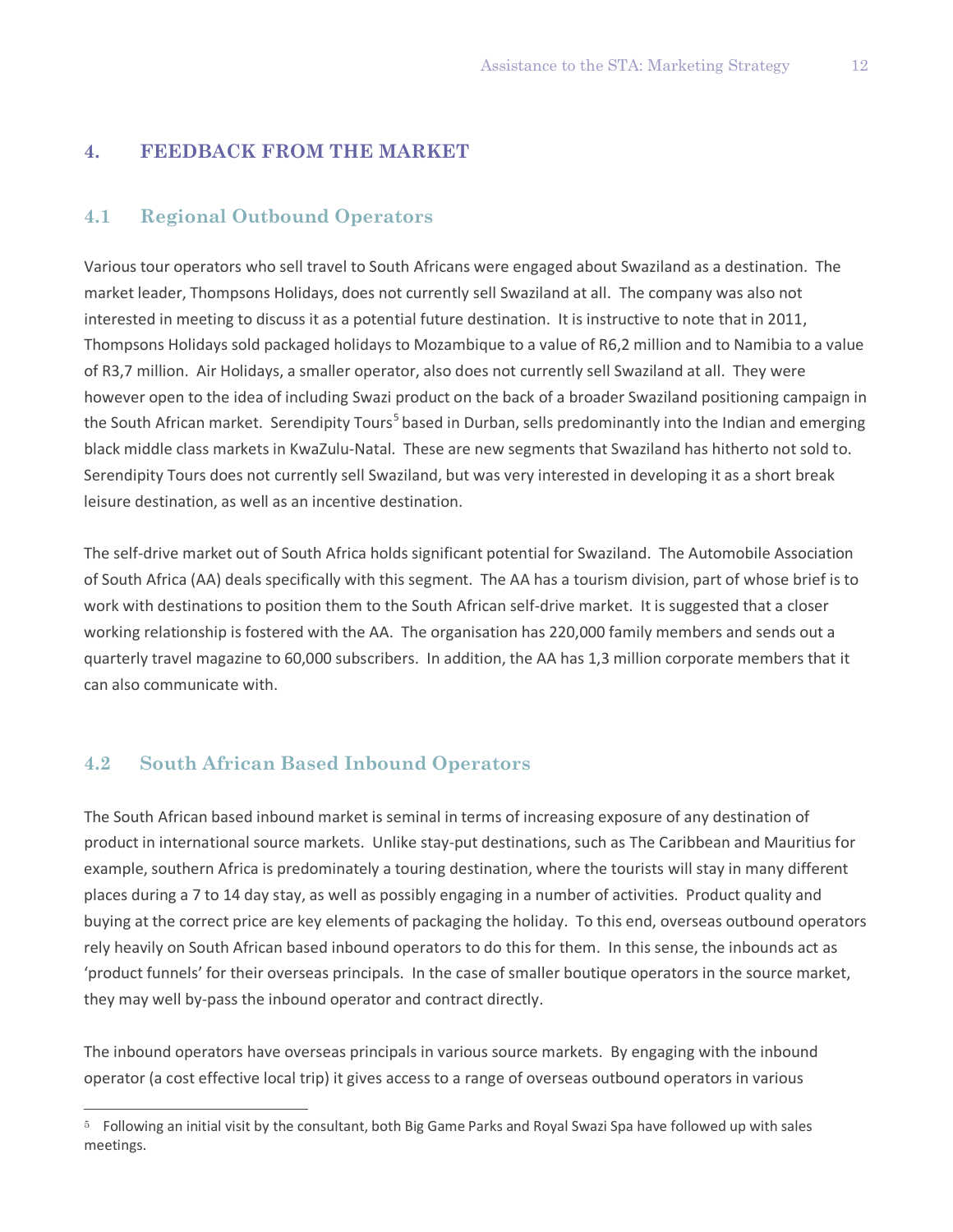## 4. FEEDBACK FROM THE MARKET

### 4.1 Regional Outbound Operators

Various tour operators who sell travel to South Africans were engaged about Swaziland as a destination. The market leader, Thompsons Holidays, does not currently sell Swaziland at all. The company was also not interested in meeting to discuss it as a potential future destination. It is instructive to note that in 2011, Thompsons Holidays sold packaged holidays to Mozambique to a value of R6,2 million and to Namibia to a value of R3,7 million. Air Holidays, a smaller operator, also does not currently sell Swaziland at all. They were however open to the idea of including Swazi product on the back of a broader Swaziland positioning campaign in the South African market. Serendipity Tours[5] based in Durban, sells predominantly into the Indian and emerging black middle class markets in KwaZulu-Natal. These are new segments that Swaziland has hitherto not sold to. Serendipity Tours does not currently sell Swaziland, but was very interested in developing it as a short break leisure destination, as well as an incentive destination.

The self-drive market out of South Africa holds significant potential for Swaziland. The Automobile Association of South Africa (AA) deals specifically with this segment. The AA has a tourism division, part of whose brief is to work with destinations to position them to the South African self-drive market. It is suggested that a closer working relationship is fostered with the AA. The organisation has 220,000 family members and sends out a quarterly travel magazine to 60,000 subscribers. In addition, the AA has 1,3 million corporate members that it can also communicate with.

### 4.2 South African Based Inbound Operators

The South African based inbound market is seminal in terms of increasing exposure of any destination of product in international source markets. Unlike stay-put destinations, such as The Caribbean and Mauritius for example, southern Africa is predominately a touring destination, where the tourists will stay in many different places during a 7 to 14 day stay, as well as possibly engaging in a number of activities. Product quality and buying at the correct price are key elements of packaging the holiday. To this end, overseas outbound operators rely heavily on South African based inbound operators to do this for them. In this sense, the inbounds act as 'product funnels' for their overseas principals. In the case of smaller boutique operators in the source market, they may well by-pass the inbound operator and contract directly.

The inbound operators have overseas principals in various source markets. By engaging with the inbound operator (a cost effective local trip) it gives access to a range of overseas outbound operators in various

---

[5] Following an initial visit by the consultant, both Big Game Parks and Royal Swazi Spa have followed up with sales meetings.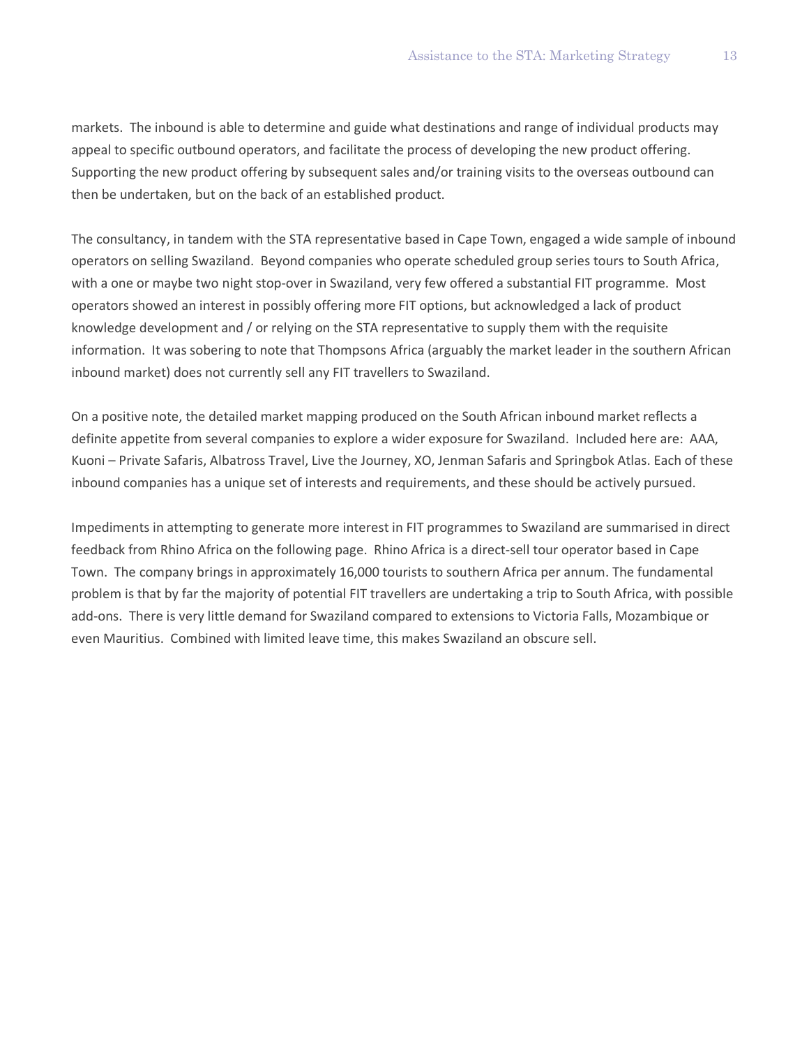markets. The inbound is able to determine and guide what destinations and range of individual products may appeal to specific outbound operators, and facilitate the process of developing the new product offering. Supporting the new product offering by subsequent sales and/or training visits to the overseas outbound can then be undertaken, but on the back of an established product.

The consultancy, in tandem with the STA representative based in Cape Town, engaged a wide sample of inbound operators on selling Swaziland. Beyond companies who operate scheduled group series tours to South Africa, with a one or maybe two night stop-over in Swaziland, very few offered a substantial FIT programme. Most operators showed an interest in possibly offering more FIT options, but acknowledged a lack of product knowledge development and / or relying on the STA representative to supply them with the requisite information. It was sobering to note that Thompsons Africa (arguably the market leader in the southern African inbound market) does not currently sell any FIT travellers to Swaziland.

On a positive note, the detailed market mapping produced on the South African inbound market reflects a definite appetite from several companies to explore a wider exposure for Swaziland. Included here are: AAA, Kuoni – Private Safaris, Albatross Travel, Live the Journey, XO, Jenman Safaris and Springbok Atlas. Each of these inbound companies has a unique set of interests and requirements, and these should be actively pursued.

Impediments in attempting to generate more interest in FIT programmes to Swaziland are summarised in direct feedback from Rhino Africa on the following page. Rhino Africa is a direct-sell tour operator based in Cape Town. The company brings in approximately 16,000 tourists to southern Africa per annum. The fundamental problem is that by far the majority of potential FIT travellers are undertaking a trip to South Africa, with possible add-ons. There is very little demand for Swaziland compared to extensions to Victoria Falls, Mozambique or even Mauritius. Combined with limited leave time, this makes Swaziland an obscure sell.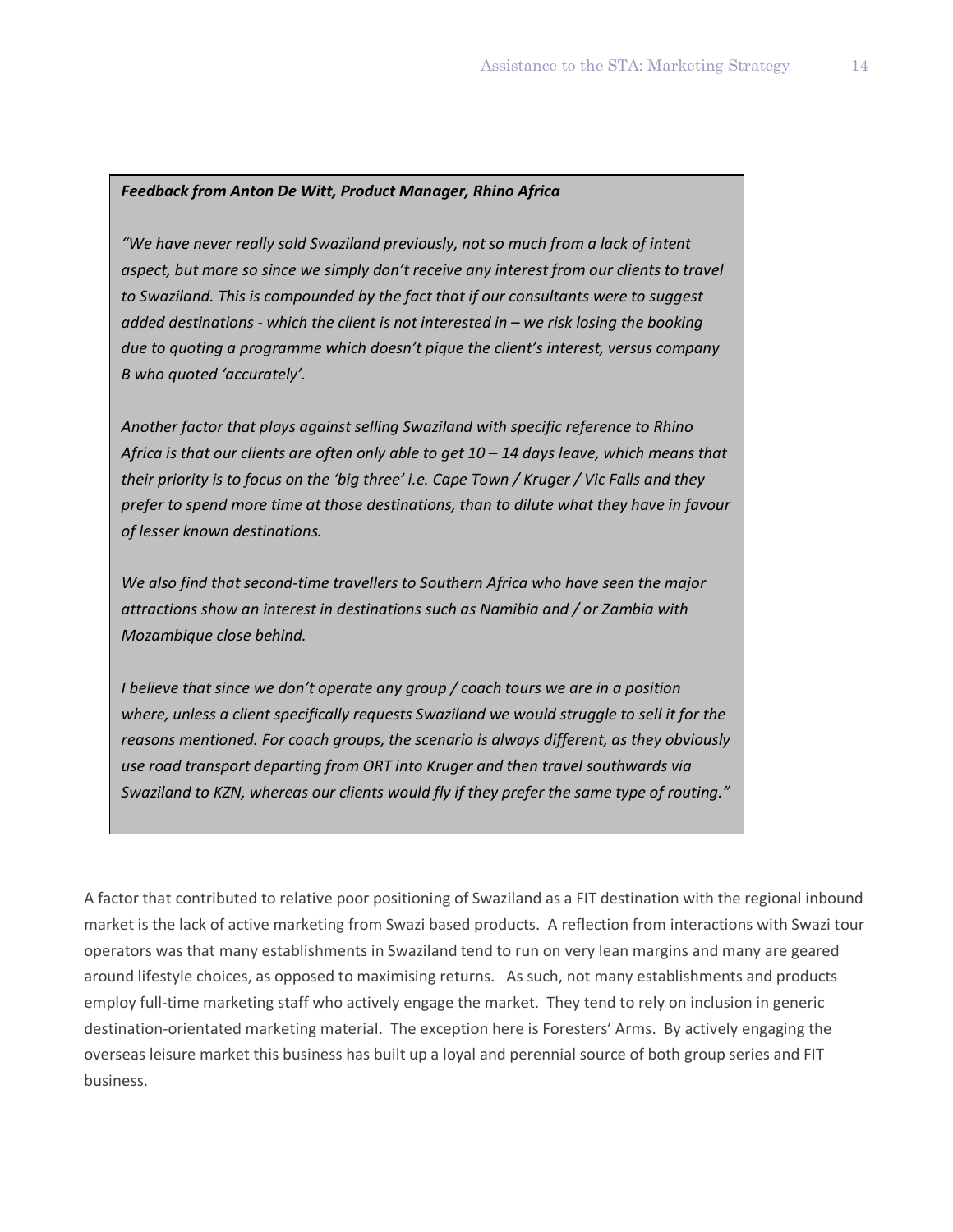***Feedback from Anton De Witt, Product Manager, Rhino Africa***

*"We have never really sold Swaziland previously, not so much from a lack of intent aspect, but more so since we simply don't receive any interest from our clients to travel to Swaziland. This is compounded by the fact that if our consultants were to suggest added destinations - which the client is not interested in – we risk losing the booking due to quoting a programme which doesn't pique the client's interest, versus company B who quoted 'accurately'.*

*Another factor that plays against selling Swaziland with specific reference to Rhino Africa is that our clients are often only able to get 10 – 14 days leave, which means that their priority is to focus on the 'big three' i.e. Cape Town / Kruger / Vic Falls and they prefer to spend more time at those destinations, than to dilute what they have in favour of lesser known destinations.*

*We also find that second-time travellers to Southern Africa who have seen the major attractions show an interest in destinations such as Namibia and / or Zambia with Mozambique close behind.*

*I believe that since we don't operate any group / coach tours we are in a position where, unless a client specifically requests Swaziland we would struggle to sell it for the reasons mentioned. For coach groups, the scenario is always different, as they obviously use road transport departing from ORT into Kruger and then travel southwards via Swaziland to KZN, whereas our clients would fly if they prefer the same type of routing."*

A factor that contributed to relative poor positioning of Swaziland as a FIT destination with the regional inbound market is the lack of active marketing from Swazi based products. A reflection from interactions with Swazi tour operators was that many establishments in Swaziland tend to run on very lean margins and many are geared around lifestyle choices, as opposed to maximising returns. As such, not many establishments and products employ full-time marketing staff who actively engage the market. They tend to rely on inclusion in generic destination-orientated marketing material. The exception here is Foresters' Arms. By actively engaging the overseas leisure market this business has built up a loyal and perennial source of both group series and FIT business.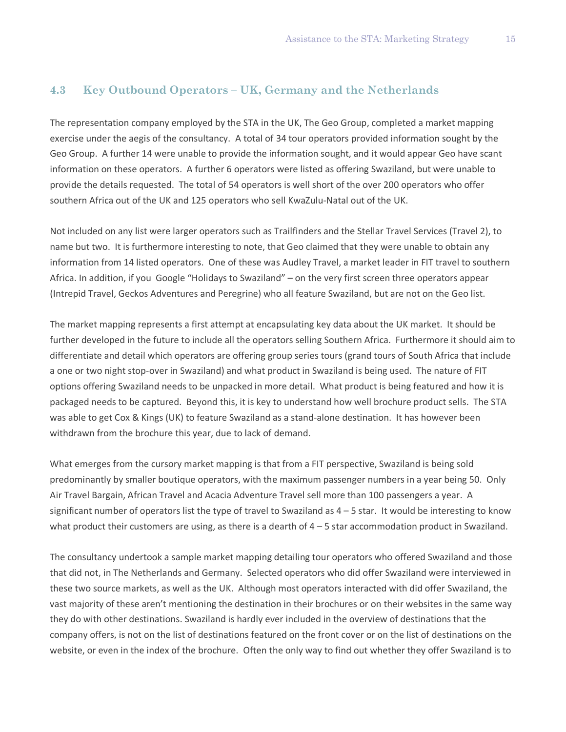## 4.3 Key Outbound Operators – UK, Germany and the Netherlands

The representation company employed by the STA in the UK, The Geo Group, completed a market mapping exercise under the aegis of the consultancy. A total of 34 tour operators provided information sought by the Geo Group. A further 14 were unable to provide the information sought, and it would appear Geo have scant information on these operators. A further 6 operators were listed as offering Swaziland, but were unable to provide the details requested. The total of 54 operators is well short of the over 200 operators who offer southern Africa out of the UK and 125 operators who sell KwaZulu-Natal out of the UK.

Not included on any list were larger operators such as Trailfinders and the Stellar Travel Services (Travel 2), to name but two. It is furthermore interesting to note, that Geo claimed that they were unable to obtain any information from 14 listed operators. One of these was Audley Travel, a market leader in FIT travel to southern Africa. In addition, if you Google "Holidays to Swaziland" – on the very first screen three operators appear (Intrepid Travel, Geckos Adventures and Peregrine) who all feature Swaziland, but are not on the Geo list.

The market mapping represents a first attempt at encapsulating key data about the UK market. It should be further developed in the future to include all the operators selling Southern Africa. Furthermore it should aim to differentiate and detail which operators are offering group series tours (grand tours of South Africa that include a one or two night stop-over in Swaziland) and what product in Swaziland is being used. The nature of FIT options offering Swaziland needs to be unpacked in more detail. What product is being featured and how it is packaged needs to be captured. Beyond this, it is key to understand how well brochure product sells. The STA was able to get Cox & Kings (UK) to feature Swaziland as a stand-alone destination. It has however been withdrawn from the brochure this year, due to lack of demand.

What emerges from the cursory market mapping is that from a FIT perspective, Swaziland is being sold predominantly by smaller boutique operators, with the maximum passenger numbers in a year being 50. Only Air Travel Bargain, African Travel and Acacia Adventure Travel sell more than 100 passengers a year. A significant number of operators list the type of travel to Swaziland as 4 – 5 star. It would be interesting to know what product their customers are using, as there is a dearth of 4 – 5 star accommodation product in Swaziland.

The consultancy undertook a sample market mapping detailing tour operators who offered Swaziland and those that did not, in The Netherlands and Germany. Selected operators who did offer Swaziland were interviewed in these two source markets, as well as the UK. Although most operators interacted with did offer Swaziland, the vast majority of these aren't mentioning the destination in their brochures or on their websites in the same way they do with other destinations. Swaziland is hardly ever included in the overview of destinations that the company offers, is not on the list of destinations featured on the front cover or on the list of destinations on the website, or even in the index of the brochure. Often the only way to find out whether they offer Swaziland is to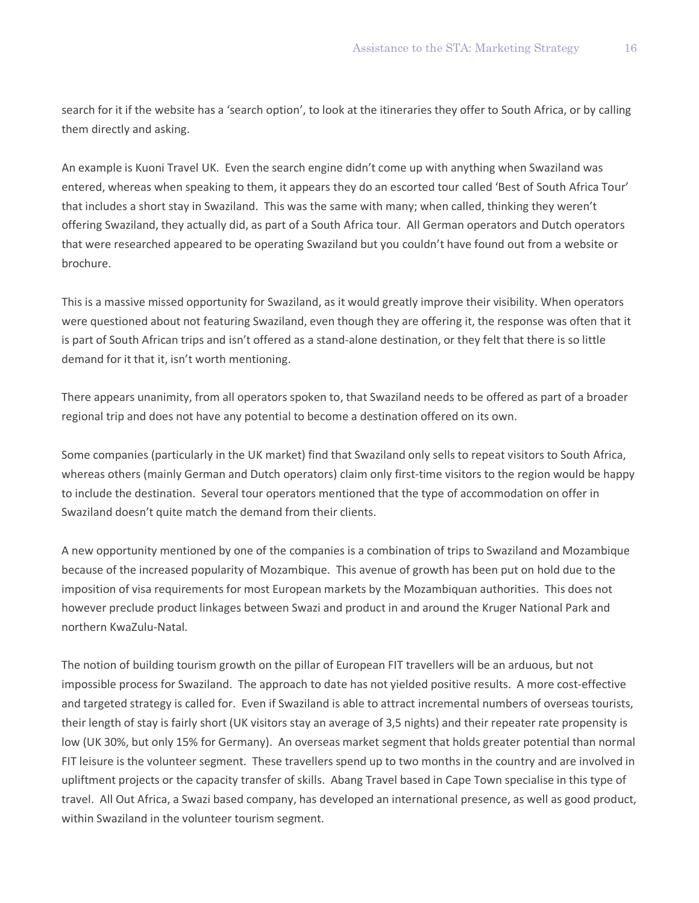search for it if the website has a 'search option', to look at the itineraries they offer to South Africa, or by calling them directly and asking.

An example is Kuoni Travel UK. Even the search engine didn't come up with anything when Swaziland was entered, whereas when speaking to them, it appears they do an escorted tour called 'Best of South Africa Tour' that includes a short stay in Swaziland. This was the same with many; when called, thinking they weren't offering Swaziland, they actually did, as part of a South Africa tour. All German operators and Dutch operators that were researched appeared to be operating Swaziland but you couldn't have found out from a website or brochure.

This is a massive missed opportunity for Swaziland, as it would greatly improve their visibility. When operators were questioned about not featuring Swaziland, even though they are offering it, the response was often that it is part of South African trips and isn't offered as a stand-alone destination, or they felt that there is so little demand for it that it, isn't worth mentioning.

There appears unanimity, from all operators spoken to, that Swaziland needs to be offered as part of a broader regional trip and does not have any potential to become a destination offered on its own.

Some companies (particularly in the UK market) find that Swaziland only sells to repeat visitors to South Africa, whereas others (mainly German and Dutch operators) claim only first-time visitors to the region would be happy to include the destination. Several tour operators mentioned that the type of accommodation on offer in Swaziland doesn't quite match the demand from their clients.

A new opportunity mentioned by one of the companies is a combination of trips to Swaziland and Mozambique because of the increased popularity of Mozambique. This avenue of growth has been put on hold due to the imposition of visa requirements for most European markets by the Mozambiquan authorities. This does not however preclude product linkages between Swazi and product in and around the Kruger National Park and northern KwaZulu-Natal.

The notion of building tourism growth on the pillar of European FIT travellers will be an arduous, but not impossible process for Swaziland. The approach to date has not yielded positive results. A more cost-effective and targeted strategy is called for. Even if Swaziland is able to attract incremental numbers of overseas tourists, their length of stay is fairly short (UK visitors stay an average of 3,5 nights) and their repeater rate propensity is low (UK 30%, but only 15% for Germany). An overseas market segment that holds greater potential than normal FIT leisure is the volunteer segment. These travellers spend up to two months in the country and are involved in upliftment projects or the capacity transfer of skills. Abang Travel based in Cape Town specialise in this type of travel. All Out Africa, a Swazi based company, has developed an international presence, as well as good product, within Swaziland in the volunteer tourism segment.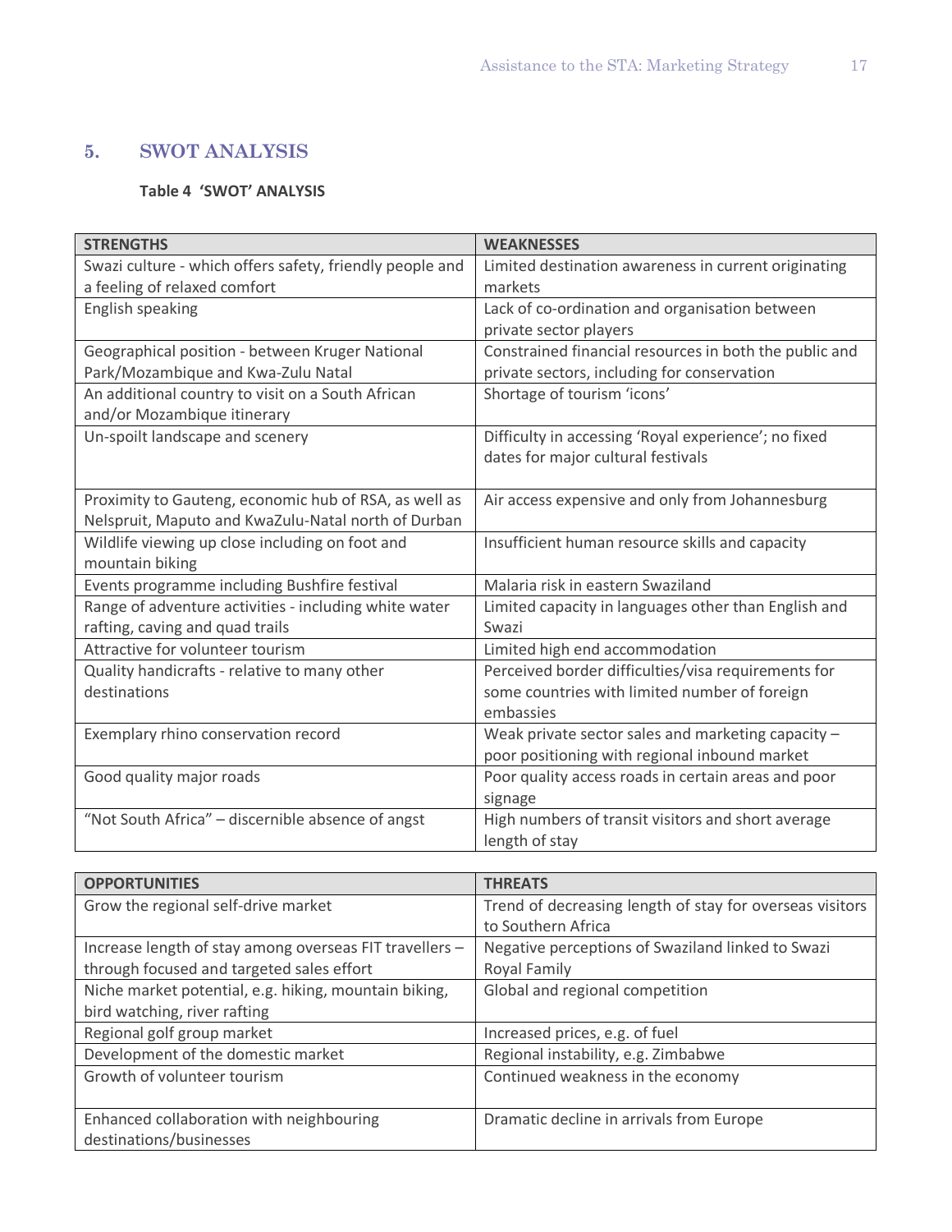## 5. SWOT ANALYSIS

**Table 4 'SWOT' ANALYSIS**

| STRENGTHS | WEAKNESSES |
|---|---|
| Swazi culture - which offers safety, friendly people and a feeling of relaxed comfort | Limited destination awareness in current originating markets |
| English speaking | Lack of co-ordination and organisation between private sector players |
| Geographical position - between Kruger National Park/Mozambique and Kwa-Zulu Natal | Constrained financial resources in both the public and private sectors, including for conservation |
| An additional country to visit on a South African and/or Mozambique itinerary | Shortage of tourism 'icons' |
| Un-spoilt landscape and scenery | Difficulty in accessing 'Royal experience'; no fixed dates for major cultural festivals |
| Proximity to Gauteng, economic hub of RSA, as well as Nelspruit, Maputo and KwaZulu-Natal north of Durban | Air access expensive and only from Johannesburg |
| Wildlife viewing up close including on foot and mountain biking | Insufficient human resource skills and capacity |
| Events programme including Bushfire festival | Malaria risk in eastern Swaziland |
| Range of adventure activities - including white water rafting, caving and quad trails | Limited capacity in languages other than English and Swazi |
| Attractive for volunteer tourism | Limited high end accommodation |
| Quality handicrafts - relative to many other destinations | Perceived border difficulties/visa requirements for some countries with limited number of foreign embassies |
| Exemplary rhino conservation record | Weak private sector sales and marketing capacity – poor positioning with regional inbound market |
| Good quality major roads | Poor quality access roads in certain areas and poor signage |
| "Not South Africa" – discernible absence of angst | High numbers of transit visitors and short average length of stay |

| OPPORTUNITIES | THREATS |
|---|---|
| Grow the regional self-drive market | Trend of decreasing length of stay for overseas visitors to Southern Africa |
| Increase length of stay among overseas FIT travellers – through focused and targeted sales effort | Negative perceptions of Swaziland linked to Swazi Royal Family |
| Niche market potential, e.g. hiking, mountain biking, bird watching, river rafting | Global and regional competition |
| Regional golf group market | Increased prices, e.g. of fuel |
| Development of the domestic market | Regional instability, e.g. Zimbabwe |
| Growth of volunteer tourism | Continued weakness in the economy |
| Enhanced collaboration with neighbouring destinations/businesses | Dramatic decline in arrivals from Europe |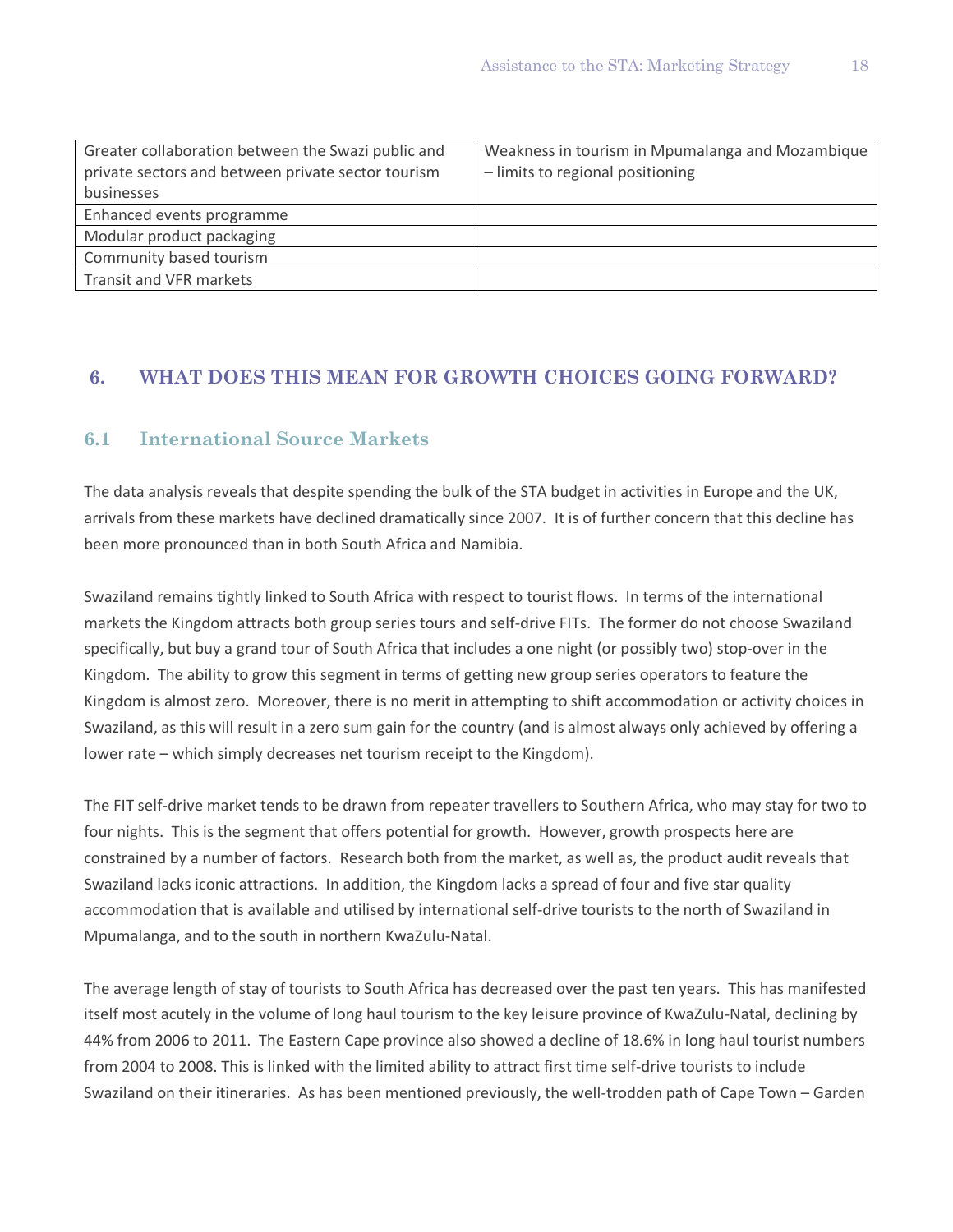| Greater collaboration between the Swazi public and private sectors and between private sector tourism businesses | Weakness in tourism in Mpumalanga and Mozambique – limits to regional positioning |
|---|---|
| Enhanced events programme | |
| Modular product packaging | |
| Community based tourism | |
| Transit and VFR markets | |

## 6. WHAT DOES THIS MEAN FOR GROWTH CHOICES GOING FORWARD?

### 6.1 International Source Markets

The data analysis reveals that despite spending the bulk of the STA budget in activities in Europe and the UK, arrivals from these markets have declined dramatically since 2007. It is of further concern that this decline has been more pronounced than in both South Africa and Namibia.

Swaziland remains tightly linked to South Africa with respect to tourist flows. In terms of the international markets the Kingdom attracts both group series tours and self-drive FITs. The former do not choose Swaziland specifically, but buy a grand tour of South Africa that includes a one night (or possibly two) stop-over in the Kingdom. The ability to grow this segment in terms of getting new group series operators to feature the Kingdom is almost zero. Moreover, there is no merit in attempting to shift accommodation or activity choices in Swaziland, as this will result in a zero sum gain for the country (and is almost always only achieved by offering a lower rate – which simply decreases net tourism receipt to the Kingdom).

The FIT self-drive market tends to be drawn from repeater travellers to Southern Africa, who may stay for two to four nights. This is the segment that offers potential for growth. However, growth prospects here are constrained by a number of factors. Research both from the market, as well as, the product audit reveals that Swaziland lacks iconic attractions. In addition, the Kingdom lacks a spread of four and five star quality accommodation that is available and utilised by international self-drive tourists to the north of Swaziland in Mpumalanga, and to the south in northern KwaZulu-Natal.

The average length of stay of tourists to South Africa has decreased over the past ten years. This has manifested itself most acutely in the volume of long haul tourism to the key leisure province of KwaZulu-Natal, declining by 44% from 2006 to 2011. The Eastern Cape province also showed a decline of 18.6% in long haul tourist numbers from 2004 to 2008. This is linked with the limited ability to attract first time self-drive tourists to include Swaziland on their itineraries. As has been mentioned previously, the well-trodden path of Cape Town – Garden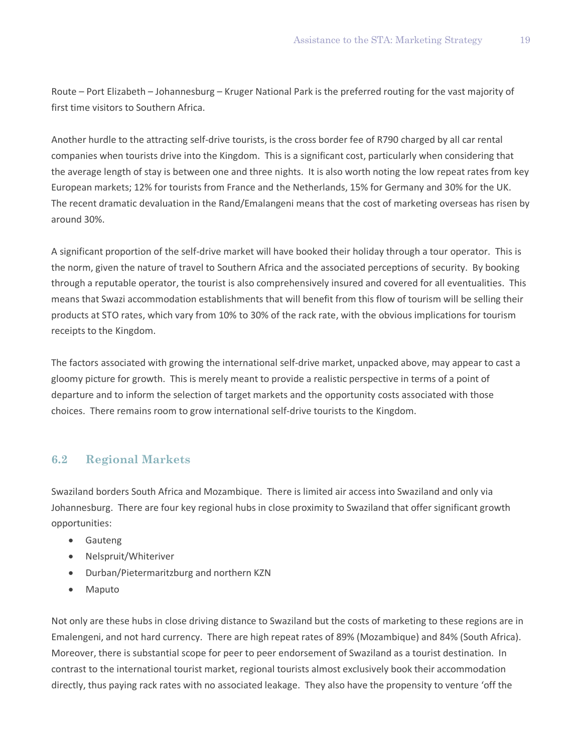Route – Port Elizabeth – Johannesburg – Kruger National Park is the preferred routing for the vast majority of first time visitors to Southern Africa.

Another hurdle to the attracting self-drive tourists, is the cross border fee of R790 charged by all car rental companies when tourists drive into the Kingdom. This is a significant cost, particularly when considering that the average length of stay is between one and three nights. It is also worth noting the low repeat rates from key European markets; 12% for tourists from France and the Netherlands, 15% for Germany and 30% for the UK. The recent dramatic devaluation in the Rand/Emalangeni means that the cost of marketing overseas has risen by around 30%.

A significant proportion of the self-drive market will have booked their holiday through a tour operator. This is the norm, given the nature of travel to Southern Africa and the associated perceptions of security. By booking through a reputable operator, the tourist is also comprehensively insured and covered for all eventualities. This means that Swazi accommodation establishments that will benefit from this flow of tourism will be selling their products at STO rates, which vary from 10% to 30% of the rack rate, with the obvious implications for tourism receipts to the Kingdom.

The factors associated with growing the international self-drive market, unpacked above, may appear to cast a gloomy picture for growth. This is merely meant to provide a realistic perspective in terms of a point of departure and to inform the selection of target markets and the opportunity costs associated with those choices. There remains room to grow international self-drive tourists to the Kingdom.

## 6.2 Regional Markets

Swaziland borders South Africa and Mozambique. There is limited air access into Swaziland and only via Johannesburg. There are four key regional hubs in close proximity to Swaziland that offer significant growth opportunities:

- Gauteng
- Nelspruit/Whiteriver
- Durban/Pietermaritzburg and northern KZN
- Maputo

Not only are these hubs in close driving distance to Swaziland but the costs of marketing to these regions are in Emalengeni, and not hard currency. There are high repeat rates of 89% (Mozambique) and 84% (South Africa). Moreover, there is substantial scope for peer to peer endorsement of Swaziland as a tourist destination. In contrast to the international tourist market, regional tourists almost exclusively book their accommodation directly, thus paying rack rates with no associated leakage. They also have the propensity to venture 'off the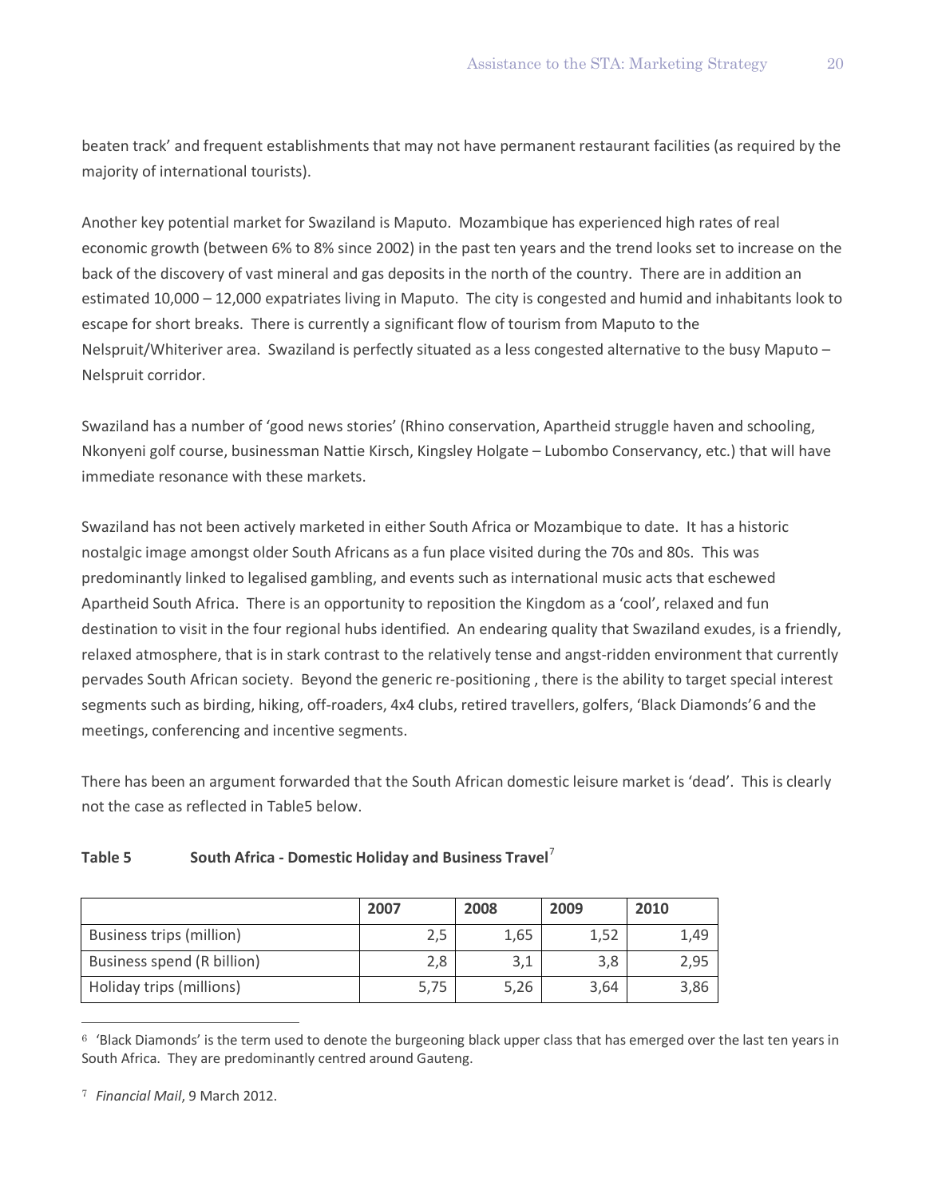beaten track' and frequent establishments that may not have permanent restaurant facilities (as required by the majority of international tourists).

Another key potential market for Swaziland is Maputo. Mozambique has experienced high rates of real economic growth (between 6% to 8% since 2002) in the past ten years and the trend looks set to increase on the back of the discovery of vast mineral and gas deposits in the north of the country. There are in addition an estimated 10,000 – 12,000 expatriates living in Maputo. The city is congested and humid and inhabitants look to escape for short breaks. There is currently a significant flow of tourism from Maputo to the Nelspruit/Whiteriver area. Swaziland is perfectly situated as a less congested alternative to the busy Maputo – Nelspruit corridor.

Swaziland has a number of 'good news stories' (Rhino conservation, Apartheid struggle haven and schooling, Nkonyeni golf course, businessman Nattie Kirsch, Kingsley Holgate – Lubombo Conservancy, etc.) that will have immediate resonance with these markets.

Swaziland has not been actively marketed in either South Africa or Mozambique to date. It has a historic nostalgic image amongst older South Africans as a fun place visited during the 70s and 80s. This was predominantly linked to legalised gambling, and events such as international music acts that eschewed Apartheid South Africa. There is an opportunity to reposition the Kingdom as a 'cool', relaxed and fun destination to visit in the four regional hubs identified. An endearing quality that Swaziland exudes, is a friendly, relaxed atmosphere, that is in stark contrast to the relatively tense and angst-ridden environment that currently pervades South African society. Beyond the generic re-positioning , there is the ability to target special interest segments such as birding, hiking, off-roaders, 4x4 clubs, retired travellers, golfers, 'Black Diamonds'[6] and the meetings, conferencing and incentive segments.

There has been an argument forwarded that the South African domestic leisure market is 'dead'. This is clearly not the case as reflected in Table5 below.

**Table 5 South Africa - Domestic Holiday and Business Travel**[7]

| | 2007 | 2008 | 2009 | 2010 |
|---|---|---|---|---|
| Business trips (million) | 2,5 | 1,65 | 1,52 | 1,49 |
| Business spend (R billion) | 2,8 | 3,1 | 3,8 | 2,95 |
| Holiday trips (millions) | 5,75 | 5,26 | 3,64 | 3,86 |

[6] 'Black Diamonds' is the term used to denote the burgeoning black upper class that has emerged over the last ten years in South Africa. They are predominantly centred around Gauteng.

[7] *Financial Mail*, 9 March 2012.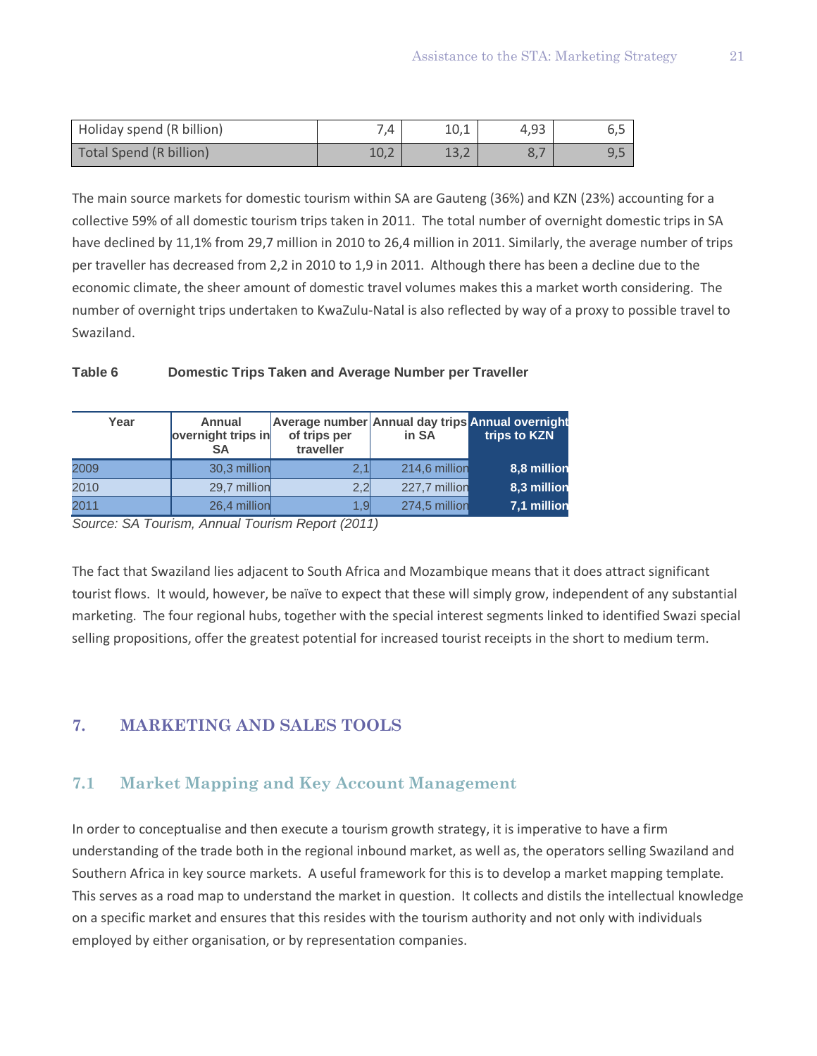| Holiday spend (R billion) | 7,4 | 10,1 | 4,93 | 6,5 |
|---|---|---|---|---|
| Total Spend (R billion) | 10,2 | 13,2 | 8,7 | 9,5 |

The main source markets for domestic tourism within SA are Gauteng (36%) and KZN (23%) accounting for a collective 59% of all domestic tourism trips taken in 2011. The total number of overnight domestic trips in SA have declined by 11,1% from 29,7 million in 2010 to 26,4 million in 2011. Similarly, the average number of trips per traveller has decreased from 2,2 in 2010 to 1,9 in 2011. Although there has been a decline due to the economic climate, the sheer amount of domestic travel volumes makes this a market worth considering. The number of overnight trips undertaken to KwaZulu-Natal is also reflected by way of a proxy to possible travel to Swaziland.

**Table 6 Domestic Trips Taken and Average Number per Traveller**

| Year | Annual overnight trips in SA | Average number of trips per traveller | Annual day trips in SA | Annual overnight trips to KZN |
|---|---|---|---|---|
| 2009 | 30,3 million | 2,1 | 214,6 million | 8,8 million |
| 2010 | 29,7 million | 2,2 | 227,7 million | 8,3 million |
| 2011 | 26,4 million | 1,9 | 274,5 million | 7,1 million |

*Source: SA Tourism, Annual Tourism Report (2011)*

The fact that Swaziland lies adjacent to South Africa and Mozambique means that it does attract significant tourist flows. It would, however, be naïve to expect that these will simply grow, independent of any substantial marketing. The four regional hubs, together with the special interest segments linked to identified Swazi special selling propositions, offer the greatest potential for increased tourist receipts in the short to medium term.

## 7. MARKETING AND SALES TOOLS

### 7.1 Market Mapping and Key Account Management

In order to conceptualise and then execute a tourism growth strategy, it is imperative to have a firm understanding of the trade both in the regional inbound market, as well as, the operators selling Swaziland and Southern Africa in key source markets. A useful framework for this is to develop a market mapping template. This serves as a road map to understand the market in question. It collects and distils the intellectual knowledge on a specific market and ensures that this resides with the tourism authority and not only with individuals employed by either organisation, or by representation companies.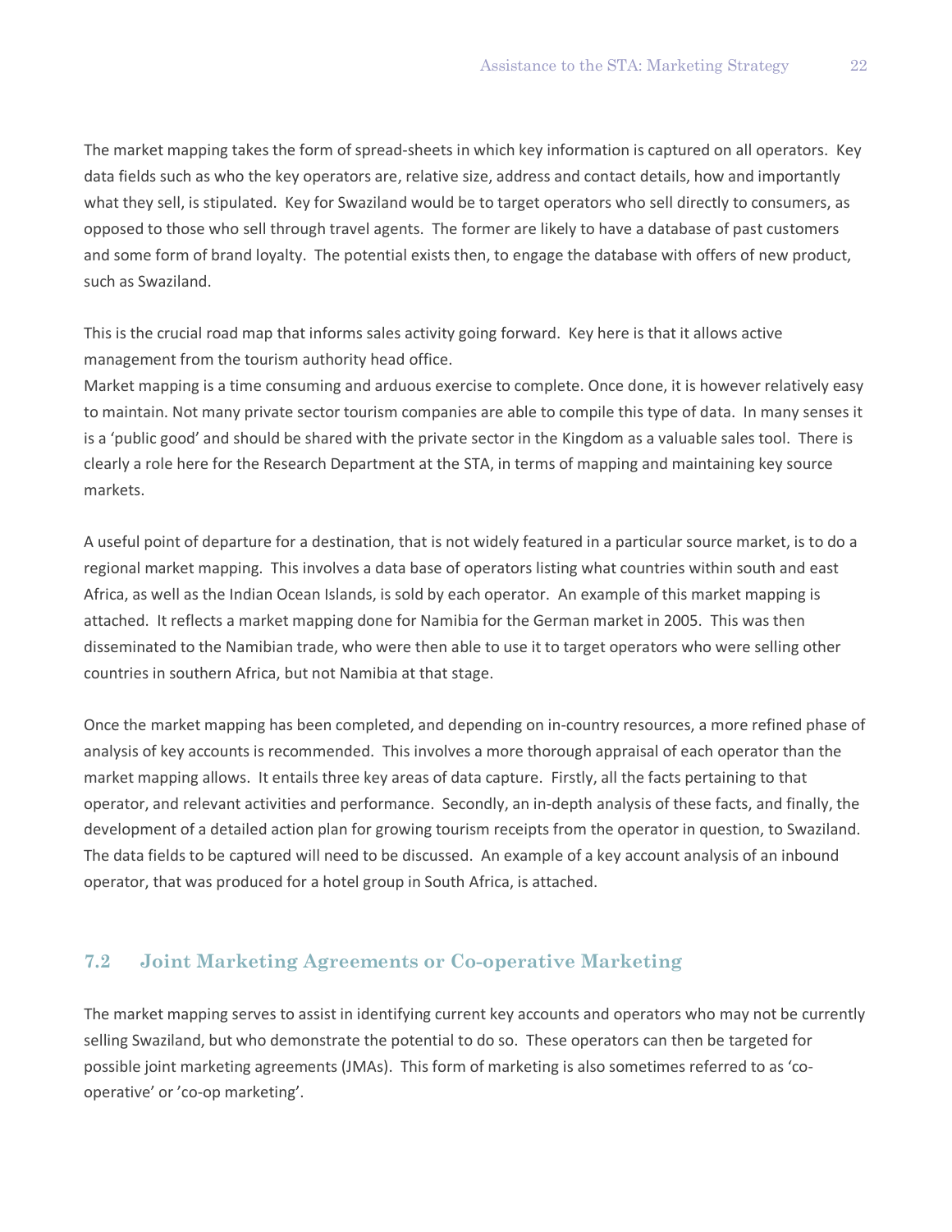The market mapping takes the form of spread-sheets in which key information is captured on all operators. Key data fields such as who the key operators are, relative size, address and contact details, how and importantly what they sell, is stipulated. Key for Swaziland would be to target operators who sell directly to consumers, as opposed to those who sell through travel agents. The former are likely to have a database of past customers and some form of brand loyalty. The potential exists then, to engage the database with offers of new product, such as Swaziland.

This is the crucial road map that informs sales activity going forward. Key here is that it allows active management from the tourism authority head office.

Market mapping is a time consuming and arduous exercise to complete. Once done, it is however relatively easy to maintain. Not many private sector tourism companies are able to compile this type of data. In many senses it is a 'public good' and should be shared with the private sector in the Kingdom as a valuable sales tool. There is clearly a role here for the Research Department at the STA, in terms of mapping and maintaining key source markets.

A useful point of departure for a destination, that is not widely featured in a particular source market, is to do a regional market mapping. This involves a data base of operators listing what countries within south and east Africa, as well as the Indian Ocean Islands, is sold by each operator. An example of this market mapping is attached. It reflects a market mapping done for Namibia for the German market in 2005. This was then disseminated to the Namibian trade, who were then able to use it to target operators who were selling other countries in southern Africa, but not Namibia at that stage.

Once the market mapping has been completed, and depending on in-country resources, a more refined phase of analysis of key accounts is recommended. This involves a more thorough appraisal of each operator than the market mapping allows. It entails three key areas of data capture. Firstly, all the facts pertaining to that operator, and relevant activities and performance. Secondly, an in-depth analysis of these facts, and finally, the development of a detailed action plan for growing tourism receipts from the operator in question, to Swaziland. The data fields to be captured will need to be discussed. An example of a key account analysis of an inbound operator, that was produced for a hotel group in South Africa, is attached.

## 7.2 Joint Marketing Agreements or Co-operative Marketing

The market mapping serves to assist in identifying current key accounts and operators who may not be currently selling Swaziland, but who demonstrate the potential to do so. These operators can then be targeted for possible joint marketing agreements (JMAs). This form of marketing is also sometimes referred to as 'co-operative' or 'co-op marketing'.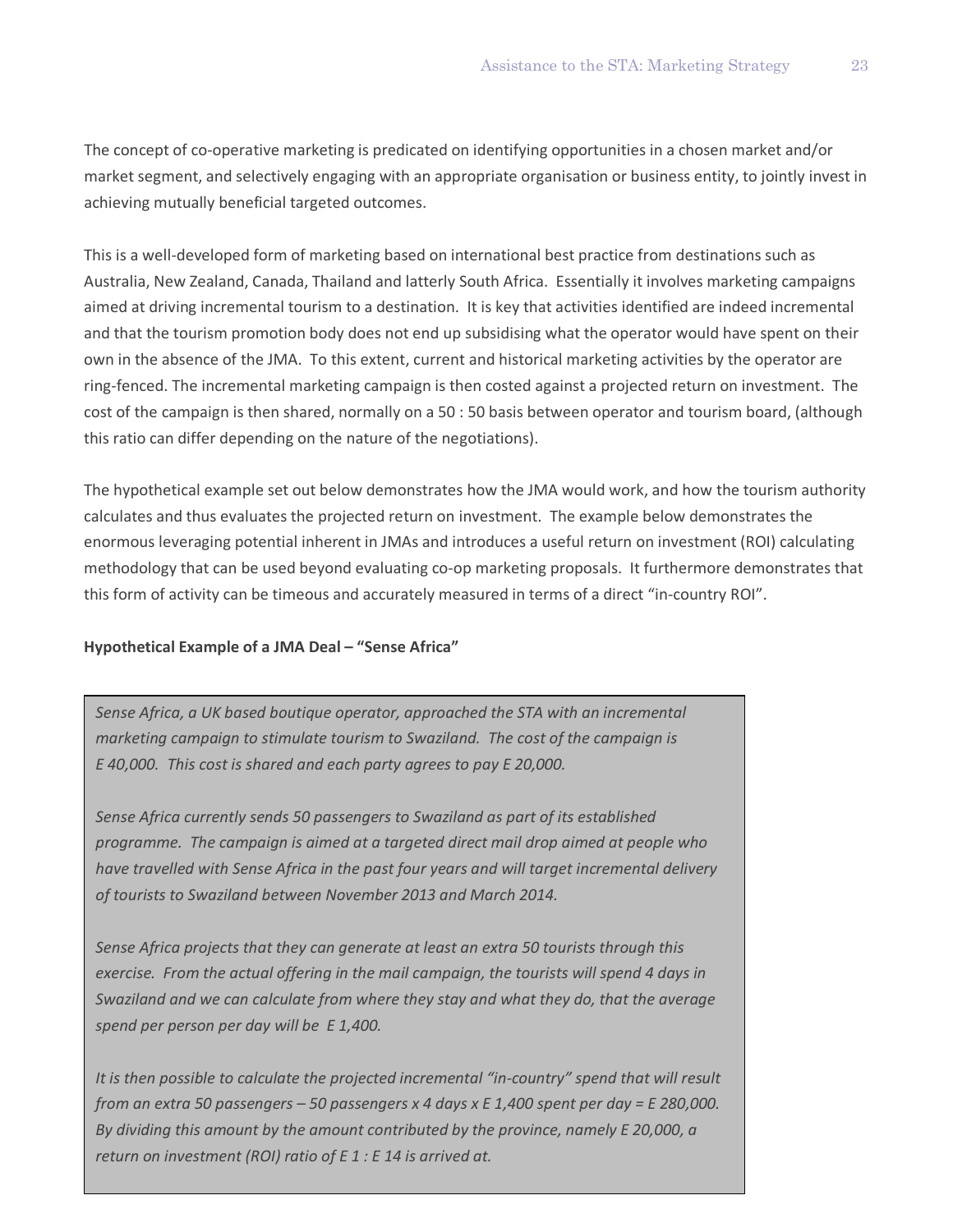The concept of co-operative marketing is predicated on identifying opportunities in a chosen market and/or market segment, and selectively engaging with an appropriate organisation or business entity, to jointly invest in achieving mutually beneficial targeted outcomes.

This is a well-developed form of marketing based on international best practice from destinations such as Australia, New Zealand, Canada, Thailand and latterly South Africa. Essentially it involves marketing campaigns aimed at driving incremental tourism to a destination. It is key that activities identified are indeed incremental and that the tourism promotion body does not end up subsidising what the operator would have spent on their own in the absence of the JMA. To this extent, current and historical marketing activities by the operator are ring-fenced. The incremental marketing campaign is then costed against a projected return on investment. The cost of the campaign is then shared, normally on a 50 : 50 basis between operator and tourism board, (although this ratio can differ depending on the nature of the negotiations).

The hypothetical example set out below demonstrates how the JMA would work, and how the tourism authority calculates and thus evaluates the projected return on investment. The example below demonstrates the enormous leveraging potential inherent in JMAs and introduces a useful return on investment (ROI) calculating methodology that can be used beyond evaluating co-op marketing proposals. It furthermore demonstrates that this form of activity can be timeous and accurately measured in terms of a direct “in-country ROI”.

**Hypothetical Example of a JMA Deal – “Sense Africa”**

*Sense Africa, a UK based boutique operator, approached the STA with an incremental marketing campaign to stimulate tourism to Swaziland. The cost of the campaign is E 40,000. This cost is shared and each party agrees to pay E 20,000.*

*Sense Africa currently sends 50 passengers to Swaziland as part of its established programme. The campaign is aimed at a targeted direct mail drop aimed at people who have travelled with Sense Africa in the past four years and will target incremental delivery of tourists to Swaziland between November 2013 and March 2014.*

*Sense Africa projects that they can generate at least an extra 50 tourists through this exercise. From the actual offering in the mail campaign, the tourists will spend 4 days in Swaziland and we can calculate from where they stay and what they do, that the average spend per person per day will be E 1,400.*

*It is then possible to calculate the projected incremental “in-country” spend that will result from an extra 50 passengers – 50 passengers x 4 days x E 1,400 spent per day = E 280,000. By dividing this amount by the amount contributed by the province, namely E 20,000, a return on investment (ROI) ratio of E 1 : E 14 is arrived at.*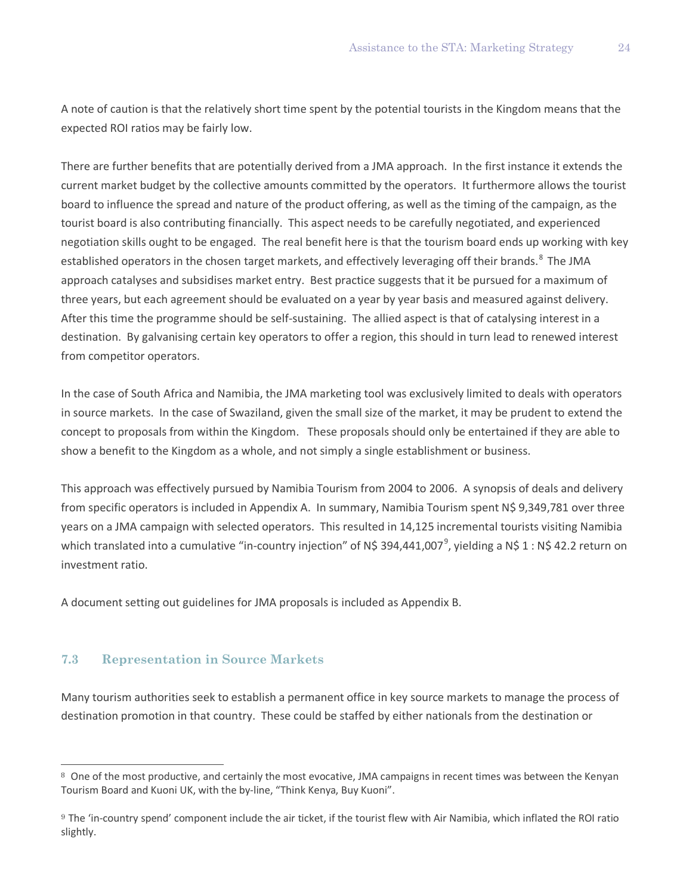A note of caution is that the relatively short time spent by the potential tourists in the Kingdom means that the expected ROI ratios may be fairly low.

There are further benefits that are potentially derived from a JMA approach. In the first instance it extends the current market budget by the collective amounts committed by the operators. It furthermore allows the tourist board to influence the spread and nature of the product offering, as well as the timing of the campaign, as the tourist board is also contributing financially. This aspect needs to be carefully negotiated, and experienced negotiation skills ought to be engaged. The real benefit here is that the tourism board ends up working with key established operators in the chosen target markets, and effectively leveraging off their brands.[8] The JMA approach catalyses and subsidises market entry. Best practice suggests that it be pursued for a maximum of three years, but each agreement should be evaluated on a year by year basis and measured against delivery. After this time the programme should be self-sustaining. The allied aspect is that of catalysing interest in a destination. By galvanising certain key operators to offer a region, this should in turn lead to renewed interest from competitor operators.

In the case of South Africa and Namibia, the JMA marketing tool was exclusively limited to deals with operators in source markets. In the case of Swaziland, given the small size of the market, it may be prudent to extend the concept to proposals from within the Kingdom. These proposals should only be entertained if they are able to show a benefit to the Kingdom as a whole, and not simply a single establishment or business.

This approach was effectively pursued by Namibia Tourism from 2004 to 2006. A synopsis of deals and delivery from specific operators is included in Appendix A. In summary, Namibia Tourism spent N$ 9,349,781 over three years on a JMA campaign with selected operators. This resulted in 14,125 incremental tourists visiting Namibia which translated into a cumulative "in-country injection" of N$ 394,441,007[9], yielding a N$ 1 : N$ 42.2 return on investment ratio.

A document setting out guidelines for JMA proposals is included as Appendix B.

### 7.3 Representation in Source Markets

Many tourism authorities seek to establish a permanent office in key source markets to manage the process of destination promotion in that country. These could be staffed by either nationals from the destination or

---

[8] One of the most productive, and certainly the most evocative, JMA campaigns in recent times was between the Kenyan Tourism Board and Kuoni UK, with the by-line, "Think Kenya, Buy Kuoni".

[9] The 'in-country spend' component include the air ticket, if the tourist flew with Air Namibia, which inflated the ROI ratio slightly.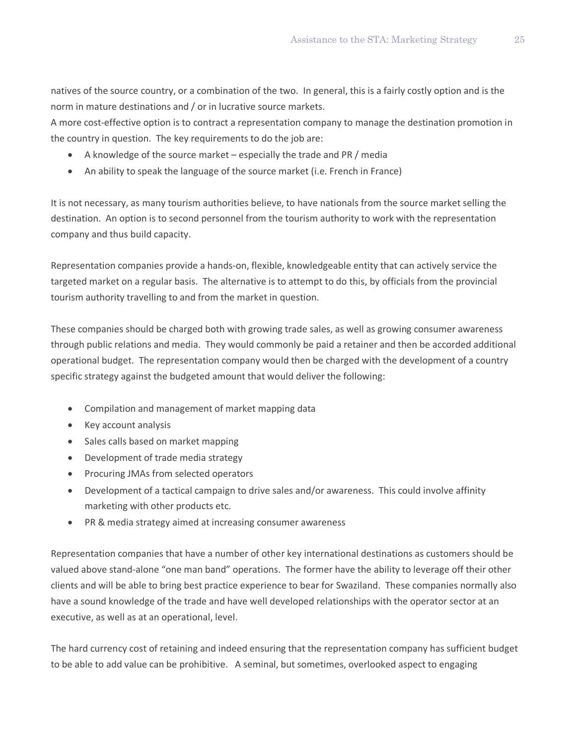natives of the source country, or a combination of the two. In general, this is a fairly costly option and is the norm in mature destinations and / or in lucrative source markets.
A more cost-effective option is to contract a representation company to manage the destination promotion in the country in question. The key requirements to do the job are:

- A knowledge of the source market – especially the trade and PR / media
- An ability to speak the language of the source market (i.e. French in France)

It is not necessary, as many tourism authorities believe, to have nationals from the source market selling the destination. An option is to second personnel from the tourism authority to work with the representation company and thus build capacity.

Representation companies provide a hands-on, flexible, knowledgeable entity that can actively service the targeted market on a regular basis. The alternative is to attempt to do this, by officials from the provincial tourism authority travelling to and from the market in question.

These companies should be charged both with growing trade sales, as well as growing consumer awareness through public relations and media. They would commonly be paid a retainer and then be accorded additional operational budget. The representation company would then be charged with the development of a country specific strategy against the budgeted amount that would deliver the following:

- Compilation and management of market mapping data
- Key account analysis
- Sales calls based on market mapping
- Development of trade media strategy
- Procuring JMAs from selected operators
- Development of a tactical campaign to drive sales and/or awareness. This could involve affinity marketing with other products etc.
- PR & media strategy aimed at increasing consumer awareness

Representation companies that have a number of other key international destinations as customers should be valued above stand-alone "one man band" operations. The former have the ability to leverage off their other clients and will be able to bring best practice experience to bear for Swaziland. These companies normally also have a sound knowledge of the trade and have well developed relationships with the operator sector at an executive, as well as at an operational, level.

The hard currency cost of retaining and indeed ensuring that the representation company has sufficient budget to be able to add value can be prohibitive. A seminal, but sometimes, overlooked aspect to engaging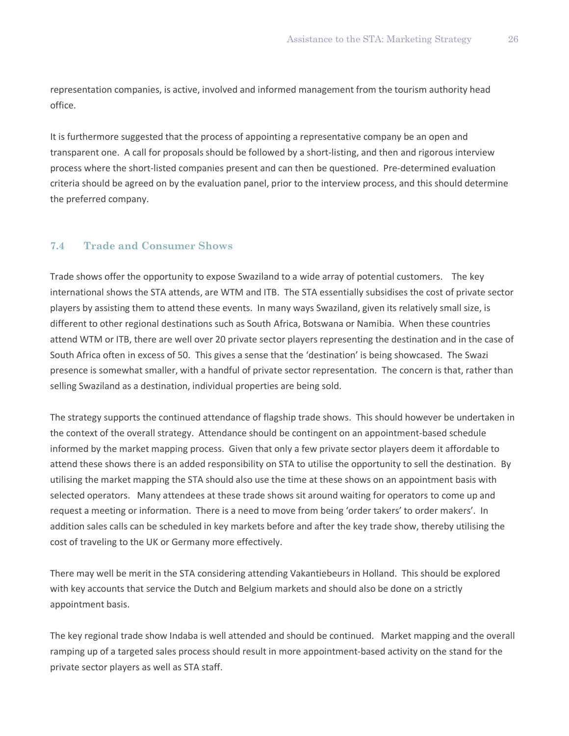representation companies, is active, involved and informed management from the tourism authority head office.

It is furthermore suggested that the process of appointing a representative company be an open and transparent one. A call for proposals should be followed by a short-listing, and then and rigorous interview process where the short-listed companies present and can then be questioned. Pre-determined evaluation criteria should be agreed on by the evaluation panel, prior to the interview process, and this should determine the preferred company.

## 7.4 Trade and Consumer Shows

Trade shows offer the opportunity to expose Swaziland to a wide array of potential customers. The key international shows the STA attends, are WTM and ITB. The STA essentially subsidises the cost of private sector players by assisting them to attend these events. In many ways Swaziland, given its relatively small size, is different to other regional destinations such as South Africa, Botswana or Namibia. When these countries attend WTM or ITB, there are well over 20 private sector players representing the destination and in the case of South Africa often in excess of 50. This gives a sense that the 'destination' is being showcased. The Swazi presence is somewhat smaller, with a handful of private sector representation. The concern is that, rather than selling Swaziland as a destination, individual properties are being sold.

The strategy supports the continued attendance of flagship trade shows. This should however be undertaken in the context of the overall strategy. Attendance should be contingent on an appointment-based schedule informed by the market mapping process. Given that only a few private sector players deem it affordable to attend these shows there is an added responsibility on STA to utilise the opportunity to sell the destination. By utilising the market mapping the STA should also use the time at these shows on an appointment basis with selected operators. Many attendees at these trade shows sit around waiting for operators to come up and request a meeting or information. There is a need to move from being 'order takers' to order makers'. In addition sales calls can be scheduled in key markets before and after the key trade show, thereby utilising the cost of traveling to the UK or Germany more effectively.

There may well be merit in the STA considering attending Vakantiebeurs in Holland. This should be explored with key accounts that service the Dutch and Belgium markets and should also be done on a strictly appointment basis.

The key regional trade show Indaba is well attended and should be continued. Market mapping and the overall ramping up of a targeted sales process should result in more appointment-based activity on the stand for the private sector players as well as STA staff.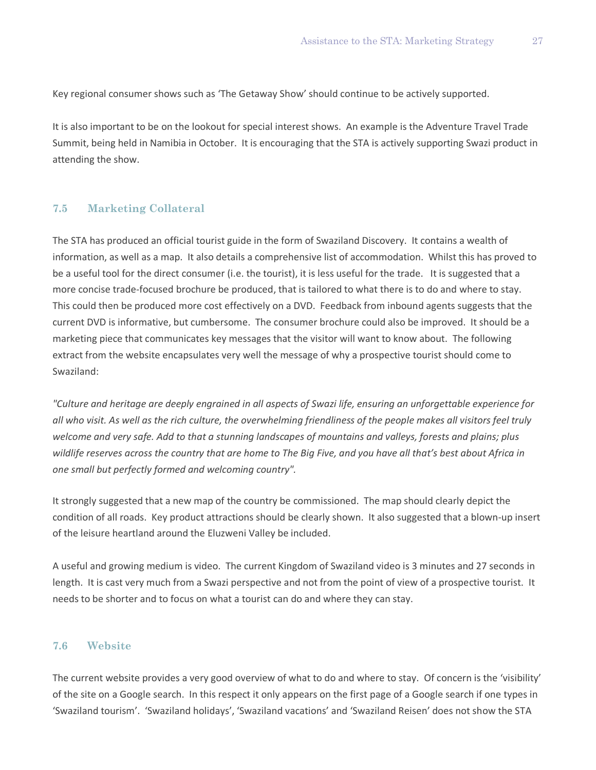Key regional consumer shows such as 'The Getaway Show' should continue to be actively supported.

It is also important to be on the lookout for special interest shows. An example is the Adventure Travel Trade Summit, being held in Namibia in October. It is encouraging that the STA is actively supporting Swazi product in attending the show.

### 7.5 Marketing Collateral

The STA has produced an official tourist guide in the form of Swaziland Discovery. It contains a wealth of information, as well as a map. It also details a comprehensive list of accommodation. Whilst this has proved to be a useful tool for the direct consumer (i.e. the tourist), it is less useful for the trade. It is suggested that a more concise trade-focused brochure be produced, that is tailored to what there is to do and where to stay. This could then be produced more cost effectively on a DVD. Feedback from inbound agents suggests that the current DVD is informative, but cumbersome. The consumer brochure could also be improved. It should be a marketing piece that communicates key messages that the visitor will want to know about. The following extract from the website encapsulates very well the message of why a prospective tourist should come to Swaziland:

*"Culture and heritage are deeply engrained in all aspects of Swazi life, ensuring an unforgettable experience for all who visit. As well as the rich culture, the overwhelming friendliness of the people makes all visitors feel truly welcome and very safe. Add to that a stunning landscapes of mountains and valleys, forests and plains; plus wildlife reserves across the country that are home to The Big Five, and you have all that's best about Africa in one small but perfectly formed and welcoming country".*

It strongly suggested that a new map of the country be commissioned. The map should clearly depict the condition of all roads. Key product attractions should be clearly shown. It also suggested that a blown-up insert of the leisure heartland around the Eluzweni Valley be included.

A useful and growing medium is video. The current Kingdom of Swaziland video is 3 minutes and 27 seconds in length. It is cast very much from a Swazi perspective and not from the point of view of a prospective tourist. It needs to be shorter and to focus on what a tourist can do and where they can stay.

### 7.6 Website

The current website provides a very good overview of what to do and where to stay. Of concern is the 'visibility' of the site on a Google search. In this respect it only appears on the first page of a Google search if one types in 'Swaziland tourism'. 'Swaziland holidays', 'Swaziland vacations' and 'Swaziland Reisen' does not show the STA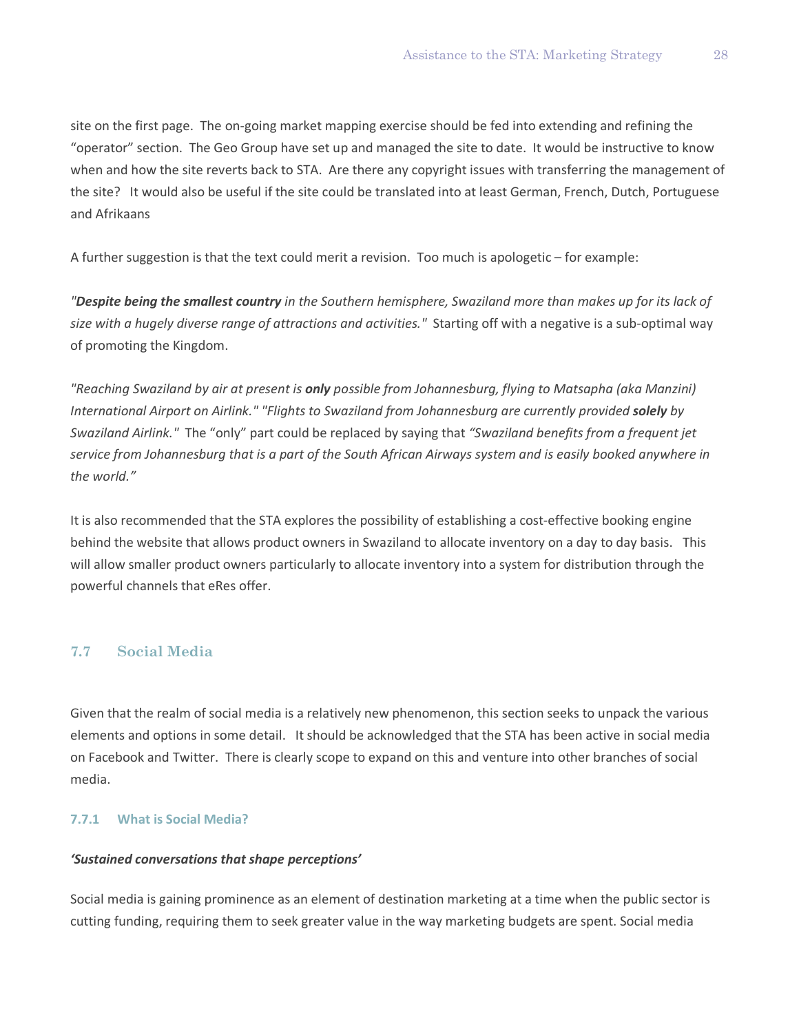site on the first page. The on-going market mapping exercise should be fed into extending and refining the "operator" section. The Geo Group have set up and managed the site to date. It would be instructive to know when and how the site reverts back to STA. Are there any copyright issues with transferring the management of the site? It would also be useful if the site could be translated into at least German, French, Dutch, Portuguese and Afrikaans

A further suggestion is that the text could merit a revision. Too much is apologetic – for example:

*"**Despite being the smallest country** in the Southern hemisphere, Swaziland more than makes up for its lack of size with a hugely diverse range of attractions and activities."* Starting off with a negative is a sub-optimal way of promoting the Kingdom.

*"Reaching Swaziland by air at present is **only** possible from Johannesburg, flying to Matsapha (aka Manzini) International Airport on Airlink." "Flights to Swaziland from Johannesburg are currently provided **solely** by Swaziland Airlink."* The "only" part could be replaced by saying that *"Swaziland benefits from a frequent jet service from Johannesburg that is a part of the South African Airways system and is easily booked anywhere in the world."*

It is also recommended that the STA explores the possibility of establishing a cost-effective booking engine behind the website that allows product owners in Swaziland to allocate inventory on a day to day basis. This will allow smaller product owners particularly to allocate inventory into a system for distribution through the powerful channels that eRes offer.

## 7.7 Social Media

Given that the realm of social media is a relatively new phenomenon, this section seeks to unpack the various elements and options in some detail. It should be acknowledged that the STA has been active in social media on Facebook and Twitter. There is clearly scope to expand on this and venture into other branches of social media.

### 7.7.1 What is Social Media?

***'Sustained conversations that shape perceptions'***

Social media is gaining prominence as an element of destination marketing at a time when the public sector is cutting funding, requiring them to seek greater value in the way marketing budgets are spent. Social media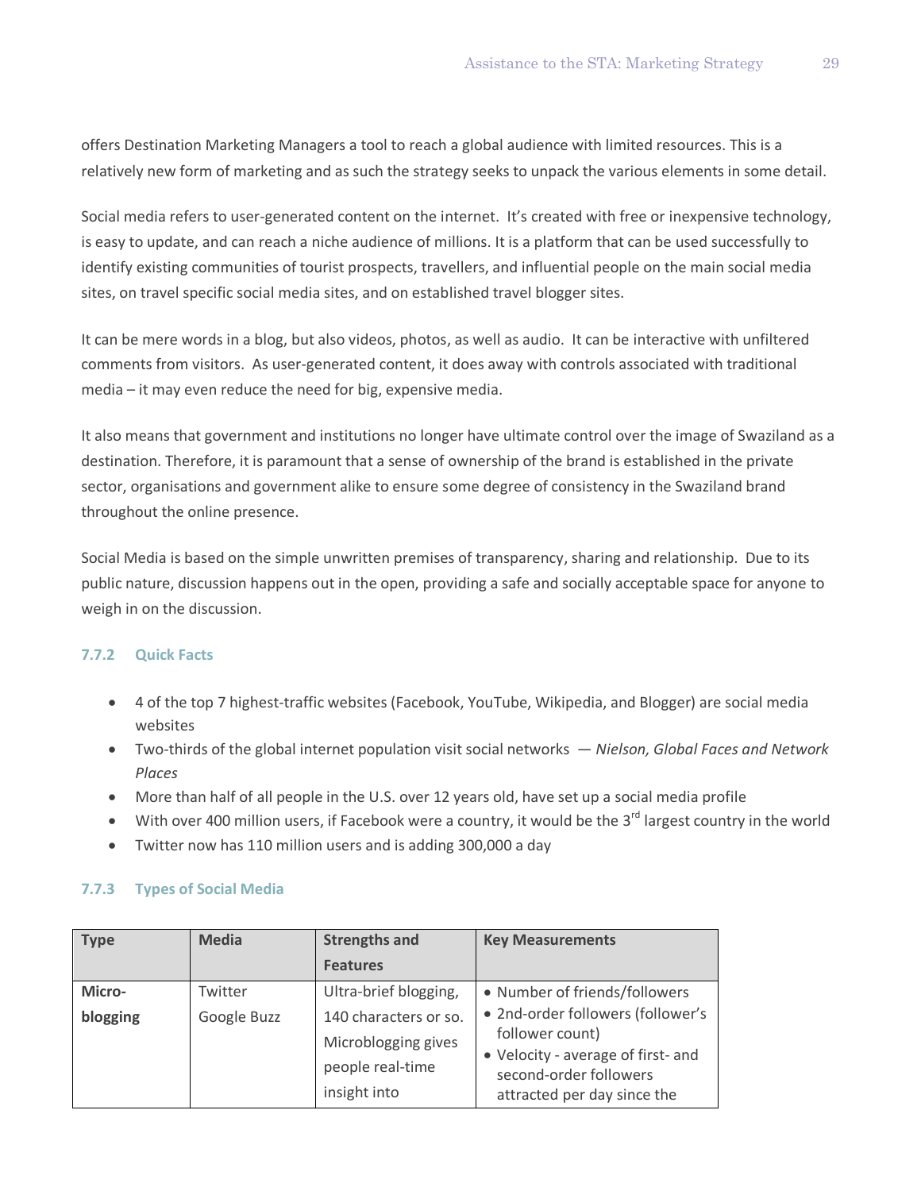offers Destination Marketing Managers a tool to reach a global audience with limited resources. This is a relatively new form of marketing and as such the strategy seeks to unpack the various elements in some detail.

Social media refers to user-generated content on the internet. It's created with free or inexpensive technology, is easy to update, and can reach a niche audience of millions. It is a platform that can be used successfully to identify existing communities of tourist prospects, travellers, and influential people on the main social media sites, on travel specific social media sites, and on established travel blogger sites.

It can be mere words in a blog, but also videos, photos, as well as audio. It can be interactive with unfiltered comments from visitors. As user-generated content, it does away with controls associated with traditional media – it may even reduce the need for big, expensive media.

It also means that government and institutions no longer have ultimate control over the image of Swaziland as a destination. Therefore, it is paramount that a sense of ownership of the brand is established in the private sector, organisations and government alike to ensure some degree of consistency in the Swaziland brand throughout the online presence.

Social Media is based on the simple unwritten premises of transparency, sharing and relationship. Due to its public nature, discussion happens out in the open, providing a safe and socially acceptable space for anyone to weigh in on the discussion.

### 7.7.2 Quick Facts

- 4 of the top 7 highest-traffic websites (Facebook, YouTube, Wikipedia, and Blogger) are social media websites
- Two-thirds of the global internet population visit social networks — *Nielson, Global Faces and Network Places*
- More than half of all people in the U.S. over 12 years old, have set up a social media profile
- With over 400 million users, if Facebook were a country, it would be the 3rd largest country in the world
- Twitter now has 110 million users and is adding 300,000 a day

### 7.7.3 Types of Social Media

| Type | Media | Strengths and Features | Key Measurements |
|---|---|---|---|
| **Micro-blogging** | Twitter<br>Google Buzz | Ultra-brief blogging, 140 characters or so. Microblogging gives people real-time insight into | • Number of friends/followers<br>• 2nd-order followers (follower's follower count)<br>• Velocity - average of first- and second-order followers attracted per day since the |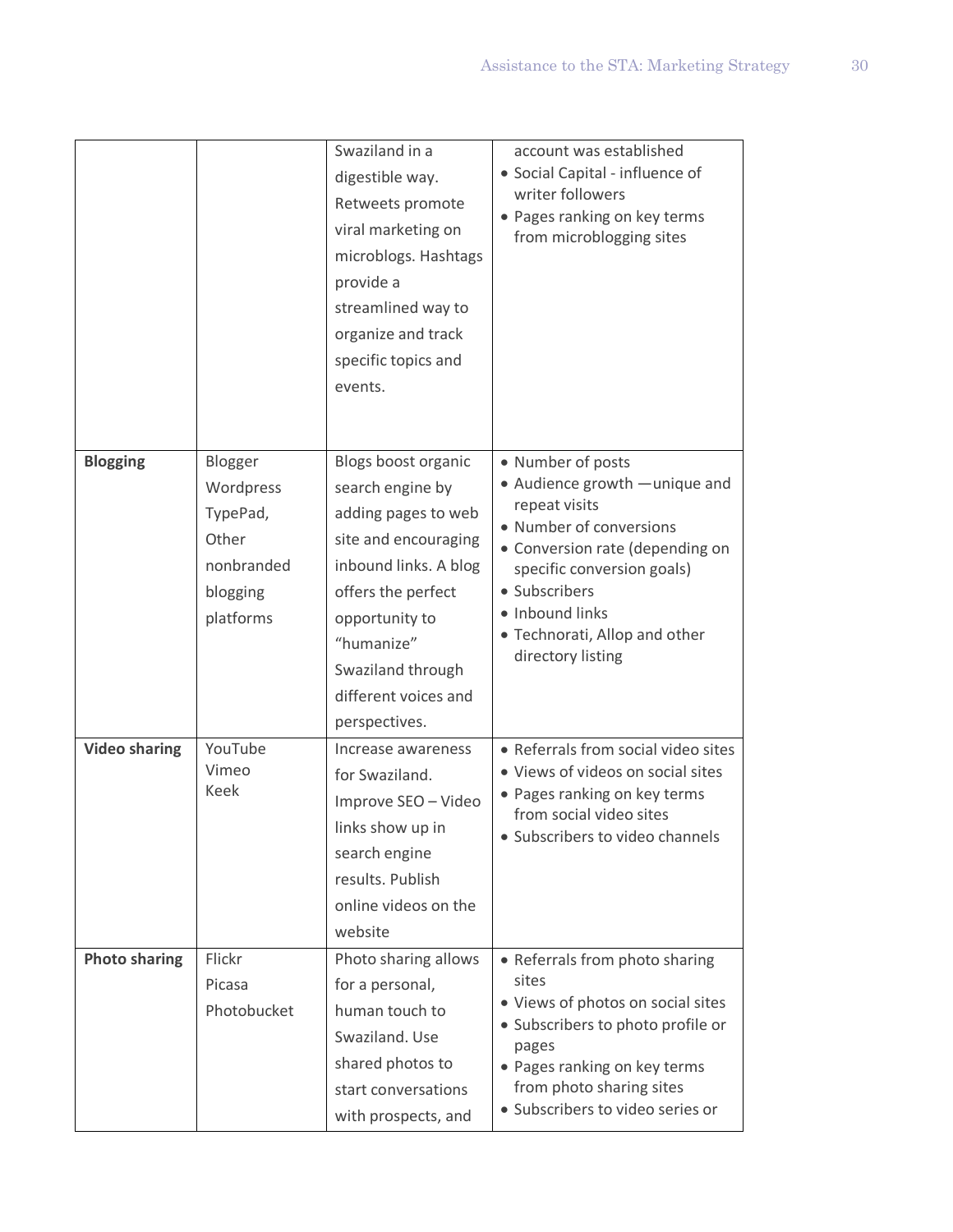| | | | |
|---|---|---|---|
| | | Swaziland in a digestible way. Retweets promote viral marketing on microblogs. Hashtags provide a streamlined way to organize and track specific topics and events. | account was established<br>• Social Capital - influence of writer followers<br>• Pages ranking on key terms from microblogging sites |
| **Blogging** | Blogger<br>Wordpress<br>TypePad,<br>Other nonbranded blogging platforms | Blogs boost organic search engine by adding pages to web site and encouraging inbound links. A blog offers the perfect opportunity to "humanize" Swaziland through different voices and perspectives. | • Number of posts<br>• Audience growth —unique and repeat visits<br>• Number of conversions<br>• Conversion rate (depending on specific conversion goals)<br>• Subscribers<br>• Inbound links<br>• Technorati, Allop and other directory listing |
| **Video sharing** | YouTube<br>Vimeo<br>Keek | Increase awareness for Swaziland. Improve SEO – Video links show up in search engine results. Publish online videos on the website | • Referrals from social video sites<br>• Views of videos on social sites<br>• Pages ranking on key terms from social video sites<br>• Subscribers to video channels |
| **Photo sharing** | Flickr<br>Picasa<br>Photobucket | Photo sharing allows for a personal, human touch to Swaziland. Use shared photos to start conversations with prospects, and | • Referrals from photo sharing sites<br>• Views of photos on social sites<br>• Subscribers to photo profile or pages<br>• Pages ranking on key terms from photo sharing sites<br>• Subscribers to video series or |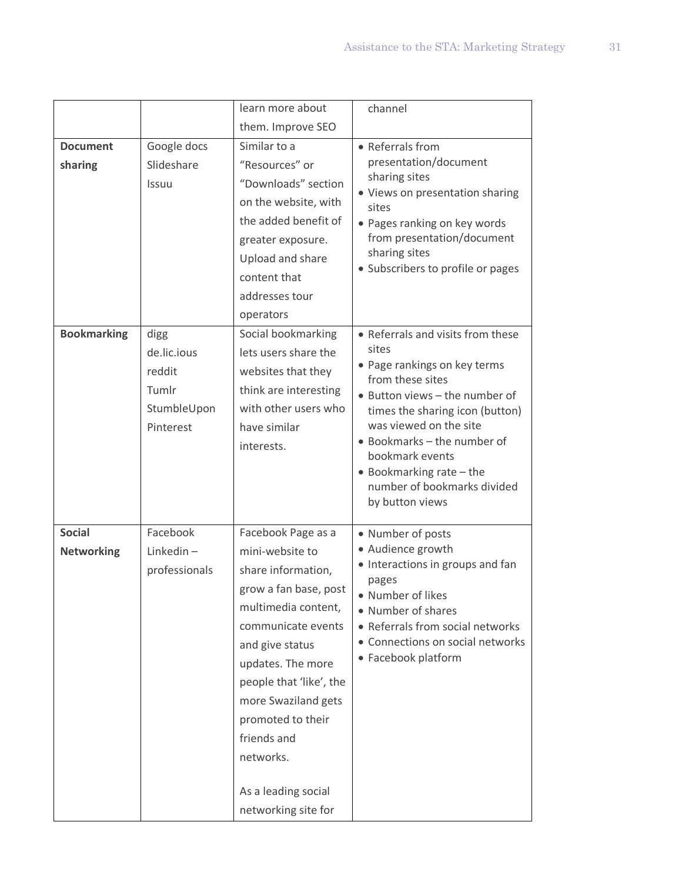| | | learn more about them. Improve SEO | channel |
|---|---|---|---|
| **Document sharing** | Google docs<br>Slideshare<br>Issuu | Similar to a "Resources" or "Downloads" section on the website, with the added benefit of greater exposure. Upload and share content that addresses tour operators | • Referrals from presentation/document sharing sites<br>• Views on presentation sharing sites<br>• Pages ranking on key words from presentation/document sharing sites<br>• Subscribers to profile or pages |
| **Bookmarking** | digg<br>de.lic.ious<br>reddit<br>Tumlr<br>StumbleUpon<br>Pinterest | Social bookmarking lets users share the websites that they think are interesting with other users who have similar interests. | • Referrals and visits from these sites<br>• Page rankings on key terms from these sites<br>• Button views – the number of times the sharing icon (button) was viewed on the site<br>• Bookmarks – the number of bookmark events<br>• Bookmarking rate – the number of bookmarks divided by button views |
| **Social Networking** | Facebook<br>Linkedin – professionals | Facebook Page as a mini-website to share information, grow a fan base, post multimedia content, communicate events and give status updates. The more people that 'like', the more Swaziland gets promoted to their friends and networks.<br><br>As a leading social networking site for | • Number of posts<br>• Audience growth<br>• Interactions in groups and fan pages<br>• Number of likes<br>• Number of shares<br>• Referrals from social networks<br>• Connections on social networks<br>• Facebook platform |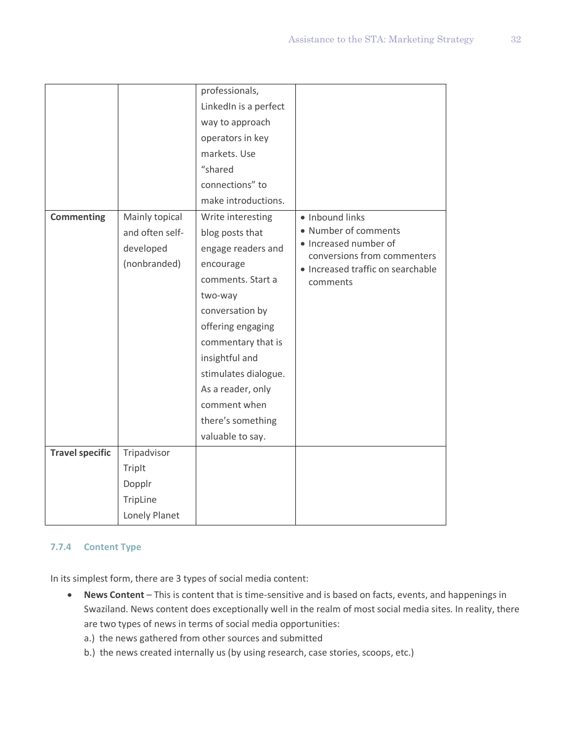| | | | |
|---|---|---|---|
| | | professionals, LinkedIn is a perfect way to approach operators in key markets. Use “shared connections” to make introductions. | |
| **Commenting** | Mainly topical and often self-developed (nonbranded) | Write interesting blog posts that engage readers and encourage comments. Start a two-way conversation by offering engaging commentary that is insightful and stimulates dialogue. As a reader, only comment when there’s something valuable to say. | • Inbound links<br>• Number of comments<br>• Increased number of conversions from commenters<br>• Increased traffic on searchable comments |
| **Travel specific** | Tripadvisor<br>TripIt<br>Dopplr<br>TripLine<br>Lonely Planet | | |

#### 7.7.4 Content Type

In its simplest form, there are 3 types of social media content:

- **News Content** – This is content that is time-sensitive and is based on facts, events, and happenings in Swaziland. News content does exceptionally well in the realm of most social media sites. In reality, there are two types of news in terms of social media opportunities:
  a.) the news gathered from other sources and submitted
  b.) the news created internally us (by using research, case stories, scoops, etc.)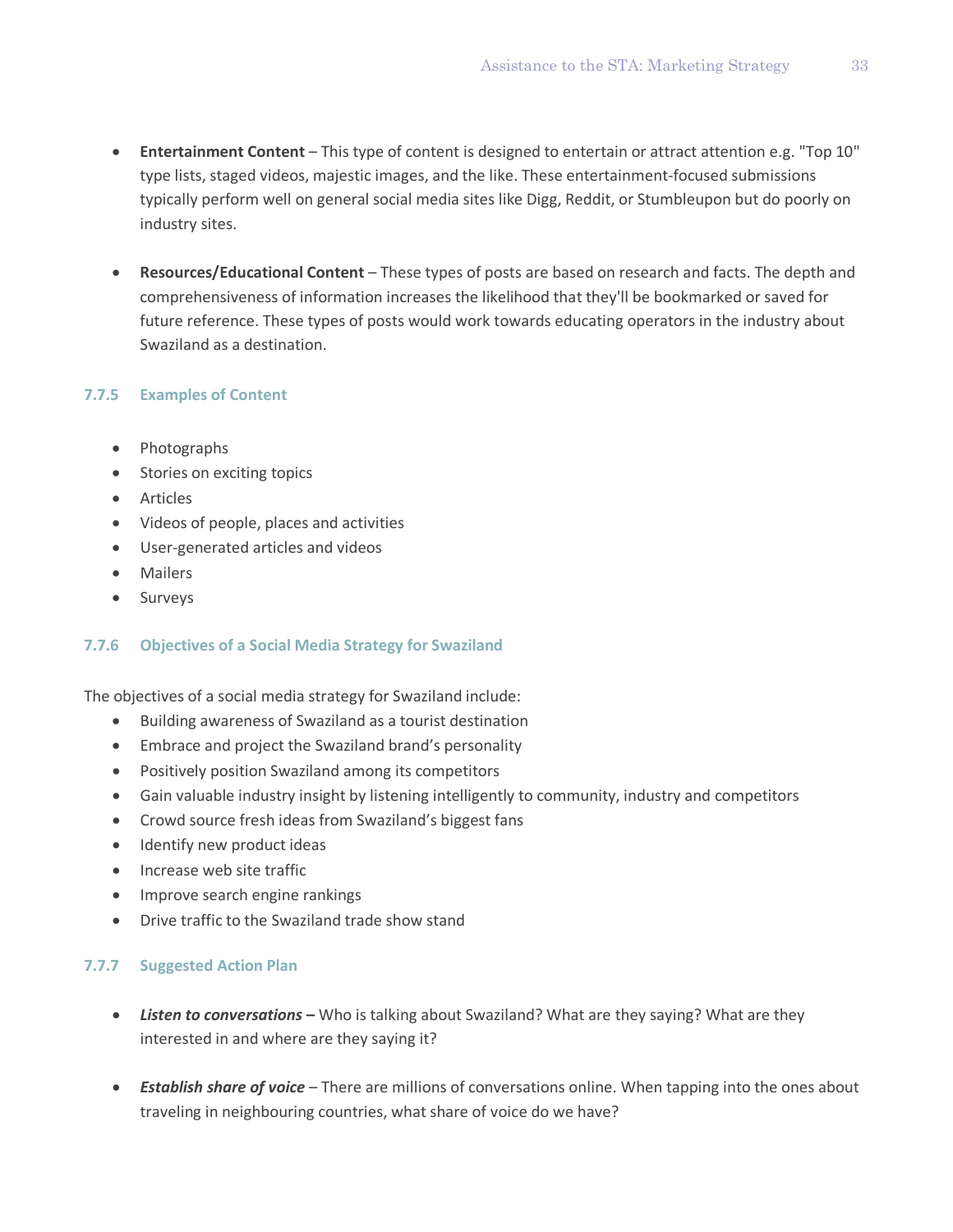- **Entertainment Content** – This type of content is designed to entertain or attract attention e.g. "Top 10" type lists, staged videos, majestic images, and the like. These entertainment-focused submissions typically perform well on general social media sites like Digg, Reddit, or Stumbleupon but do poorly on industry sites.

- **Resources/Educational Content** – These types of posts are based on research and facts. The depth and comprehensiveness of information increases the likelihood that they'll be bookmarked or saved for future reference. These types of posts would work towards educating operators in the industry about Swaziland as a destination.

### 7.7.5 Examples of Content

- Photographs
- Stories on exciting topics
- Articles
- Videos of people, places and activities
- User-generated articles and videos
- Mailers
- Surveys

### 7.7.6 Objectives of a Social Media Strategy for Swaziland

The objectives of a social media strategy for Swaziland include:

- Building awareness of Swaziland as a tourist destination
- Embrace and project the Swaziland brand's personality
- Positively position Swaziland among its competitors
- Gain valuable industry insight by listening intelligently to community, industry and competitors
- Crowd source fresh ideas from Swaziland's biggest fans
- Identify new product ideas
- Increase web site traffic
- Improve search engine rankings
- Drive traffic to the Swaziland trade show stand

### 7.7.7 Suggested Action Plan

- ***Listen to conversations –*** Who is talking about Swaziland? What are they saying? What are they interested in and where are they saying it?

- ***Establish share of voice*** – There are millions of conversations online. When tapping into the ones about traveling in neighbouring countries, what share of voice do we have?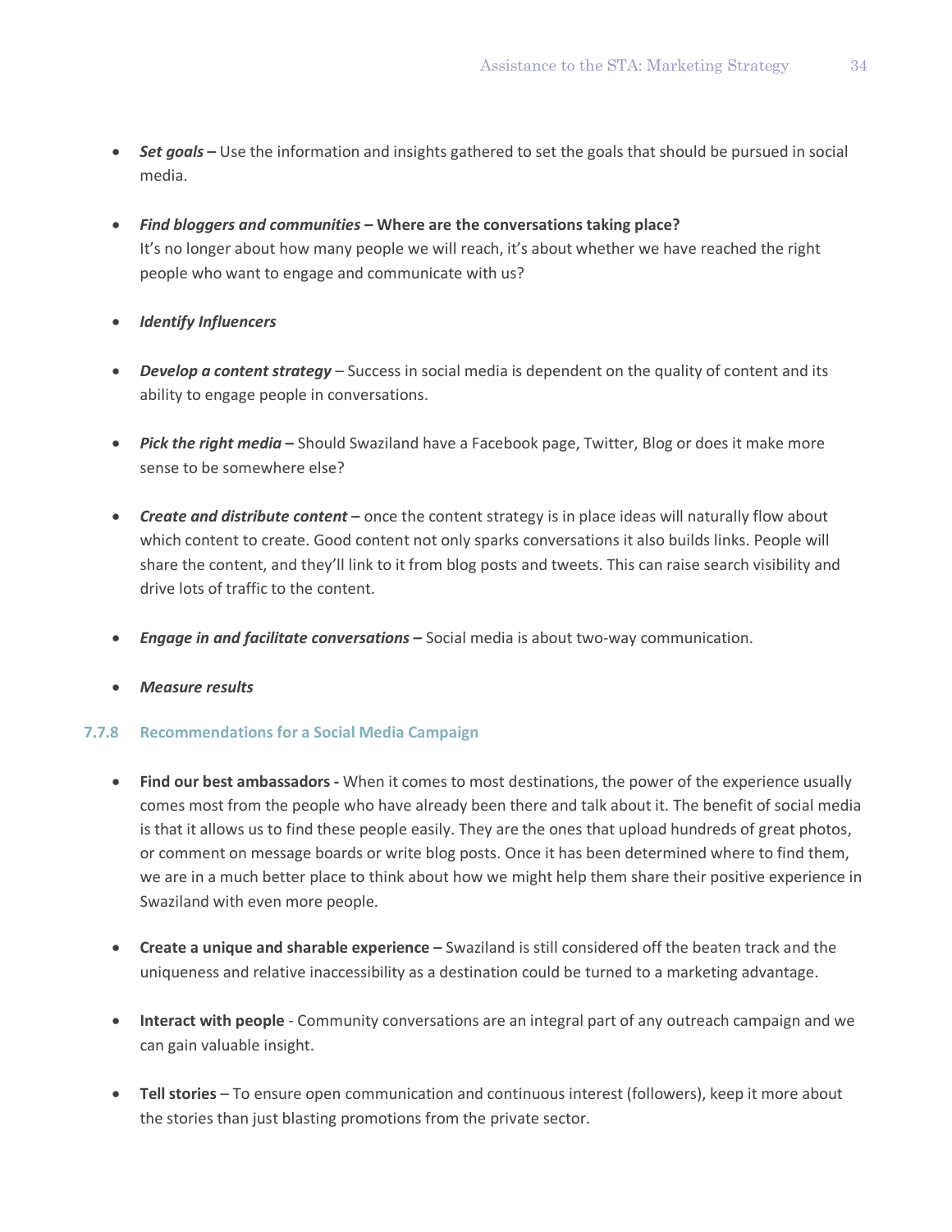- ***Set goals –*** Use the information and insights gathered to set the goals that should be pursued in social media.

- ***Find bloggers and communities –*** **Where are the conversations taking place?**
  It's no longer about how many people we will reach, it's about whether we have reached the right people who want to engage and communicate with us?

- ***Identify Influencers***

- ***Develop a content strategy*** – Success in social media is dependent on the quality of content and its ability to engage people in conversations.

- ***Pick the right media –*** Should Swaziland have a Facebook page, Twitter, Blog or does it make more sense to be somewhere else?

- ***Create and distribute content –*** once the content strategy is in place ideas will naturally flow about which content to create. Good content not only sparks conversations it also builds links. People will share the content, and they'll link to it from blog posts and tweets. This can raise search visibility and drive lots of traffic to the content.

- ***Engage in and facilitate conversations –*** Social media is about two-way communication.

- ***Measure results***

### 7.7.8 Recommendations for a Social Media Campaign

- **Find our best ambassadors -** When it comes to most destinations, the power of the experience usually comes most from the people who have already been there and talk about it. The benefit of social media is that it allows us to find these people easily. They are the ones that upload hundreds of great photos, or comment on message boards or write blog posts. Once it has been determined where to find them, we are in a much better place to think about how we might help them share their positive experience in Swaziland with even more people.

- **Create a unique and sharable experience –** Swaziland is still considered off the beaten track and the uniqueness and relative inaccessibility as a destination could be turned to a marketing advantage.

- **Interact with people** - Community conversations are an integral part of any outreach campaign and we can gain valuable insight.

- **Tell stories** – To ensure open communication and continuous interest (followers), keep it more about the stories than just blasting promotions from the private sector.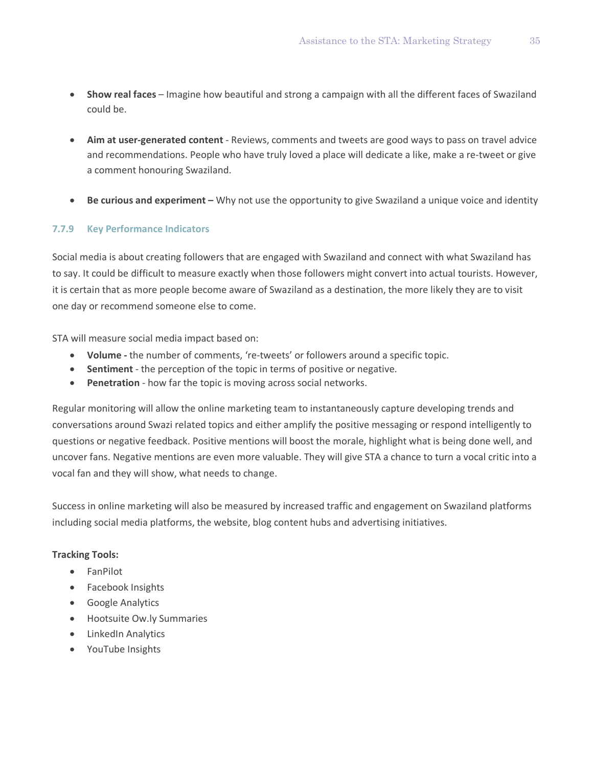- **Show real faces** – Imagine how beautiful and strong a campaign with all the different faces of Swaziland could be.

- **Aim at user-generated content** - Reviews, comments and tweets are good ways to pass on travel advice and recommendations. People who have truly loved a place will dedicate a like, make a re-tweet or give a comment honouring Swaziland.

- **Be curious and experiment –** Why not use the opportunity to give Swaziland a unique voice and identity

### 7.7.9 Key Performance Indicators

Social media is about creating followers that are engaged with Swaziland and connect with what Swaziland has to say. It could be difficult to measure exactly when those followers might convert into actual tourists. However, it is certain that as more people become aware of Swaziland as a destination, the more likely they are to visit one day or recommend someone else to come.

STA will measure social media impact based on:

- **Volume -** the number of comments, 're-tweets' or followers around a specific topic.
- **Sentiment** - the perception of the topic in terms of positive or negative.
- **Penetration** - how far the topic is moving across social networks.

Regular monitoring will allow the online marketing team to instantaneously capture developing trends and conversations around Swazi related topics and either amplify the positive messaging or respond intelligently to questions or negative feedback. Positive mentions will boost the morale, highlight what is being done well, and uncover fans. Negative mentions are even more valuable. They will give STA a chance to turn a vocal critic into a vocal fan and they will show, what needs to change.

Success in online marketing will also be measured by increased traffic and engagement on Swaziland platforms including social media platforms, the website, blog content hubs and advertising initiatives.

**Tracking Tools:**

- FanPilot
- Facebook Insights
- Google Analytics
- Hootsuite Ow.ly Summaries
- LinkedIn Analytics
- YouTube Insights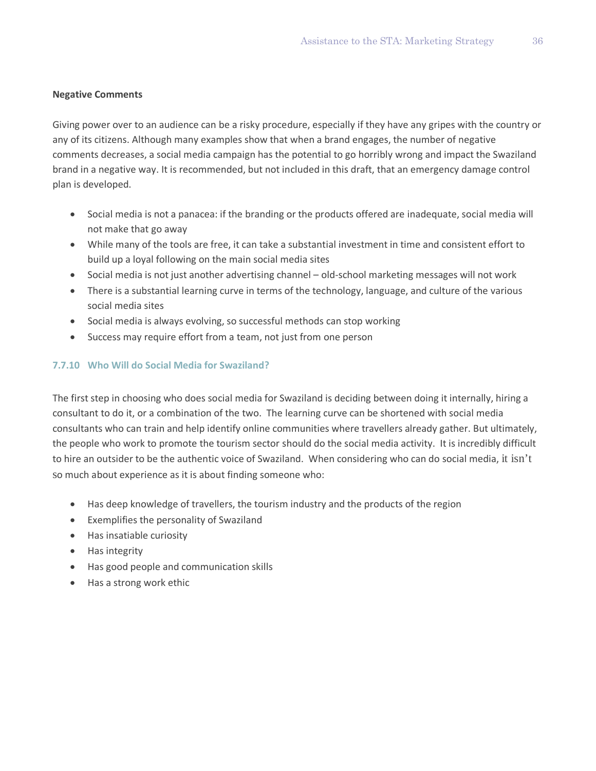**Negative Comments**

Giving power over to an audience can be a risky procedure, especially if they have any gripes with the country or any of its citizens. Although many examples show that when a brand engages, the number of negative comments decreases, a social media campaign has the potential to go horribly wrong and impact the Swaziland brand in a negative way. It is recommended, but not included in this draft, that an emergency damage control plan is developed.

- Social media is not a panacea: if the branding or the products offered are inadequate, social media will not make that go away
- While many of the tools are free, it can take a substantial investment in time and consistent effort to build up a loyal following on the main social media sites
- Social media is not just another advertising channel – old-school marketing messages will not work
- There is a substantial learning curve in terms of the technology, language, and culture of the various social media sites
- Social media is always evolving, so successful methods can stop working
- Success may require effort from a team, not just from one person

### 7.7.10 Who Will do Social Media for Swaziland?

The first step in choosing who does social media for Swaziland is deciding between doing it internally, hiring a consultant to do it, or a combination of the two. The learning curve can be shortened with social media consultants who can train and help identify online communities where travellers already gather. But ultimately, the people who work to promote the tourism sector should do the social media activity. It is incredibly difficult to hire an outsider to be the authentic voice of Swaziland. When considering who can do social media, it isn't so much about experience as it is about finding someone who:

- Has deep knowledge of travellers, the tourism industry and the products of the region
- Exemplifies the personality of Swaziland
- Has insatiable curiosity
- Has integrity
- Has good people and communication skills
- Has a strong work ethic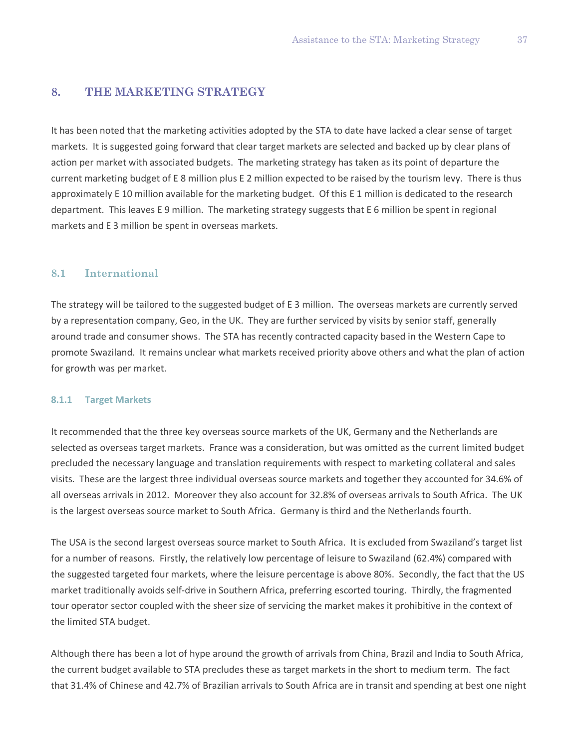# 8. THE MARKETING STRATEGY

It has been noted that the marketing activities adopted by the STA to date have lacked a clear sense of target markets. It is suggested going forward that clear target markets are selected and backed up by clear plans of action per market with associated budgets. The marketing strategy has taken as its point of departure the current marketing budget of E 8 million plus E 2 million expected to be raised by the tourism levy. There is thus approximately E 10 million available for the marketing budget. Of this E 1 million is dedicated to the research department. This leaves E 9 million. The marketing strategy suggests that E 6 million be spent in regional markets and E 3 million be spent in overseas markets.

## 8.1 International

The strategy will be tailored to the suggested budget of E 3 million. The overseas markets are currently served by a representation company, Geo, in the UK. They are further serviced by visits by senior staff, generally around trade and consumer shows. The STA has recently contracted capacity based in the Western Cape to promote Swaziland. It remains unclear what markets received priority above others and what the plan of action for growth was per market.

### 8.1.1 Target Markets

It recommended that the three key overseas source markets of the UK, Germany and the Netherlands are selected as overseas target markets. France was a consideration, but was omitted as the current limited budget precluded the necessary language and translation requirements with respect to marketing collateral and sales visits. These are the largest three individual overseas source markets and together they accounted for 34.6% of all overseas arrivals in 2012. Moreover they also account for 32.8% of overseas arrivals to South Africa. The UK is the largest overseas source market to South Africa. Germany is third and the Netherlands fourth.

The USA is the second largest overseas source market to South Africa. It is excluded from Swaziland's target list for a number of reasons. Firstly, the relatively low percentage of leisure to Swaziland (62.4%) compared with the suggested targeted four markets, where the leisure percentage is above 80%. Secondly, the fact that the US market traditionally avoids self-drive in Southern Africa, preferring escorted touring. Thirdly, the fragmented tour operator sector coupled with the sheer size of servicing the market makes it prohibitive in the context of the limited STA budget.

Although there has been a lot of hype around the growth of arrivals from China, Brazil and India to South Africa, the current budget available to STA precludes these as target markets in the short to medium term. The fact that 31.4% of Chinese and 42.7% of Brazilian arrivals to South Africa are in transit and spending at best one night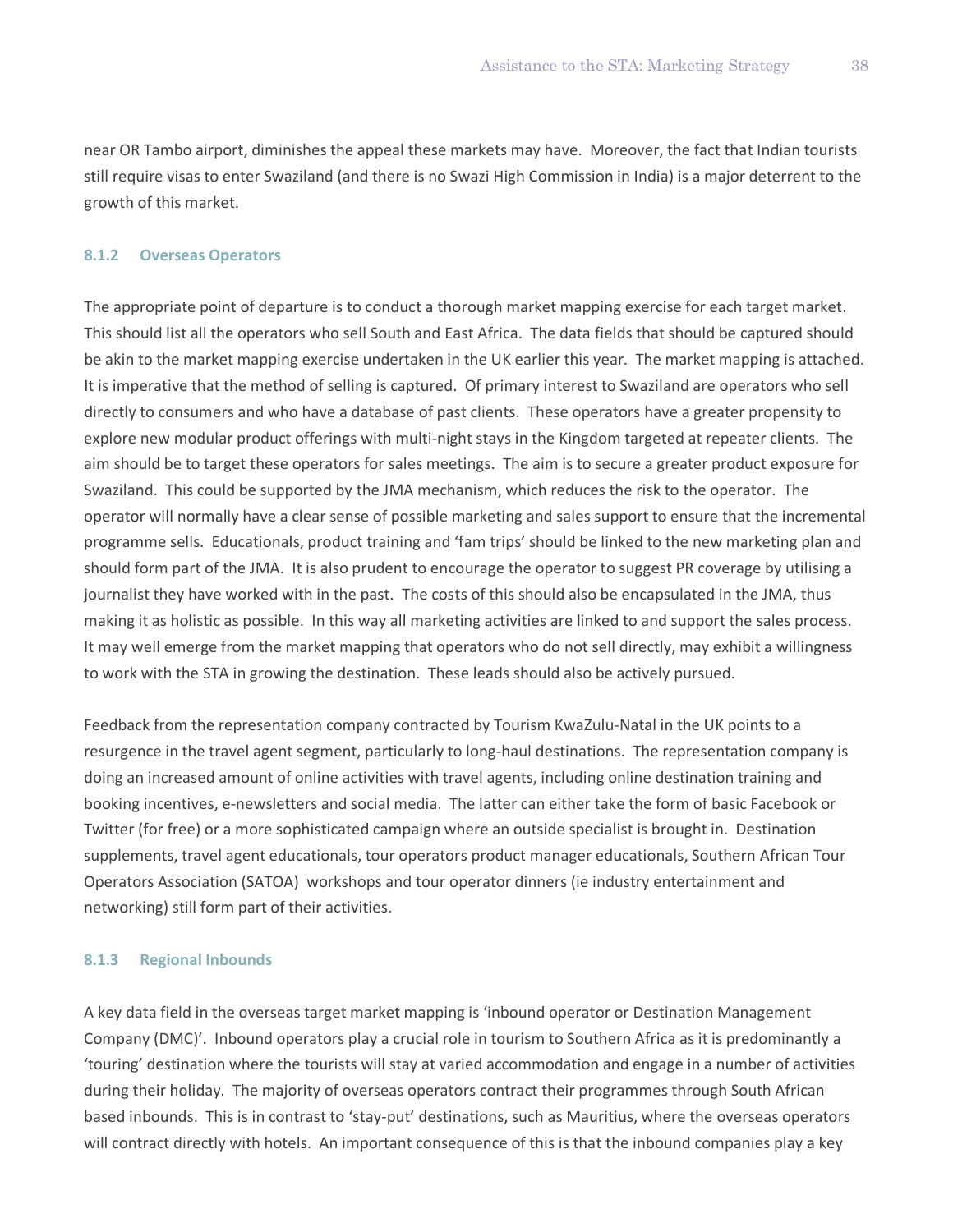near OR Tambo airport, diminishes the appeal these markets may have. Moreover, the fact that Indian tourists still require visas to enter Swaziland (and there is no Swazi High Commission in India) is a major deterrent to the growth of this market.

### 8.1.2 Overseas Operators

The appropriate point of departure is to conduct a thorough market mapping exercise for each target market. This should list all the operators who sell South and East Africa. The data fields that should be captured should be akin to the market mapping exercise undertaken in the UK earlier this year. The market mapping is attached. It is imperative that the method of selling is captured. Of primary interest to Swaziland are operators who sell directly to consumers and who have a database of past clients. These operators have a greater propensity to explore new modular product offerings with multi-night stays in the Kingdom targeted at repeater clients. The aim should be to target these operators for sales meetings. The aim is to secure a greater product exposure for Swaziland. This could be supported by the JMA mechanism, which reduces the risk to the operator. The operator will normally have a clear sense of possible marketing and sales support to ensure that the incremental programme sells. Educationals, product training and 'fam trips' should be linked to the new marketing plan and should form part of the JMA. It is also prudent to encourage the operator to suggest PR coverage by utilising a journalist they have worked with in the past. The costs of this should also be encapsulated in the JMA, thus making it as holistic as possible. In this way all marketing activities are linked to and support the sales process. It may well emerge from the market mapping that operators who do not sell directly, may exhibit a willingness to work with the STA in growing the destination. These leads should also be actively pursued.

Feedback from the representation company contracted by Tourism KwaZulu-Natal in the UK points to a resurgence in the travel agent segment, particularly to long-haul destinations. The representation company is doing an increased amount of online activities with travel agents, including online destination training and booking incentives, e-newsletters and social media. The latter can either take the form of basic Facebook or Twitter (for free) or a more sophisticated campaign where an outside specialist is brought in. Destination supplements, travel agent educationals, tour operators product manager educationals, Southern African Tour Operators Association (SATOA) workshops and tour operator dinners (ie industry entertainment and networking) still form part of their activities.

### 8.1.3 Regional Inbounds

A key data field in the overseas target market mapping is 'inbound operator or Destination Management Company (DMC)'. Inbound operators play a crucial role in tourism to Southern Africa as it is predominantly a 'touring' destination where the tourists will stay at varied accommodation and engage in a number of activities during their holiday. The majority of overseas operators contract their programmes through South African based inbounds. This is in contrast to 'stay-put' destinations, such as Mauritius, where the overseas operators will contract directly with hotels. An important consequence of this is that the inbound companies play a key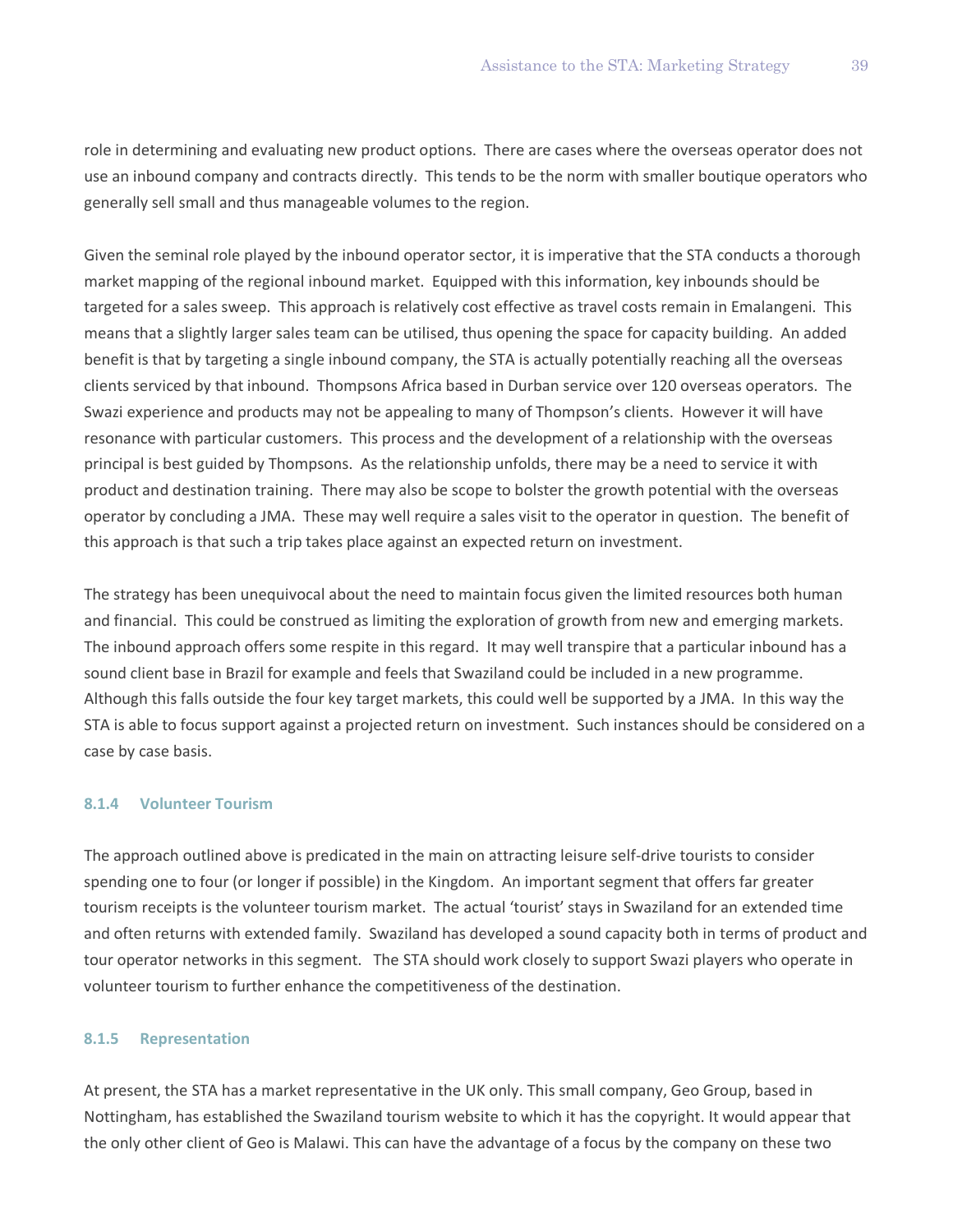role in determining and evaluating new product options. There are cases where the overseas operator does not use an inbound company and contracts directly. This tends to be the norm with smaller boutique operators who generally sell small and thus manageable volumes to the region.

Given the seminal role played by the inbound operator sector, it is imperative that the STA conducts a thorough market mapping of the regional inbound market. Equipped with this information, key inbounds should be targeted for a sales sweep. This approach is relatively cost effective as travel costs remain in Emalangeni. This means that a slightly larger sales team can be utilised, thus opening the space for capacity building. An added benefit is that by targeting a single inbound company, the STA is actually potentially reaching all the overseas clients serviced by that inbound. Thompsons Africa based in Durban service over 120 overseas operators. The Swazi experience and products may not be appealing to many of Thompson's clients. However it will have resonance with particular customers. This process and the development of a relationship with the overseas principal is best guided by Thompsons. As the relationship unfolds, there may be a need to service it with product and destination training. There may also be scope to bolster the growth potential with the overseas operator by concluding a JMA. These may well require a sales visit to the operator in question. The benefit of this approach is that such a trip takes place against an expected return on investment.

The strategy has been unequivocal about the need to maintain focus given the limited resources both human and financial. This could be construed as limiting the exploration of growth from new and emerging markets. The inbound approach offers some respite in this regard. It may well transpire that a particular inbound has a sound client base in Brazil for example and feels that Swaziland could be included in a new programme. Although this falls outside the four key target markets, this could well be supported by a JMA. In this way the STA is able to focus support against a projected return on investment. Such instances should be considered on a case by case basis.

#### 8.1.4 Volunteer Tourism

The approach outlined above is predicated in the main on attracting leisure self-drive tourists to consider spending one to four (or longer if possible) in the Kingdom. An important segment that offers far greater tourism receipts is the volunteer tourism market. The actual 'tourist' stays in Swaziland for an extended time and often returns with extended family. Swaziland has developed a sound capacity both in terms of product and tour operator networks in this segment. The STA should work closely to support Swazi players who operate in volunteer tourism to further enhance the competitiveness of the destination.

#### 8.1.5 Representation

At present, the STA has a market representative in the UK only. This small company, Geo Group, based in Nottingham, has established the Swaziland tourism website to which it has the copyright. It would appear that the only other client of Geo is Malawi. This can have the advantage of a focus by the company on these two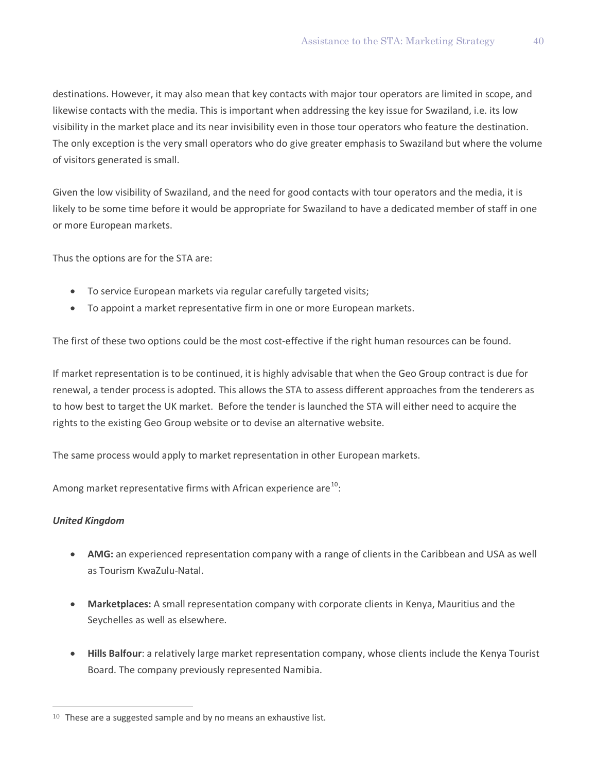destinations. However, it may also mean that key contacts with major tour operators are limited in scope, and likewise contacts with the media. This is important when addressing the key issue for Swaziland, i.e. its low visibility in the market place and its near invisibility even in those tour operators who feature the destination. The only exception is the very small operators who do give greater emphasis to Swaziland but where the volume of visitors generated is small.

Given the low visibility of Swaziland, and the need for good contacts with tour operators and the media, it is likely to be some time before it would be appropriate for Swaziland to have a dedicated member of staff in one or more European markets.

Thus the options are for the STA are:

- To service European markets via regular carefully targeted visits;
- To appoint a market representative firm in one or more European markets.

The first of these two options could be the most cost-effective if the right human resources can be found.

If market representation is to be continued, it is highly advisable that when the Geo Group contract is due for renewal, a tender process is adopted. This allows the STA to assess different approaches from the tenderers as to how best to target the UK market. Before the tender is launched the STA will either need to acquire the rights to the existing Geo Group website or to devise an alternative website.

The same process would apply to market representation in other European markets.

Among market representative firms with African experience are[10]:

***United Kingdom***

- **AMG:** an experienced representation company with a range of clients in the Caribbean and USA as well as Tourism KwaZulu-Natal.

- **Marketplaces:** A small representation company with corporate clients in Kenya, Mauritius and the Seychelles as well as elsewhere.

- **Hills Balfour**: a relatively large market representation company, whose clients include the Kenya Tourist Board. The company previously represented Namibia.

[10] These are a suggested sample and by no means an exhaustive list.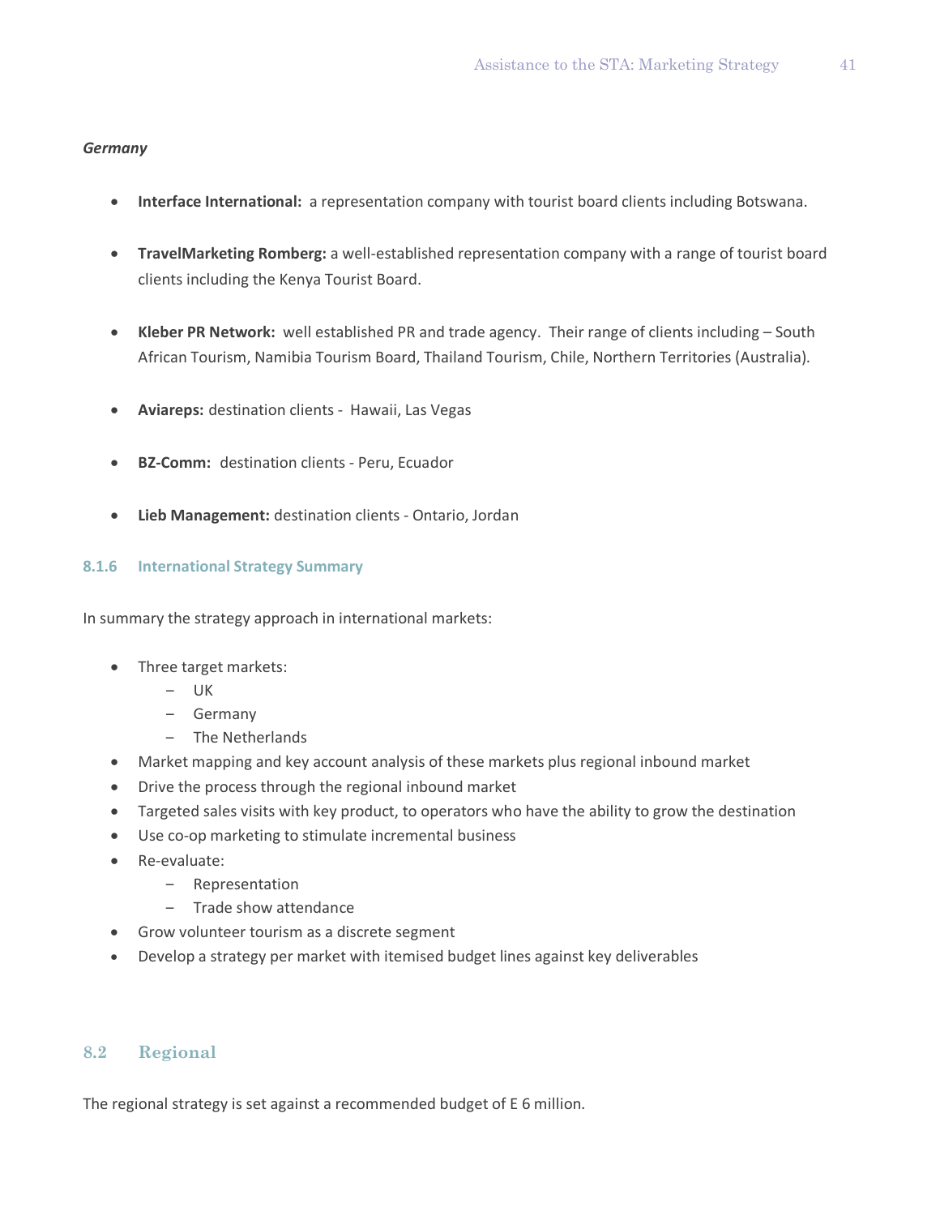*Germany*

- **Interface International:** a representation company with tourist board clients including Botswana.

- **TravelMarketing Romberg:** a well-established representation company with a range of tourist board clients including the Kenya Tourist Board.

- **Kleber PR Network:** well established PR and trade agency. Their range of clients including – South African Tourism, Namibia Tourism Board, Thailand Tourism, Chile, Northern Territories (Australia).

- **Aviareps:** destination clients - Hawaii, Las Vegas

- **BZ-Comm:** destination clients - Peru, Ecuador

- **Lieb Management:** destination clients - Ontario, Jordan

### 8.1.6 International Strategy Summary

In summary the strategy approach in international markets:

- Three target markets:
  - UK
  - Germany
  - The Netherlands
- Market mapping and key account analysis of these markets plus regional inbound market
- Drive the process through the regional inbound market
- Targeted sales visits with key product, to operators who have the ability to grow the destination
- Use co-op marketing to stimulate incremental business
- Re-evaluate:
  - Representation
  - Trade show attendance
- Grow volunteer tourism as a discrete segment
- Develop a strategy per market with itemised budget lines against key deliverables

## 8.2 Regional

The regional strategy is set against a recommended budget of E 6 million.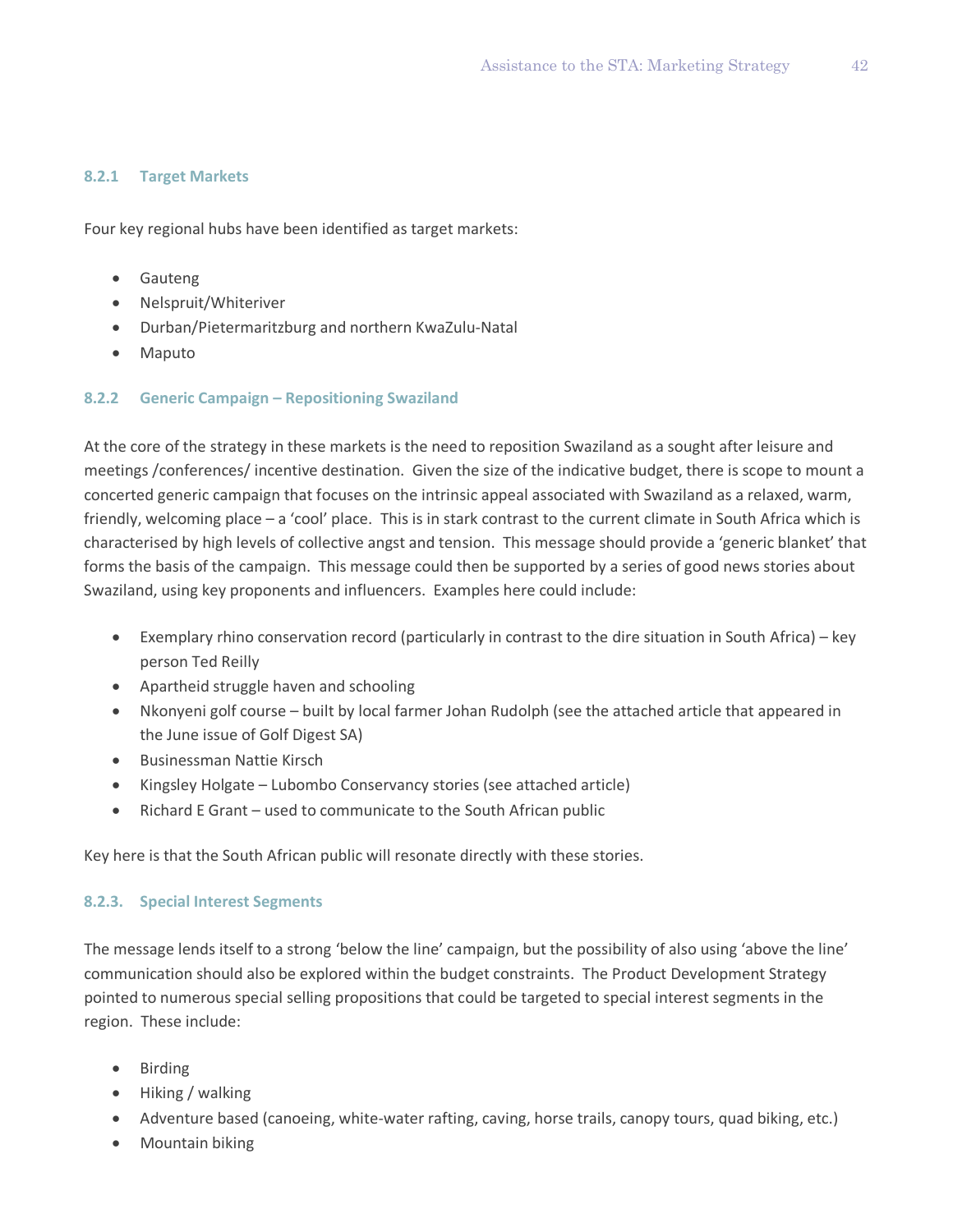#### 8.2.1 Target Markets

Four key regional hubs have been identified as target markets:

- Gauteng
- Nelspruit/Whiteriver
- Durban/Pietermaritzburg and northern KwaZulu-Natal
- Maputo

#### 8.2.2 Generic Campaign – Repositioning Swaziland

At the core of the strategy in these markets is the need to reposition Swaziland as a sought after leisure and meetings /conferences/ incentive destination. Given the size of the indicative budget, there is scope to mount a concerted generic campaign that focuses on the intrinsic appeal associated with Swaziland as a relaxed, warm, friendly, welcoming place – a 'cool' place. This is in stark contrast to the current climate in South Africa which is characterised by high levels of collective angst and tension. This message should provide a 'generic blanket' that forms the basis of the campaign. This message could then be supported by a series of good news stories about Swaziland, using key proponents and influencers. Examples here could include:

- Exemplary rhino conservation record (particularly in contrast to the dire situation in South Africa) – key person Ted Reilly
- Apartheid struggle haven and schooling
- Nkonyeni golf course – built by local farmer Johan Rudolph (see the attached article that appeared in the June issue of Golf Digest SA)
- Businessman Nattie Kirsch
- Kingsley Holgate – Lubombo Conservancy stories (see attached article)
- Richard E Grant – used to communicate to the South African public

Key here is that the South African public will resonate directly with these stories.

#### 8.2.3. Special Interest Segments

The message lends itself to a strong 'below the line' campaign, but the possibility of also using 'above the line' communication should also be explored within the budget constraints. The Product Development Strategy pointed to numerous special selling propositions that could be targeted to special interest segments in the region. These include:

- Birding
- Hiking / walking
- Adventure based (canoeing, white-water rafting, caving, horse trails, canopy tours, quad biking, etc.)
- Mountain biking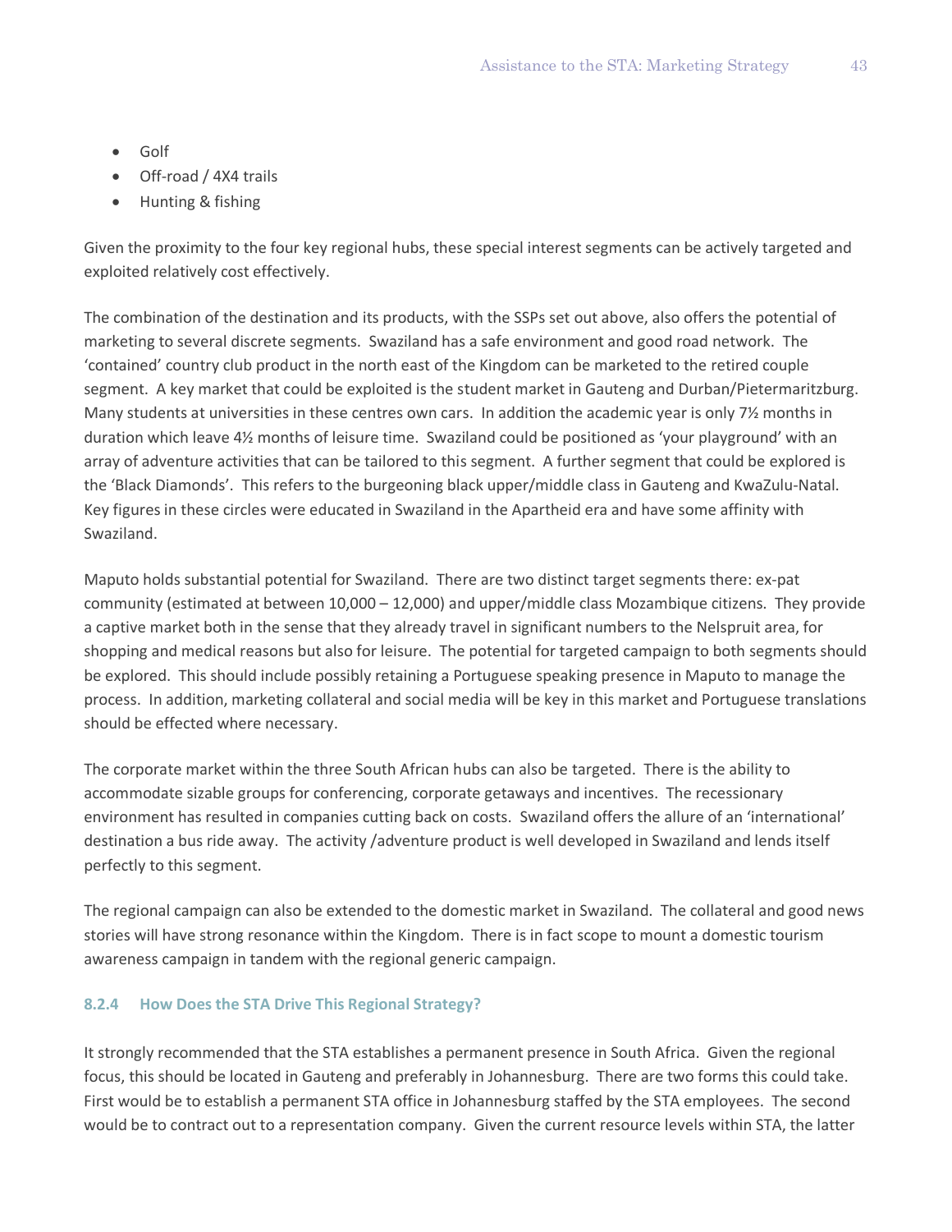- Golf
- Off-road / 4X4 trails
- Hunting & fishing

Given the proximity to the four key regional hubs, these special interest segments can be actively targeted and exploited relatively cost effectively.

The combination of the destination and its products, with the SSPs set out above, also offers the potential of marketing to several discrete segments. Swaziland has a safe environment and good road network. The 'contained' country club product in the north east of the Kingdom can be marketed to the retired couple segment. A key market that could be exploited is the student market in Gauteng and Durban/Pietermaritzburg. Many students at universities in these centres own cars. In addition the academic year is only 7½ months in duration which leave 4½ months of leisure time. Swaziland could be positioned as 'your playground' with an array of adventure activities that can be tailored to this segment. A further segment that could be explored is the 'Black Diamonds'. This refers to the burgeoning black upper/middle class in Gauteng and KwaZulu-Natal. Key figures in these circles were educated in Swaziland in the Apartheid era and have some affinity with Swaziland.

Maputo holds substantial potential for Swaziland. There are two distinct target segments there: ex-pat community (estimated at between 10,000 – 12,000) and upper/middle class Mozambique citizens. They provide a captive market both in the sense that they already travel in significant numbers to the Nelspruit area, for shopping and medical reasons but also for leisure. The potential for targeted campaign to both segments should be explored. This should include possibly retaining a Portuguese speaking presence in Maputo to manage the process. In addition, marketing collateral and social media will be key in this market and Portuguese translations should be effected where necessary.

The corporate market within the three South African hubs can also be targeted. There is the ability to accommodate sizable groups for conferencing, corporate getaways and incentives. The recessionary environment has resulted in companies cutting back on costs. Swaziland offers the allure of an 'international' destination a bus ride away. The activity /adventure product is well developed in Swaziland and lends itself perfectly to this segment.

The regional campaign can also be extended to the domestic market in Swaziland. The collateral and good news stories will have strong resonance within the Kingdom. There is in fact scope to mount a domestic tourism awareness campaign in tandem with the regional generic campaign.

#### 8.2.4 How Does the STA Drive This Regional Strategy?

It strongly recommended that the STA establishes a permanent presence in South Africa. Given the regional focus, this should be located in Gauteng and preferably in Johannesburg. There are two forms this could take. First would be to establish a permanent STA office in Johannesburg staffed by the STA employees. The second would be to contract out to a representation company. Given the current resource levels within STA, the latter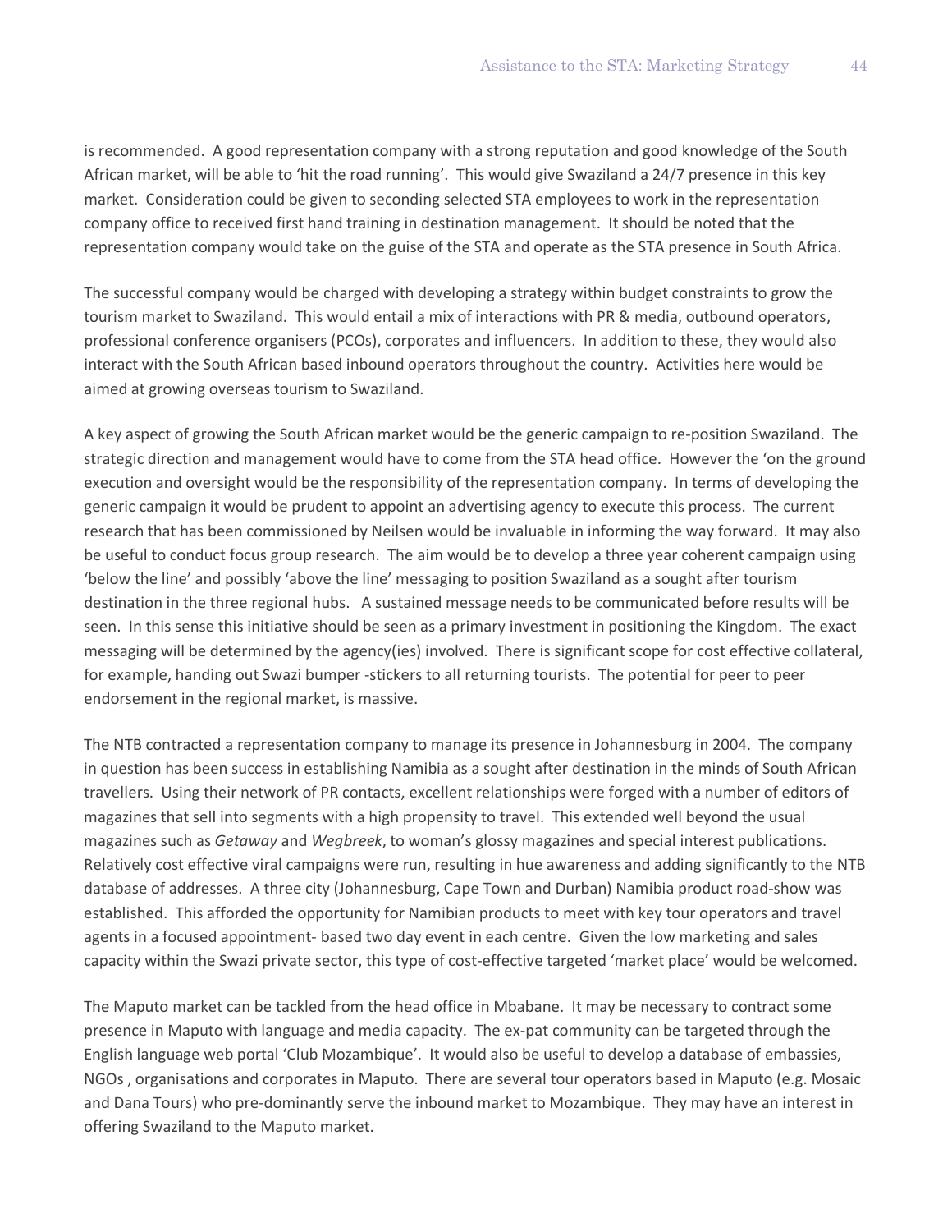is recommended. A good representation company with a strong reputation and good knowledge of the South African market, will be able to 'hit the road running'. This would give Swaziland a 24/7 presence in this key market. Consideration could be given to seconding selected STA employees to work in the representation company office to received first hand training in destination management. It should be noted that the representation company would take on the guise of the STA and operate as the STA presence in South Africa.

The successful company would be charged with developing a strategy within budget constraints to grow the tourism market to Swaziland. This would entail a mix of interactions with PR & media, outbound operators, professional conference organisers (PCOs), corporates and influencers. In addition to these, they would also interact with the South African based inbound operators throughout the country. Activities here would be aimed at growing overseas tourism to Swaziland.

A key aspect of growing the South African market would be the generic campaign to re-position Swaziland. The strategic direction and management would have to come from the STA head office. However the 'on the ground execution and oversight would be the responsibility of the representation company. In terms of developing the generic campaign it would be prudent to appoint an advertising agency to execute this process. The current research that has been commissioned by Neilsen would be invaluable in informing the way forward. It may also be useful to conduct focus group research. The aim would be to develop a three year coherent campaign using 'below the line' and possibly 'above the line' messaging to position Swaziland as a sought after tourism destination in the three regional hubs. A sustained message needs to be communicated before results will be seen. In this sense this initiative should be seen as a primary investment in positioning the Kingdom. The exact messaging will be determined by the agency(ies) involved. There is significant scope for cost effective collateral, for example, handing out Swazi bumper -stickers to all returning tourists. The potential for peer to peer endorsement in the regional market, is massive.

The NTB contracted a representation company to manage its presence in Johannesburg in 2004. The company in question has been success in establishing Namibia as a sought after destination in the minds of South African travellers. Using their network of PR contacts, excellent relationships were forged with a number of editors of magazines that sell into segments with a high propensity to travel. This extended well beyond the usual magazines such as *Getaway* and *Wegbreek*, to woman's glossy magazines and special interest publications. Relatively cost effective viral campaigns were run, resulting in hue awareness and adding significantly to the NTB database of addresses. A three city (Johannesburg, Cape Town and Durban) Namibia product road-show was established. This afforded the opportunity for Namibian products to meet with key tour operators and travel agents in a focused appointment- based two day event in each centre. Given the low marketing and sales capacity within the Swazi private sector, this type of cost-effective targeted 'market place' would be welcomed.

The Maputo market can be tackled from the head office in Mbabane. It may be necessary to contract some presence in Maputo with language and media capacity. The ex-pat community can be targeted through the English language web portal 'Club Mozambique'. It would also be useful to develop a database of embassies, NGOs , organisations and corporates in Maputo. There are several tour operators based in Maputo (e.g. Mosaic and Dana Tours) who pre-dominantly serve the inbound market to Mozambique. They may have an interest in offering Swaziland to the Maputo market.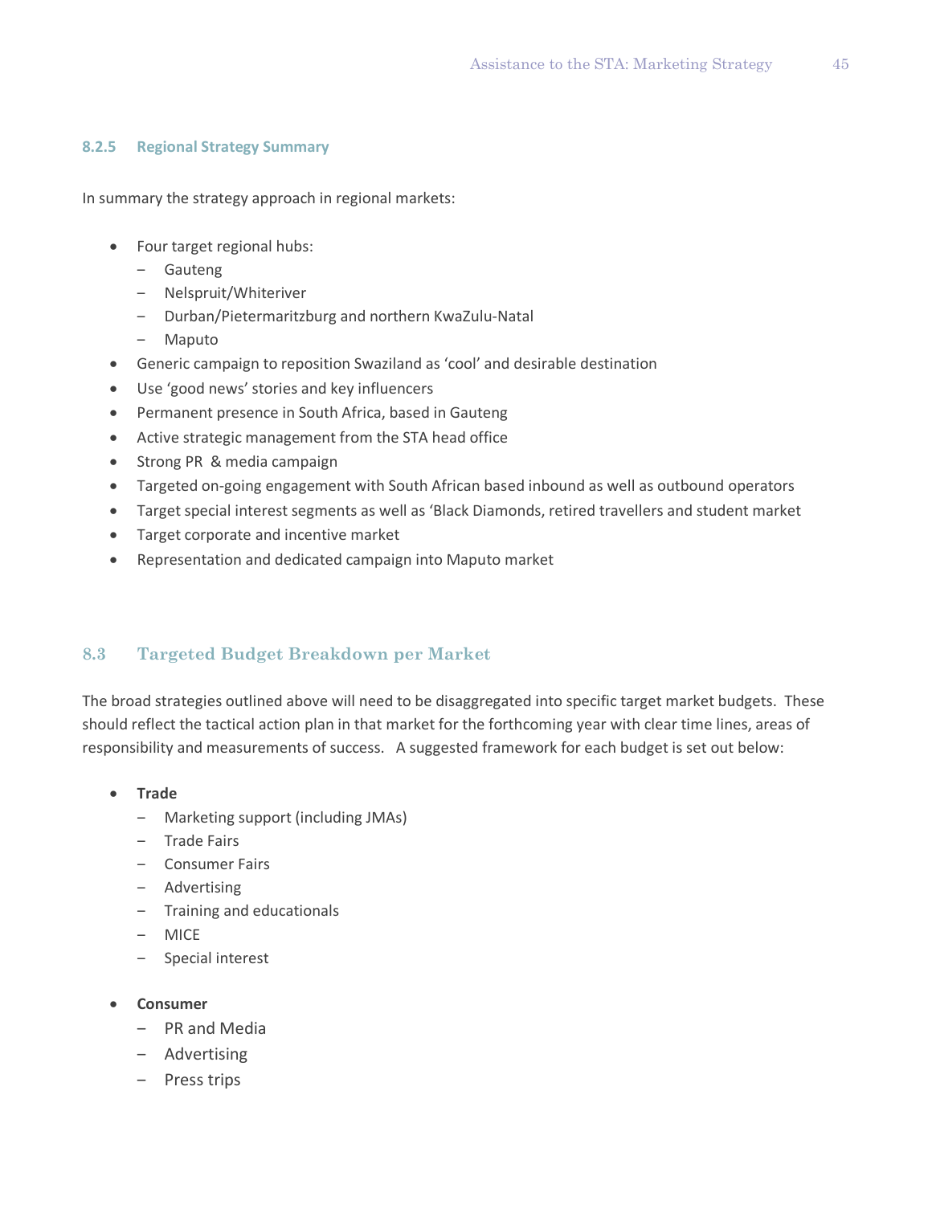#### 8.2.5 Regional Strategy Summary

In summary the strategy approach in regional markets:

- Four target regional hubs:
  - Gauteng
  - Nelspruit/Whiteriver
  - Durban/Pietermaritzburg and northern KwaZulu-Natal
  - Maputo
- Generic campaign to reposition Swaziland as 'cool' and desirable destination
- Use 'good news' stories and key influencers
- Permanent presence in South Africa, based in Gauteng
- Active strategic management from the STA head office
- Strong PR & media campaign
- Targeted on-going engagement with South African based inbound as well as outbound operators
- Target special interest segments as well as 'Black Diamonds, retired travellers and student market
- Target corporate and incentive market
- Representation and dedicated campaign into Maputo market

### 8.3 Targeted Budget Breakdown per Market

The broad strategies outlined above will need to be disaggregated into specific target market budgets. These should reflect the tactical action plan in that market for the forthcoming year with clear time lines, areas of responsibility and measurements of success. A suggested framework for each budget is set out below:

- **Trade**
  - Marketing support (including JMAs)
  - Trade Fairs
  - Consumer Fairs
  - Advertising
  - Training and educationals
  - MICE
  - Special interest
- **Consumer**
  - PR and Media
  - Advertising
  - Press trips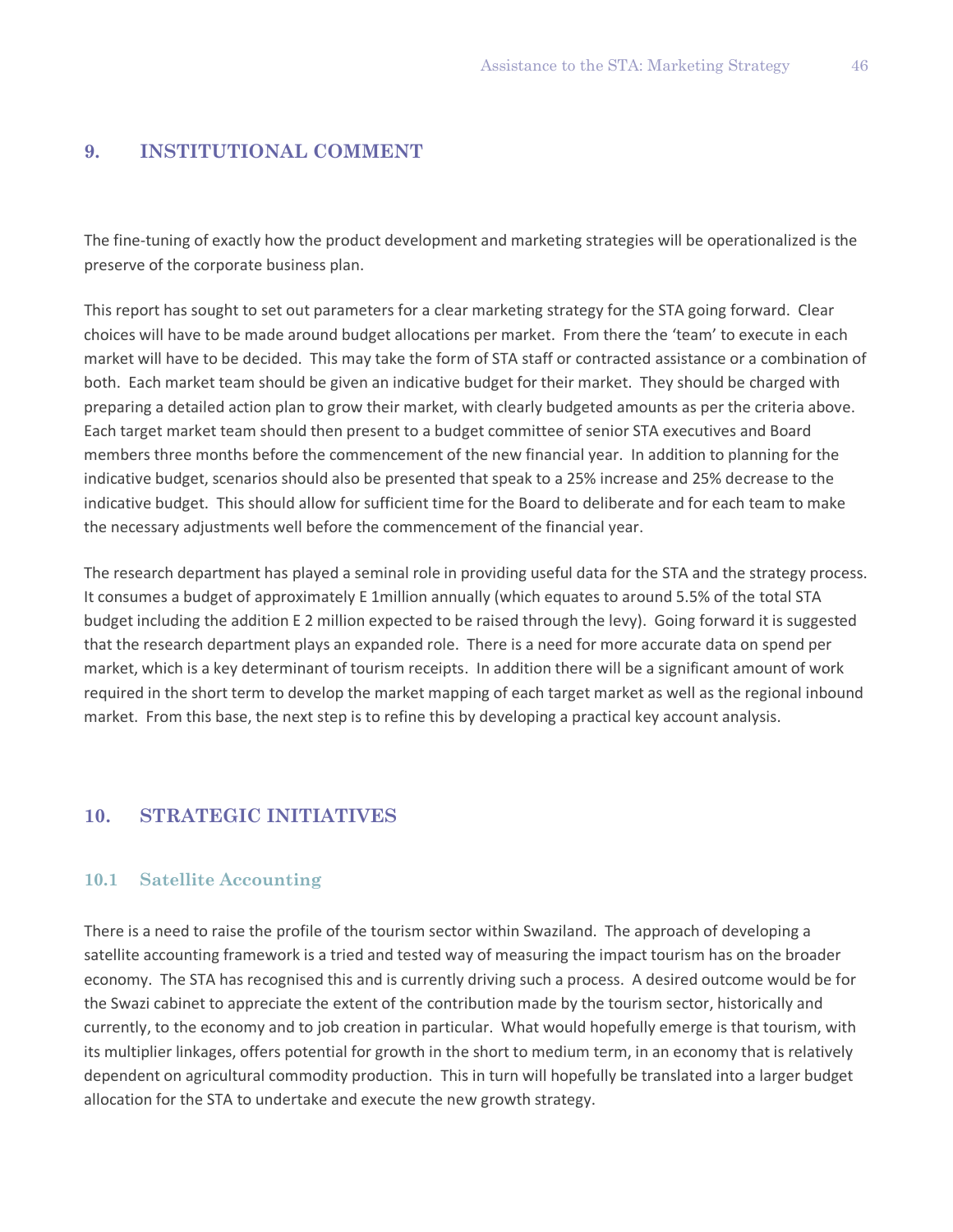## 9. INSTITUTIONAL COMMENT

The fine-tuning of exactly how the product development and marketing strategies will be operationalized is the preserve of the corporate business plan.

This report has sought to set out parameters for a clear marketing strategy for the STA going forward. Clear choices will have to be made around budget allocations per market. From there the 'team' to execute in each market will have to be decided. This may take the form of STA staff or contracted assistance or a combination of both. Each market team should be given an indicative budget for their market. They should be charged with preparing a detailed action plan to grow their market, with clearly budgeted amounts as per the criteria above. Each target market team should then present to a budget committee of senior STA executives and Board members three months before the commencement of the new financial year. In addition to planning for the indicative budget, scenarios should also be presented that speak to a 25% increase and 25% decrease to the indicative budget. This should allow for sufficient time for the Board to deliberate and for each team to make the necessary adjustments well before the commencement of the financial year.

The research department has played a seminal role in providing useful data for the STA and the strategy process. It consumes a budget of approximately E 1million annually (which equates to around 5.5% of the total STA budget including the addition E 2 million expected to be raised through the levy). Going forward it is suggested that the research department plays an expanded role. There is a need for more accurate data on spend per market, which is a key determinant of tourism receipts. In addition there will be a significant amount of work required in the short term to develop the market mapping of each target market as well as the regional inbound market. From this base, the next step is to refine this by developing a practical key account analysis.

## 10. STRATEGIC INITIATIVES

### 10.1 Satellite Accounting

There is a need to raise the profile of the tourism sector within Swaziland. The approach of developing a satellite accounting framework is a tried and tested way of measuring the impact tourism has on the broader economy. The STA has recognised this and is currently driving such a process. A desired outcome would be for the Swazi cabinet to appreciate the extent of the contribution made by the tourism sector, historically and currently, to the economy and to job creation in particular. What would hopefully emerge is that tourism, with its multiplier linkages, offers potential for growth in the short to medium term, in an economy that is relatively dependent on agricultural commodity production. This in turn will hopefully be translated into a larger budget allocation for the STA to undertake and execute the new growth strategy.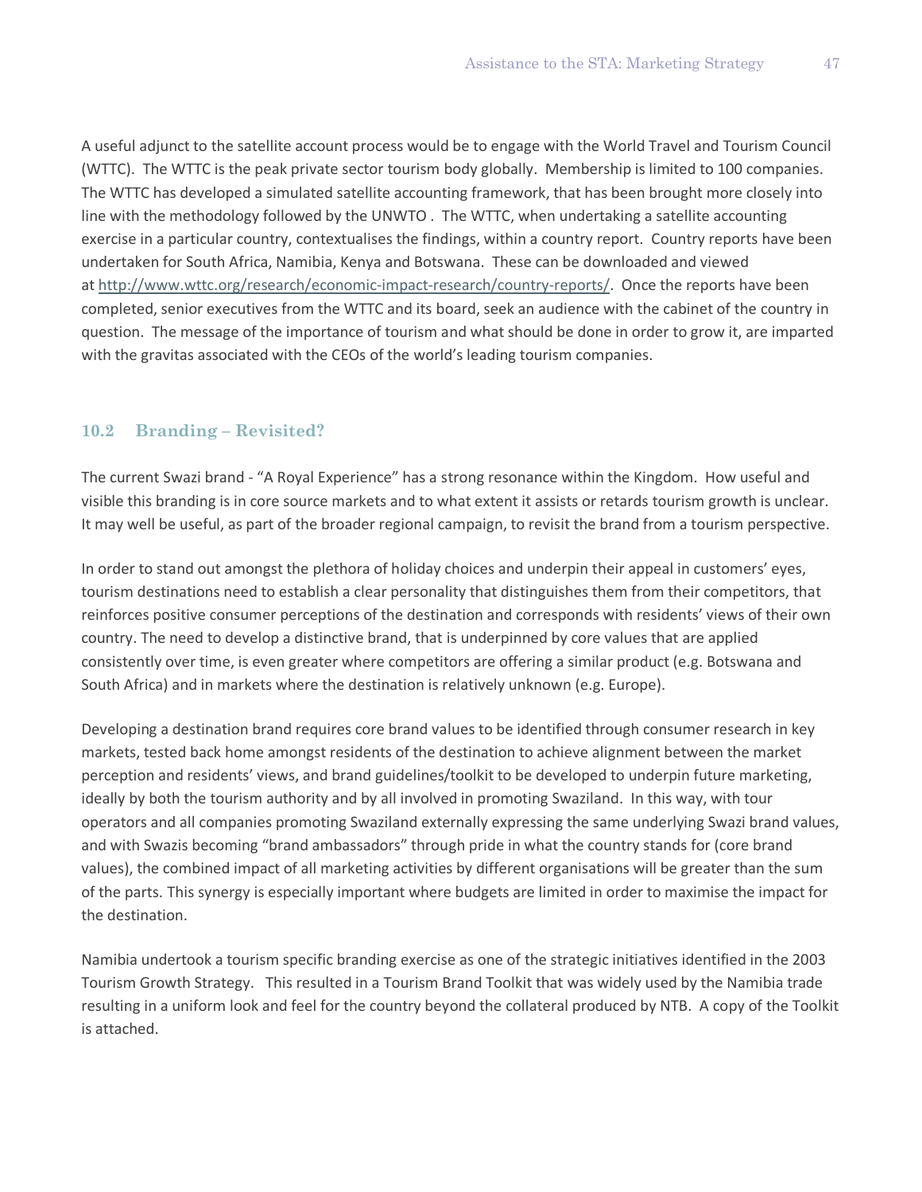A useful adjunct to the satellite account process would be to engage with the World Travel and Tourism Council (WTTC). The WTTC is the peak private sector tourism body globally. Membership is limited to 100 companies. The WTTC has developed a simulated satellite accounting framework, that has been brought more closely into line with the methodology followed by the UNWTO . The WTTC, when undertaking a satellite accounting exercise in a particular country, contextualises the findings, within a country report. Country reports have been undertaken for South Africa, Namibia, Kenya and Botswana. These can be downloaded and viewed at http://www.wttc.org/research/economic-impact-research/country-reports/. Once the reports have been completed, senior executives from the WTTC and its board, seek an audience with the cabinet of the country in question. The message of the importance of tourism and what should be done in order to grow it, are imparted with the gravitas associated with the CEOs of the world's leading tourism companies.

## 10.2 Branding – Revisited?

The current Swazi brand - "A Royal Experience" has a strong resonance within the Kingdom. How useful and visible this branding is in core source markets and to what extent it assists or retards tourism growth is unclear. It may well be useful, as part of the broader regional campaign, to revisit the brand from a tourism perspective.

In order to stand out amongst the plethora of holiday choices and underpin their appeal in customers' eyes, tourism destinations need to establish a clear personality that distinguishes them from their competitors, that reinforces positive consumer perceptions of the destination and corresponds with residents' views of their own country. The need to develop a distinctive brand, that is underpinned by core values that are applied consistently over time, is even greater where competitors are offering a similar product (e.g. Botswana and South Africa) and in markets where the destination is relatively unknown (e.g. Europe).

Developing a destination brand requires core brand values to be identified through consumer research in key markets, tested back home amongst residents of the destination to achieve alignment between the market perception and residents' views, and brand guidelines/toolkit to be developed to underpin future marketing, ideally by both the tourism authority and by all involved in promoting Swaziland. In this way, with tour operators and all companies promoting Swaziland externally expressing the same underlying Swazi brand values, and with Swazis becoming "brand ambassadors" through pride in what the country stands for (core brand values), the combined impact of all marketing activities by different organisations will be greater than the sum of the parts. This synergy is especially important where budgets are limited in order to maximise the impact for the destination.

Namibia undertook a tourism specific branding exercise as one of the strategic initiatives identified in the 2003 Tourism Growth Strategy. This resulted in a Tourism Brand Toolkit that was widely used by the Namibia trade resulting in a uniform look and feel for the country beyond the collateral produced by NTB. A copy of the Toolkit is attached.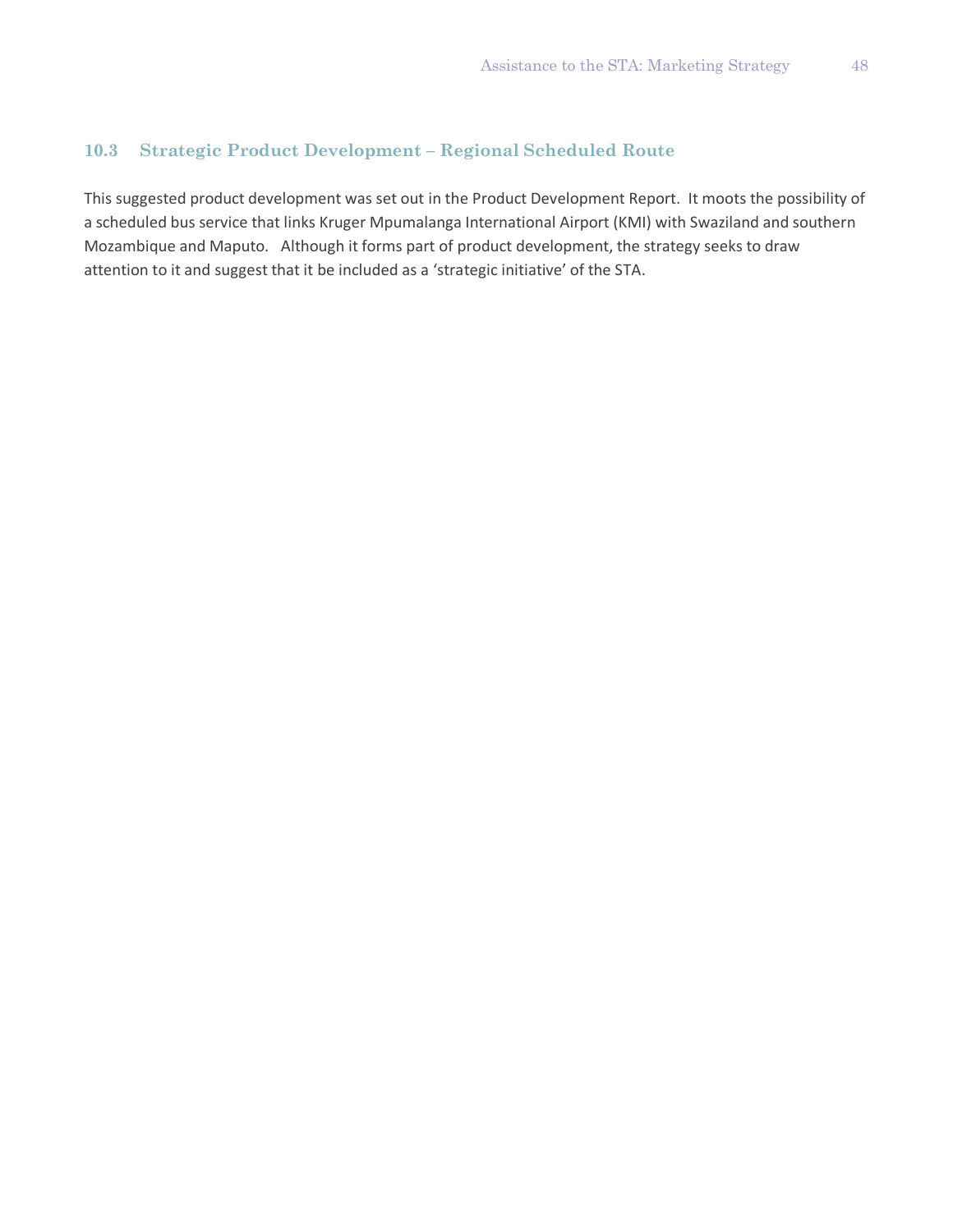### 10.3 Strategic Product Development – Regional Scheduled Route

This suggested product development was set out in the Product Development Report. It moots the possibility of a scheduled bus service that links Kruger Mpumalanga International Airport (KMI) with Swaziland and southern Mozambique and Maputo. Although it forms part of product development, the strategy seeks to draw attention to it and suggest that it be included as a 'strategic initiative' of the STA.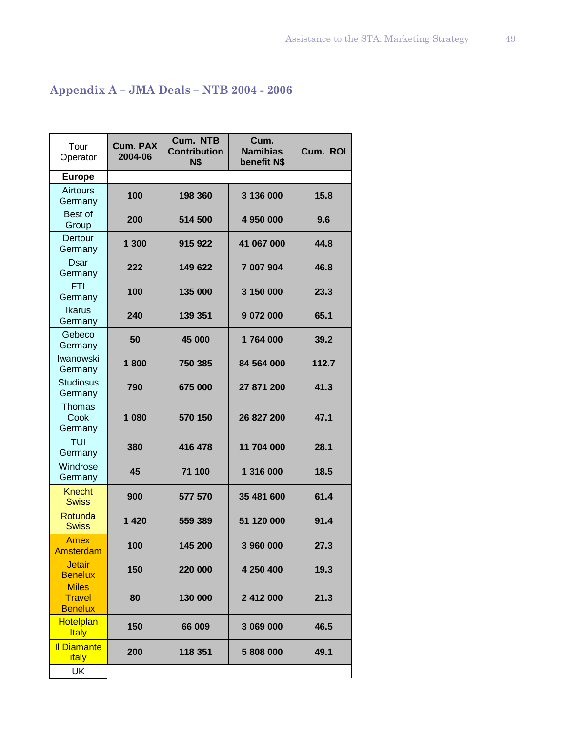## Appendix A – JMA Deals – NTB 2004 - 2006

| Tour Operator | Cum. PAX 2004-06 | Cum. NTB Contribution N$ | Cum. Namibias benefit N$ | Cum. ROI |
|---|---|---|---|---|
| **Europe** | | | | |
| Airtours Germany | **100** | **198 360** | **3 136 000** | **15.8** |
| Best of Group | **200** | **514 500** | **4 950 000** | **9.6** |
| Dertour Germany | **1 300** | **915 922** | **41 067 000** | **44.8** |
| Dsar Germany | **222** | **149 622** | **7 007 904** | **46.8** |
| FTI Germany | **100** | **135 000** | **3 150 000** | **23.3** |
| Ikarus Germany | **240** | **139 351** | **9 072 000** | **65.1** |
| Gebeco Germany | **50** | **45 000** | **1 764 000** | **39.2** |
| Iwanowski Germany | **1 800** | **750 385** | **84 564 000** | **112.7** |
| Studiosus Germany | **790** | **675 000** | **27 871 200** | **41.3** |
| Thomas Cook Germany | **1 080** | **570 150** | **26 827 200** | **47.1** |
| TUI Germany | **380** | **416 478** | **11 704 000** | **28.1** |
| Windrose Germany | **45** | **71 100** | **1 316 000** | **18.5** |
| Knecht Swiss | **900** | **577 570** | **35 481 600** | **61.4** |
| Rotunda Swiss | **1 420** | **559 389** | **51 120 000** | **91.4** |
| Amex Amsterdam | **100** | **145 200** | **3 960 000** | **27.3** |
| Jetair Benelux | **150** | **220 000** | **4 250 400** | **19.3** |
| Miles Travel Benelux | **80** | **130 000** | **2 412 000** | **21.3** |
| Hotelplan Italy | **150** | **66 009** | **3 069 000** | **46.5** |
| Il Diamante italy | **200** | **118 351** | **5 808 000** | **49.1** |
| UK | | | | |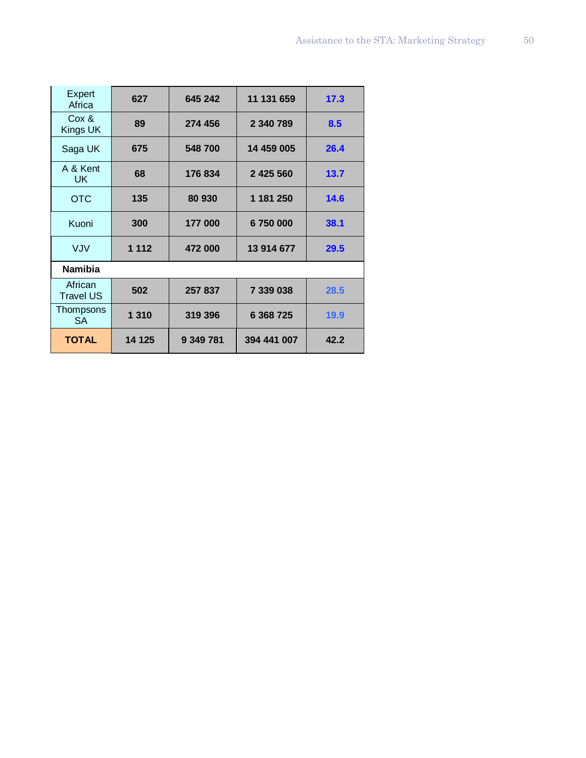| | | | | |
|---|---|---|---|---|
| Expert Africa | **627** | **645 242** | **11 131 659** | **17.3** |
| Cox & Kings UK | **89** | **274 456** | **2 340 789** | **8.5** |
| Saga UK | **675** | **548 700** | **14 459 005** | **26.4** |
| A & Kent UK | **68** | **176 834** | **2 425 560** | **13.7** |
| OTC | **135** | **80 930** | **1 181 250** | **14.6** |
| Kuoni | **300** | **177 000** | **6 750 000** | **38.1** |
| VJV | **1 112** | **472 000** | **13 914 677** | **29.5** |
| **Namibia** | | | | |
| African Travel US | **502** | **257 837** | **7 339 038** | **28.5** |
| Thompsons SA | **1 310** | **319 396** | **6 368 725** | **19.9** |
| **TOTAL** | **14 125** | **9 349 781** | **394 441 007** | **42.2** |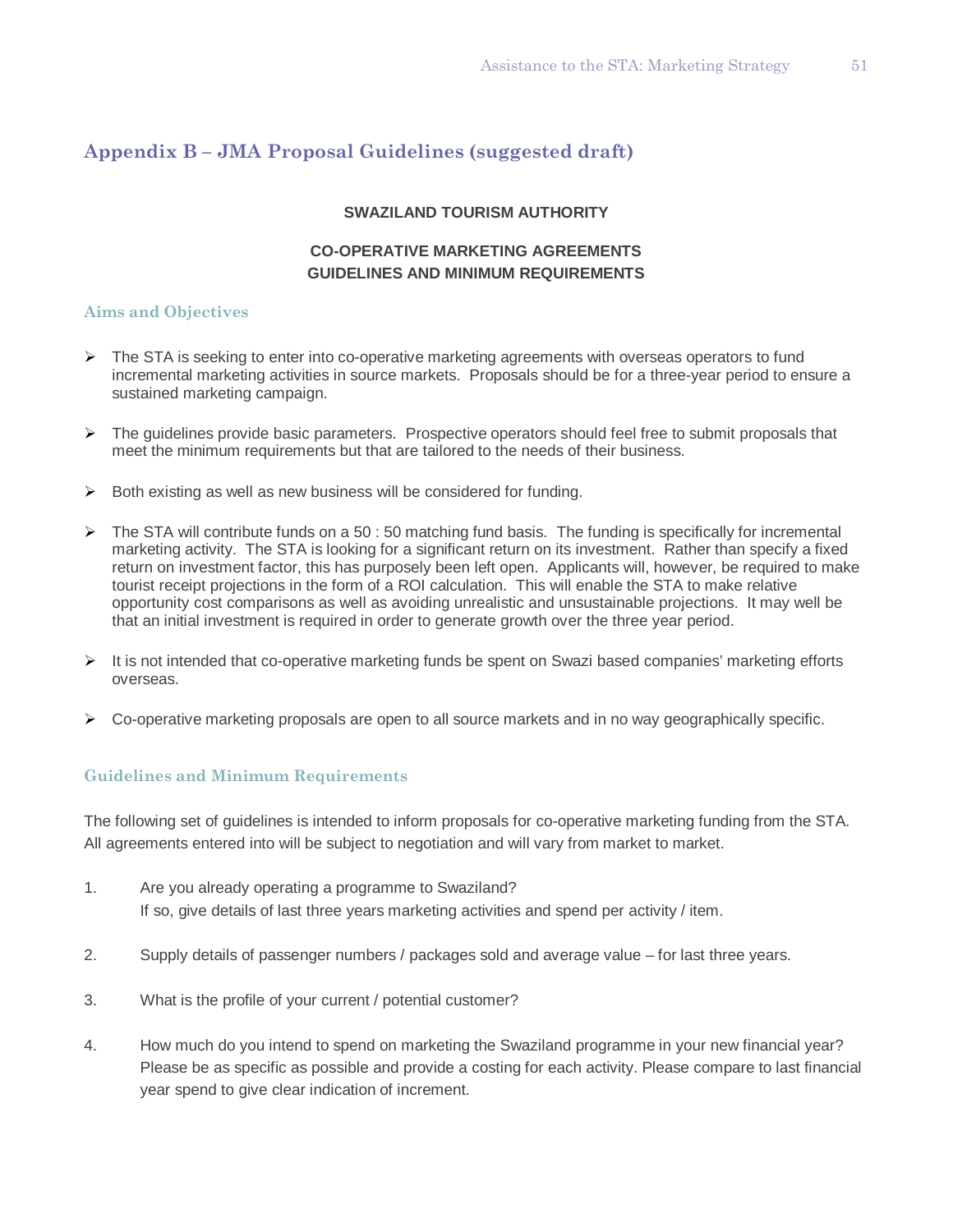## Appendix B – JMA Proposal Guidelines (suggested draft)

**SWAZILAND TOURISM AUTHORITY**

**CO-OPERATIVE MARKETING AGREEMENTS**
**GUIDELINES AND MINIMUM REQUIREMENTS**

### Aims and Objectives

- The STA is seeking to enter into co-operative marketing agreements with overseas operators to fund incremental marketing activities in source markets. Proposals should be for a three-year period to ensure a sustained marketing campaign.
- The guidelines provide basic parameters. Prospective operators should feel free to submit proposals that meet the minimum requirements but that are tailored to the needs of their business.
- Both existing as well as new business will be considered for funding.
- The STA will contribute funds on a 50 : 50 matching fund basis. The funding is specifically for incremental marketing activity. The STA is looking for a significant return on its investment. Rather than specify a fixed return on investment factor, this has purposely been left open. Applicants will, however, be required to make tourist receipt projections in the form of a ROI calculation. This will enable the STA to make relative opportunity cost comparisons as well as avoiding unrealistic and unsustainable projections. It may well be that an initial investment is required in order to generate growth over the three year period.
- It is not intended that co-operative marketing funds be spent on Swazi based companies' marketing efforts overseas.
- Co-operative marketing proposals are open to all source markets and in no way geographically specific.

### Guidelines and Minimum Requirements

The following set of guidelines is intended to inform proposals for co-operative marketing funding from the STA. All agreements entered into will be subject to negotiation and will vary from market to market.

1. Are you already operating a programme to Swaziland?
   If so, give details of last three years marketing activities and spend per activity / item.
2. Supply details of passenger numbers / packages sold and average value – for last three years.
3. What is the profile of your current / potential customer?
4. How much do you intend to spend on marketing the Swaziland programme in your new financial year? Please be as specific as possible and provide a costing for each activity. Please compare to last financial year spend to give clear indication of increment.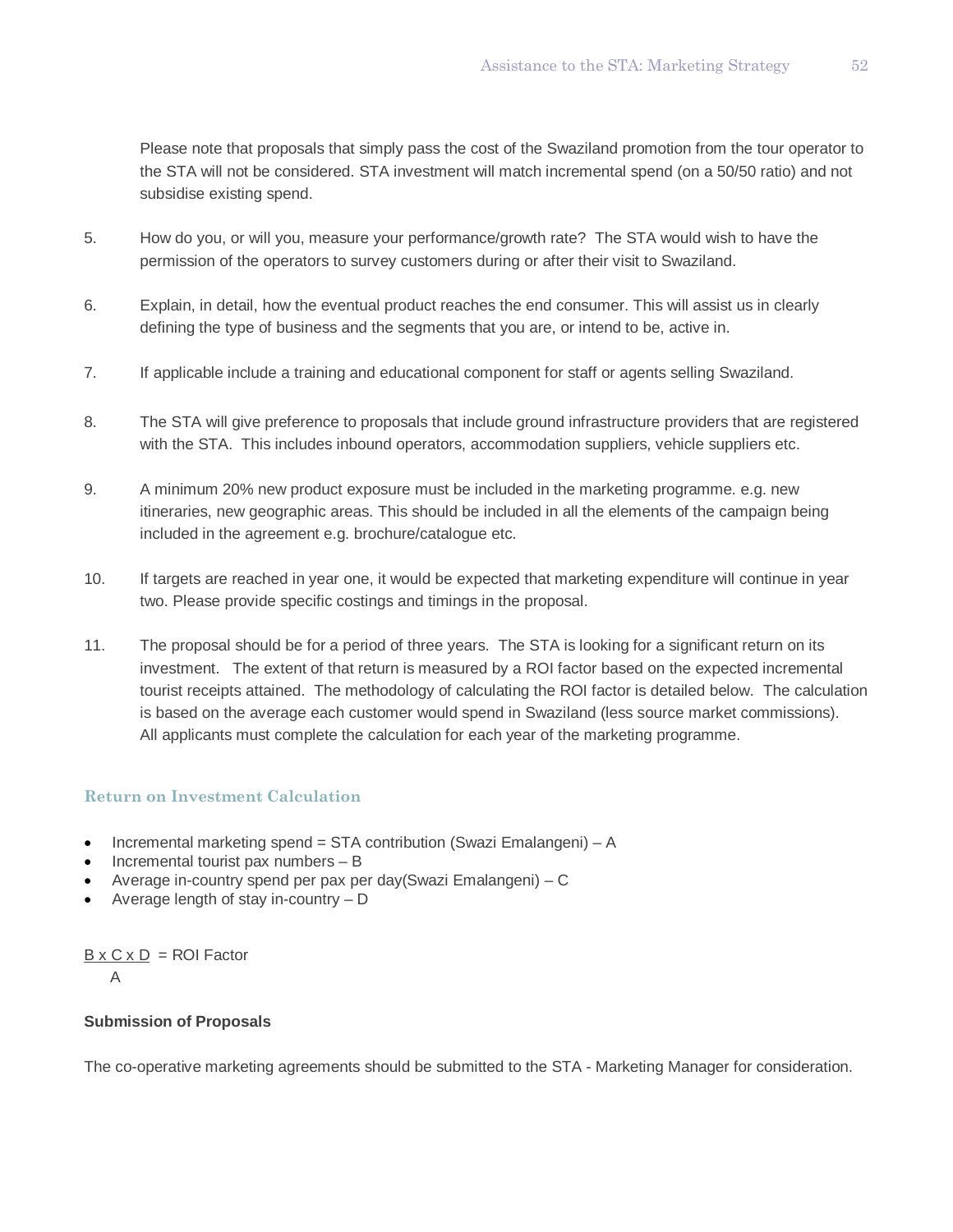Please note that proposals that simply pass the cost of the Swaziland promotion from the tour operator to the STA will not be considered. STA investment will match incremental spend (on a 50/50 ratio) and not subsidise existing spend.

5. How do you, or will you, measure your performance/growth rate? The STA would wish to have the permission of the operators to survey customers during or after their visit to Swaziland.

6. Explain, in detail, how the eventual product reaches the end consumer. This will assist us in clearly defining the type of business and the segments that you are, or intend to be, active in.

7. If applicable include a training and educational component for staff or agents selling Swaziland.

8. The STA will give preference to proposals that include ground infrastructure providers that are registered with the STA. This includes inbound operators, accommodation suppliers, vehicle suppliers etc.

9. A minimum 20% new product exposure must be included in the marketing programme. e.g. new itineraries, new geographic areas. This should be included in all the elements of the campaign being included in the agreement e.g. brochure/catalogue etc.

10. If targets are reached in year one, it would be expected that marketing expenditure will continue in year two. Please provide specific costings and timings in the proposal.

11. The proposal should be for a period of three years. The STA is looking for a significant return on its investment. The extent of that return is measured by a ROI factor based on the expected incremental tourist receipts attained. The methodology of calculating the ROI factor is detailed below. The calculation is based on the average each customer would spend in Swaziland (less source market commissions). All applicants must complete the calculation for each year of the marketing programme.

### Return on Investment Calculation

- Incremental marketing spend = STA contribution (Swazi Emalangeni) – A
- Incremental tourist pax numbers – B
- Average in-country spend per pax per day(Swazi Emalangeni) – C
- Average length of stay in-country – D

$$\frac{B \times C \times D}{A} = \text{ROI Factor}$$

**Submission of Proposals**

The co-operative marketing agreements should be submitted to the STA - Marketing Manager for consideration.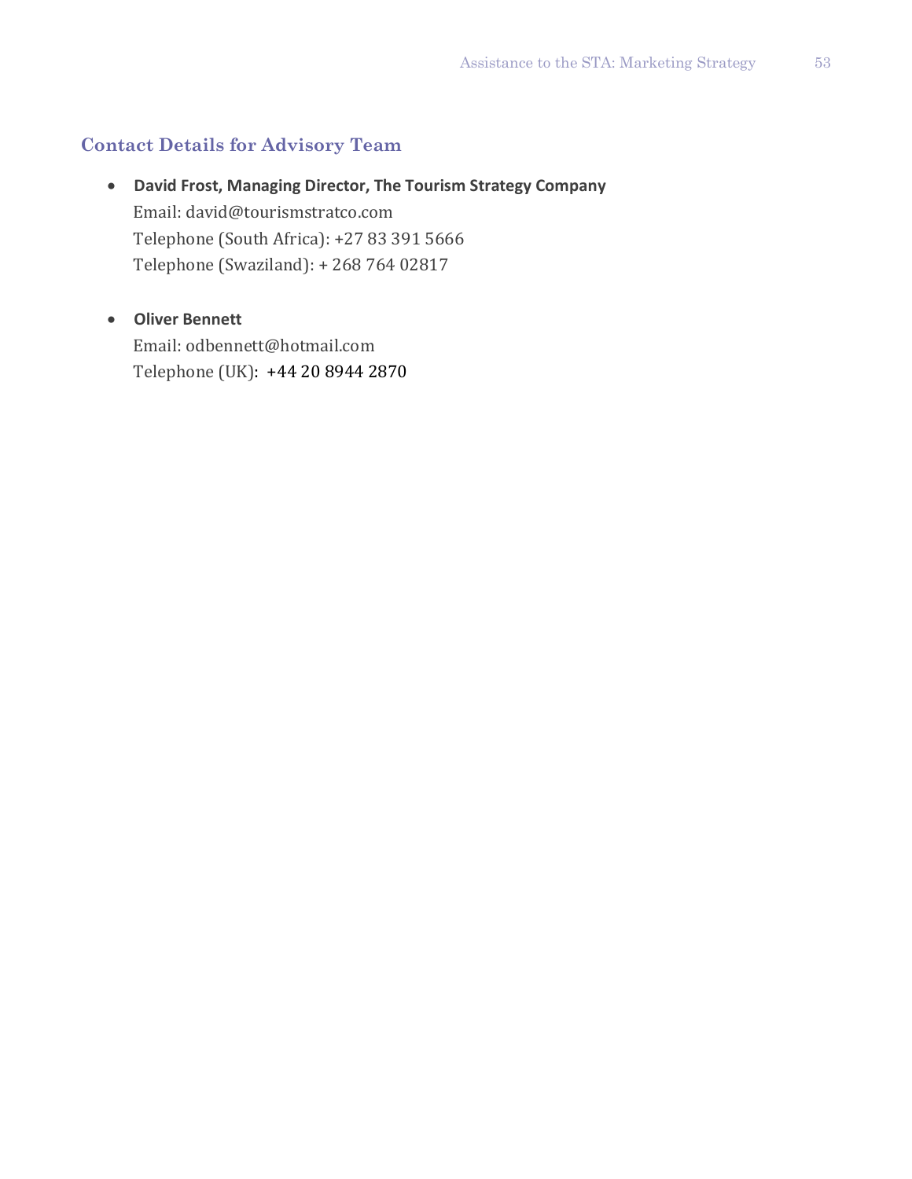## Contact Details for Advisory Team

- **David Frost, Managing Director, The Tourism Strategy Company**
  Email: david@tourismstratco.com
  Telephone (South Africa): +27 83 391 5666
  Telephone (Swaziland): + 268 764 02817

- **Oliver Bennett**
  Email: odbennett@hotmail.com
  Telephone (UK): +44 20 8944 2870